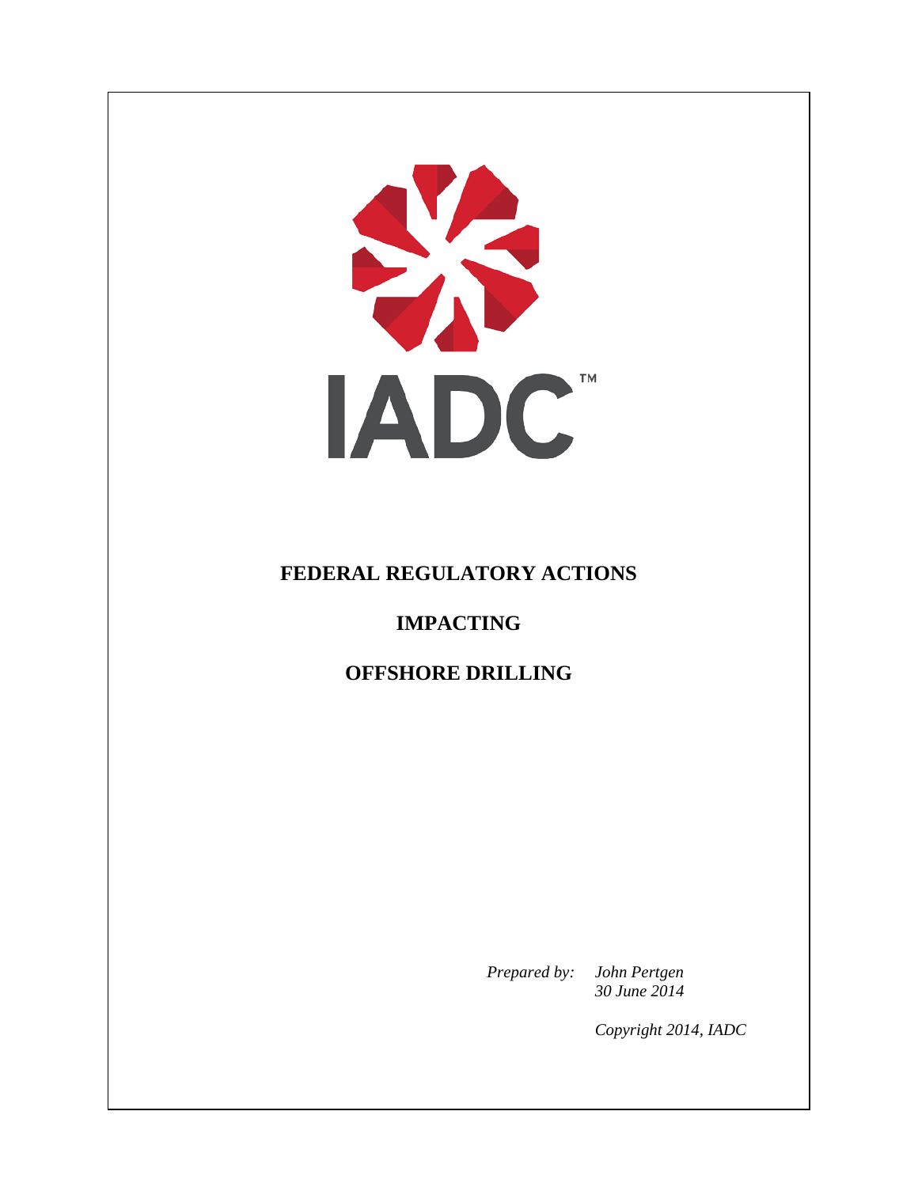IADC™

# FEDERAL REGULATORY ACTIONS

# IMPACTING

# OFFSHORE DRILLING

*Prepared by:* *John Pertgen*
*30 June 2014*

*Copyright 2014, IADC*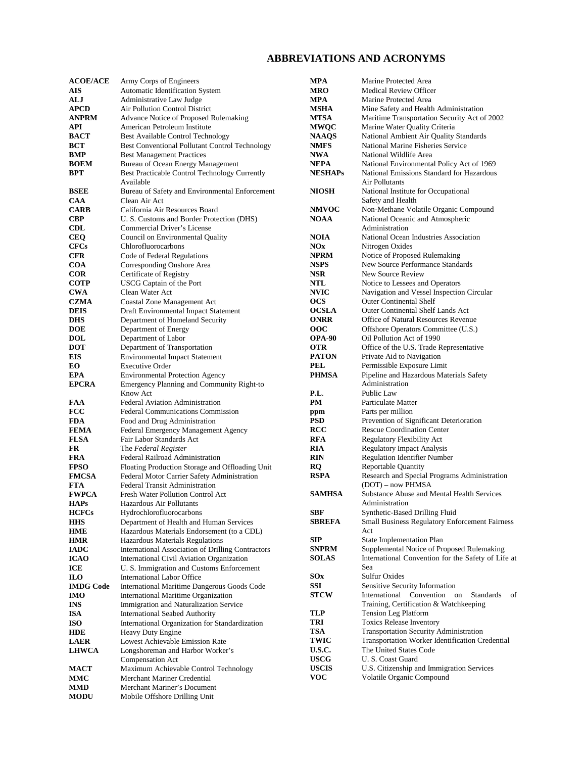# ABBREVIATIONS AND ACRONYMS

| | |
|---|---|
| **ACOE/ACE** | Army Corps of Engineers |
| **AIS** | Automatic Identification System |
| **ALJ** | Administrative Law Judge |
| **APCD** | Air Pollution Control District |
| **ANPRM** | Advance Notice of Proposed Rulemaking |
| **API** | American Petroleum Institute |
| **BACT** | Best Available Control Technology |
| **BCT** | Best Conventional Pollutant Control Technology |
| **BMP** | Best Management Practices |
| **BOEM** | Bureau of Ocean Energy Management |
| **BPT** | Best Practicable Control Technology Currently Available |
| **BSEE** | Bureau of Safety and Environmental Enforcement |
| **CAA** | Clean Air Act |
| **CARB** | California Air Resources Board |
| **CBP** | U. S. Customs and Border Protection (DHS) |
| **CDL** | Commercial Driver's License |
| **CEQ** | Council on Environmental Quality |
| **CFCs** | Chlorofluorocarbons |
| **CFR** | Code of Federal Regulations |
| **COA** | Corresponding Onshore Area |
| **COR** | Certificate of Registry |
| **COTP** | USCG Captain of the Port |
| **CWA** | Clean Water Act |
| **CZMA** | Coastal Zone Management Act |
| **DEIS** | Draft Environmental Impact Statement |
| **DHS** | Department of Homeland Security |
| **DOE** | Department of Energy |
| **DOL** | Department of Labor |
| **DOT** | Department of Transportation |
| **EIS** | Environmental Impact Statement |
| **EO** | Executive Order |
| **EPA** | Environmental Protection Agency |
| **EPCRA** | Emergency Planning and Community Right-to Know Act |
| **FAA** | Federal Aviation Administration |
| **FCC** | Federal Communications Commission |
| **FDA** | Food and Drug Administration |
| **FEMA** | Federal Emergency Management Agency |
| **FLSA** | Fair Labor Standards Act |
| **FR** | The *Federal Register* |
| **FRA** | Federal Railroad Administration |
| **FPSO** | Floating Production Storage and Offloading Unit |
| **FMCSA** | Federal Motor Carrier Safety Administration |
| **FTA** | Federal Transit Administration |
| **FWPCA** | Fresh Water Pollution Control Act |
| **HAPs** | Hazardous Air Pollutants |
| **HCFCs** | Hydrochlorofluorocarbons |
| **HHS** | Department of Health and Human Services |
| **HME** | Hazardous Materials Endorsement (to a CDL) |
| **HMR** | Hazardous Materials Regulations |
| **IADC** | International Association of Drilling Contractors |
| **ICAO** | International Civil Aviation Organization |
| **ICE** | U. S. Immigration and Customs Enforcement |
| **ILO** | International Labor Office |
| **IMDG Code** | International Maritime Dangerous Goods Code |
| **IMO** | International Maritime Organization |
| **INS** | Immigration and Naturalization Service |
| **ISA** | International Seabed Authority |
| **ISO** | International Organization for Standardization |
| **HDE** | Heavy Duty Engine |
| **LAER** | Lowest Achievable Emission Rate |
| **LHWCA** | Longshoreman and Harbor Worker's Compensation Act |
| **MACT** | Maximum Achievable Control Technology |
| **MMC** | Merchant Mariner Credential |
| **MMD** | Merchant Mariner's Document |
| **MODU** | Mobile Offshore Drilling Unit |
| **MPA** | Marine Protected Area |
| **MRO** | Medical Review Officer |
| **MPA** | Marine Protected Area |
| **MSHA** | Mine Safety and Health Administration |
| **MTSA** | Maritime Transportation Security Act of 2002 |
| **MWQC** | Marine Water Quality Criteria |
| **NAAQS** | National Ambient Air Quality Standards |
| **NMFS** | National Marine Fisheries Service |
| **NWA** | National Wildlife Area |
| **NEPA** | National Environmental Policy Act of 1969 |
| **NESHAPs** | National Emissions Standard for Hazardous Air Pollutants |
| **NIOSH** | National Institute for Occupational Safety and Health |
| **NMVOC** | Non-Methane Volatile Organic Compound |
| **NOAA** | National Oceanic and Atmospheric Administration |
| **NOIA** | National Ocean Industries Association |
| **NOx** | Nitrogen Oxides |
| **NPRM** | Notice of Proposed Rulemaking |
| **NSPS** | New Source Performance Standards |
| **NSR** | New Source Review |
| **NTL** | Notice to Lessees and Operators |
| **NVIC** | Navigation and Vessel Inspection Circular |
| **OCS** | Outer Continental Shelf |
| **OCSLA** | Outer Continental Shelf Lands Act |
| **ONRR** | Office of Natural Resources Revenue |
| **OOC** | Offshore Operators Committee (U.S.) |
| **OPA-90** | Oil Pollution Act of 1990 |
| **OTR** | Office of the U.S. Trade Representative |
| **PATON** | Private Aid to Navigation |
| **PEL** | Permissible Exposure Limit |
| **PHMSA** | Pipeline and Hazardous Materials Safety Administration |
| **P.L.** | Public Law |
| **PM** | Particulate Matter |
| **ppm** | Parts per million |
| **PSD** | Prevention of Significant Deterioration |
| **RCC** | Rescue Coordination Center |
| **RFA** | Regulatory Flexibility Act |
| **RIA** | Regulatory Impact Analysis |
| **RIN** | Regulation Identifier Number |
| **RQ** | Reportable Quantity |
| **RSPA** | Research and Special Programs Administration (DOT) – now PHMSA |
| **SAMHSA** | Substance Abuse and Mental Health Services Administration |
| **SBF** | Synthetic-Based Drilling Fluid |
| **SBREFA** | Small Business Regulatory Enforcement Fairness Act |
| **SIP** | State Implementation Plan |
| **SNPRM** | Supplemental Notice of Proposed Rulemaking |
| **SOLAS** | International Convention for the Safety of Life at Sea |
| **SOx** | Sulfur Oxides |
| **SSI** | Sensitive Security Information |
| **STCW** | International Convention on Standards of Training, Certification & Watchkeeping |
| **TLP** | Tension Leg Platform |
| **TRI** | Toxics Release Inventory |
| **TSA** | Transportation Security Administration |
| **TWIC** | Transportation Worker Identification Credential |
| **U.S.C.** | The United States Code |
| **USCG** | U. S. Coast Guard |
| **USCIS** | U.S. Citizenship and Immigration Services |
| **VOC** | Volatile Organic Compound |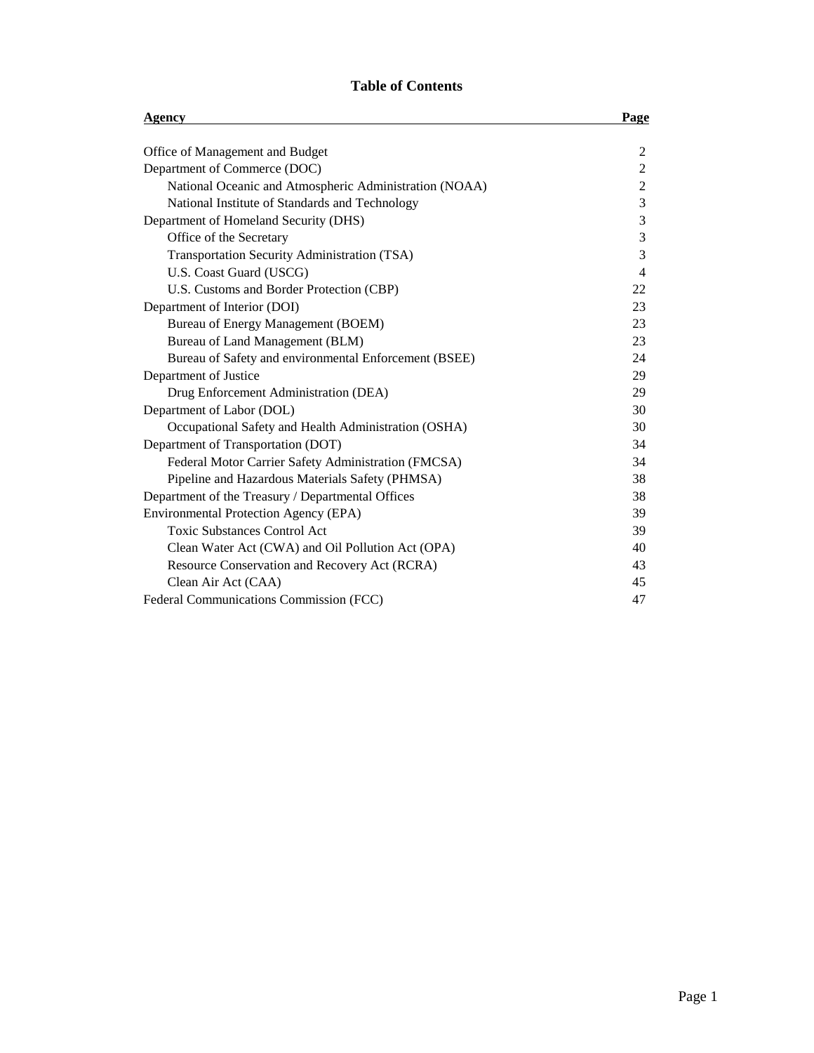# Table of Contents

| Agency | Page |
|---|---|
| Office of Management and Budget | 2 |
| Department of Commerce (DOC) | 2 |
| National Oceanic and Atmospheric Administration (NOAA) | 2 |
| National Institute of Standards and Technology | 3 |
| Department of Homeland Security (DHS) | 3 |
| Office of the Secretary | 3 |
| Transportation Security Administration (TSA) | 3 |
| U.S. Coast Guard (USCG) | 4 |
| U.S. Customs and Border Protection (CBP) | 22 |
| Department of Interior (DOI) | 23 |
| Bureau of Energy Management (BOEM) | 23 |
| Bureau of Land Management (BLM) | 23 |
| Bureau of Safety and environmental Enforcement (BSEE) | 24 |
| Department of Justice | 29 |
| Drug Enforcement Administration (DEA) | 29 |
| Department of Labor (DOL) | 30 |
| Occupational Safety and Health Administration (OSHA) | 30 |
| Department of Transportation (DOT) | 34 |
| Federal Motor Carrier Safety Administration (FMCSA) | 34 |
| Pipeline and Hazardous Materials Safety (PHMSA) | 38 |
| Department of the Treasury / Departmental Offices | 38 |
| Environmental Protection Agency (EPA) | 39 |
| Toxic Substances Control Act | 39 |
| Clean Water Act (CWA) and Oil Pollution Act (OPA) | 40 |
| Resource Conservation and Recovery Act (RCRA) | 43 |
| Clean Air Act (CAA) | 45 |
| Federal Communications Commission (FCC) | 47 |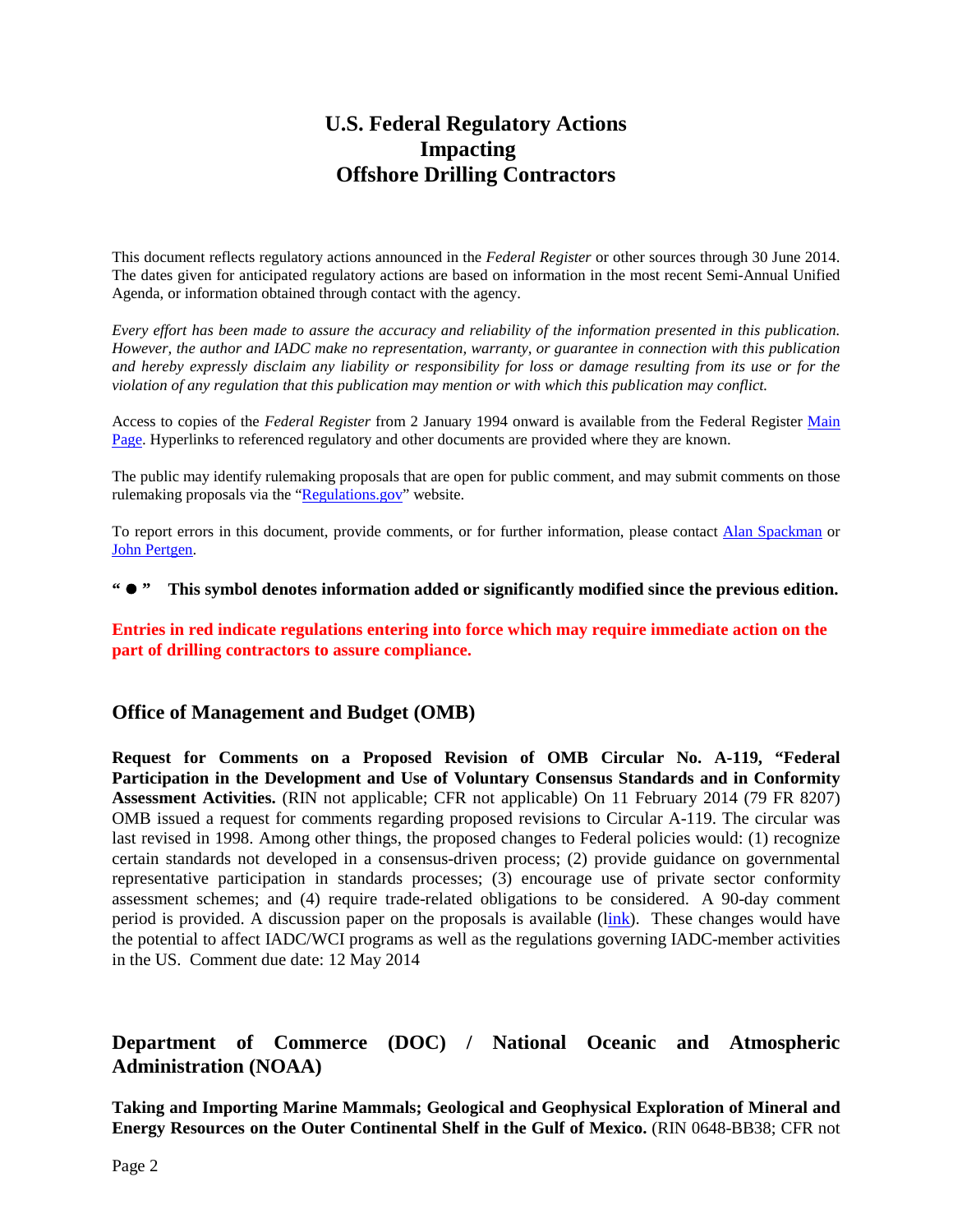# U.S. Federal Regulatory Actions Impacting Offshore Drilling Contractors

This document reflects regulatory actions announced in the *Federal Register* or other sources through 30 June 2014. The dates given for anticipated regulatory actions are based on information in the most recent Semi-Annual Unified Agenda, or information obtained through contact with the agency.

*Every effort has been made to assure the accuracy and reliability of the information presented in this publication. However, the author and IADC make no representation, warranty, or guarantee in connection with this publication and hereby expressly disclaim any liability or responsibility for loss or damage resulting from its use or for the violation of any regulation that this publication may mention or with which this publication may conflict.*

Access to copies of the *Federal Register* from 2 January 1994 onward is available from the Federal Register Main Page. Hyperlinks to referenced regulatory and other documents are provided where they are known.

The public may identify rulemaking proposals that are open for public comment, and may submit comments on those rulemaking proposals via the "Regulations.gov" website.

To report errors in this document, provide comments, or for further information, please contact Alan Spackman or John Pertgen.

**" ● " This symbol denotes information added or significantly modified since the previous edition.**

**Entries in red indicate regulations entering into force which may require immediate action on the part of drilling contractors to assure compliance.**

## Office of Management and Budget (OMB)

**Request for Comments on a Proposed Revision of OMB Circular No. A-119, "Federal Participation in the Development and Use of Voluntary Consensus Standards and in Conformity Assessment Activities.** (RIN not applicable; CFR not applicable) On 11 February 2014 (79 FR 8207) OMB issued a request for comments regarding proposed revisions to Circular A-119. The circular was last revised in 1998. Among other things, the proposed changes to Federal policies would: (1) recognize certain standards not developed in a consensus-driven process; (2) provide guidance on governmental representative participation in standards processes; (3) encourage use of private sector conformity assessment schemes; and (4) require trade-related obligations to be considered. A 90-day comment period is provided. A discussion paper on the proposals is available (link). These changes would have the potential to affect IADC/WCI programs as well as the regulations governing IADC-member activities in the US. Comment due date: 12 May 2014

## Department of Commerce (DOC) / National Oceanic and Atmospheric Administration (NOAA)

**Taking and Importing Marine Mammals; Geological and Geophysical Exploration of Mineral and Energy Resources on the Outer Continental Shelf in the Gulf of Mexico.** (RIN 0648-BB38; CFR not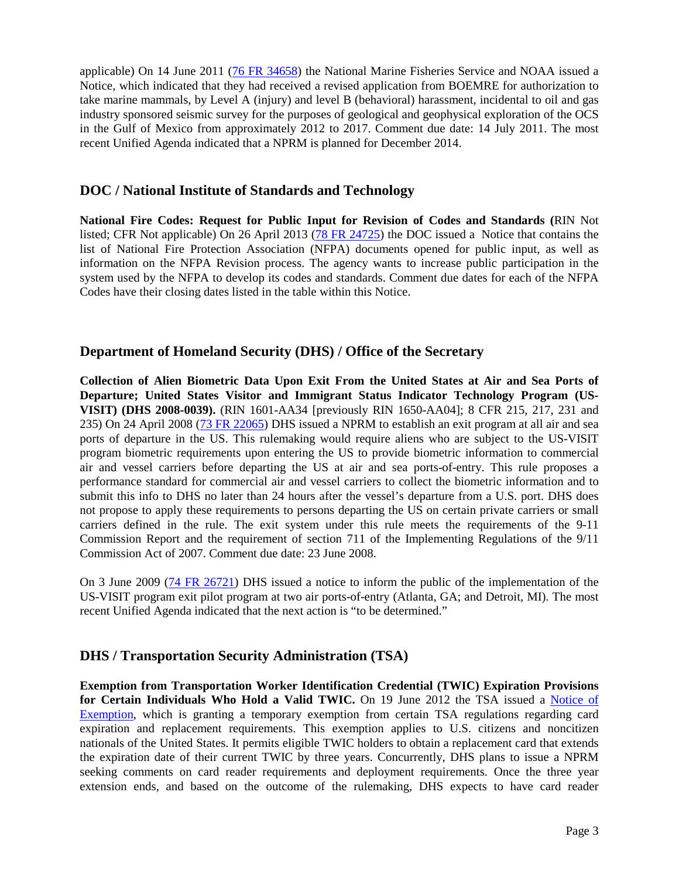applicable) On 14 June 2011 ([76 FR 34658]) the National Marine Fisheries Service and NOAA issued a Notice, which indicated that they had received a revised application from BOEMRE for authorization to take marine mammals, by Level A (injury) and level B (behavioral) harassment, incidental to oil and gas industry sponsored seismic survey for the purposes of geological and geophysical exploration of the OCS in the Gulf of Mexico from approximately 2012 to 2017. Comment due date: 14 July 2011. The most recent Unified Agenda indicated that a NPRM is planned for December 2014.

## DOC / National Institute of Standards and Technology

**National Fire Codes: Request for Public Input for Revision of Codes and Standards (**RIN Not listed; CFR Not applicable) On 26 April 2013 ([78 FR 24725]) the DOC issued a Notice that contains the list of National Fire Protection Association (NFPA) documents opened for public input, as well as information on the NFPA Revision process. The agency wants to increase public participation in the system used by the NFPA to develop its codes and standards. Comment due dates for each of the NFPA Codes have their closing dates listed in the table within this Notice.

## Department of Homeland Security (DHS) / Office of the Secretary

**Collection of Alien Biometric Data Upon Exit From the United States at Air and Sea Ports of Departure; United States Visitor and Immigrant Status Indicator Technology Program (US-VISIT) (DHS 2008-0039).** (RIN 1601-AA34 [previously RIN 1650-AA04]; 8 CFR 215, 217, 231 and 235) On 24 April 2008 ([73 FR 22065]) DHS issued a NPRM to establish an exit program at all air and sea ports of departure in the US. This rulemaking would require aliens who are subject to the US-VISIT program biometric requirements upon entering the US to provide biometric information to commercial air and vessel carriers before departing the US at air and sea ports-of-entry. This rule proposes a performance standard for commercial air and vessel carriers to collect the biometric information and to submit this info to DHS no later than 24 hours after the vessel's departure from a U.S. port. DHS does not propose to apply these requirements to persons departing the US on certain private carriers or small carriers defined in the rule. The exit system under this rule meets the requirements of the 9-11 Commission Report and the requirement of section 711 of the Implementing Regulations of the 9/11 Commission Act of 2007. Comment due date: 23 June 2008.

On 3 June 2009 ([74 FR 26721]) DHS issued a notice to inform the public of the implementation of the US-VISIT program exit pilot program at two air ports-of-entry (Atlanta, GA; and Detroit, MI). The most recent Unified Agenda indicated that the next action is "to be determined."

## DHS / Transportation Security Administration (TSA)

**Exemption from Transportation Worker Identification Credential (TWIC) Expiration Provisions for Certain Individuals Who Hold a Valid TWIC.** On 19 June 2012 the TSA issued a [Notice of Exemption], which is granting a temporary exemption from certain TSA regulations regarding card expiration and replacement requirements. This exemption applies to U.S. citizens and noncitizen nationals of the United States. It permits eligible TWIC holders to obtain a replacement card that extends the expiration date of their current TWIC by three years. Concurrently, DHS plans to issue a NPRM seeking comments on card reader requirements and deployment requirements. Once the three year extension ends, and based on the outcome of the rulemaking, DHS expects to have card reader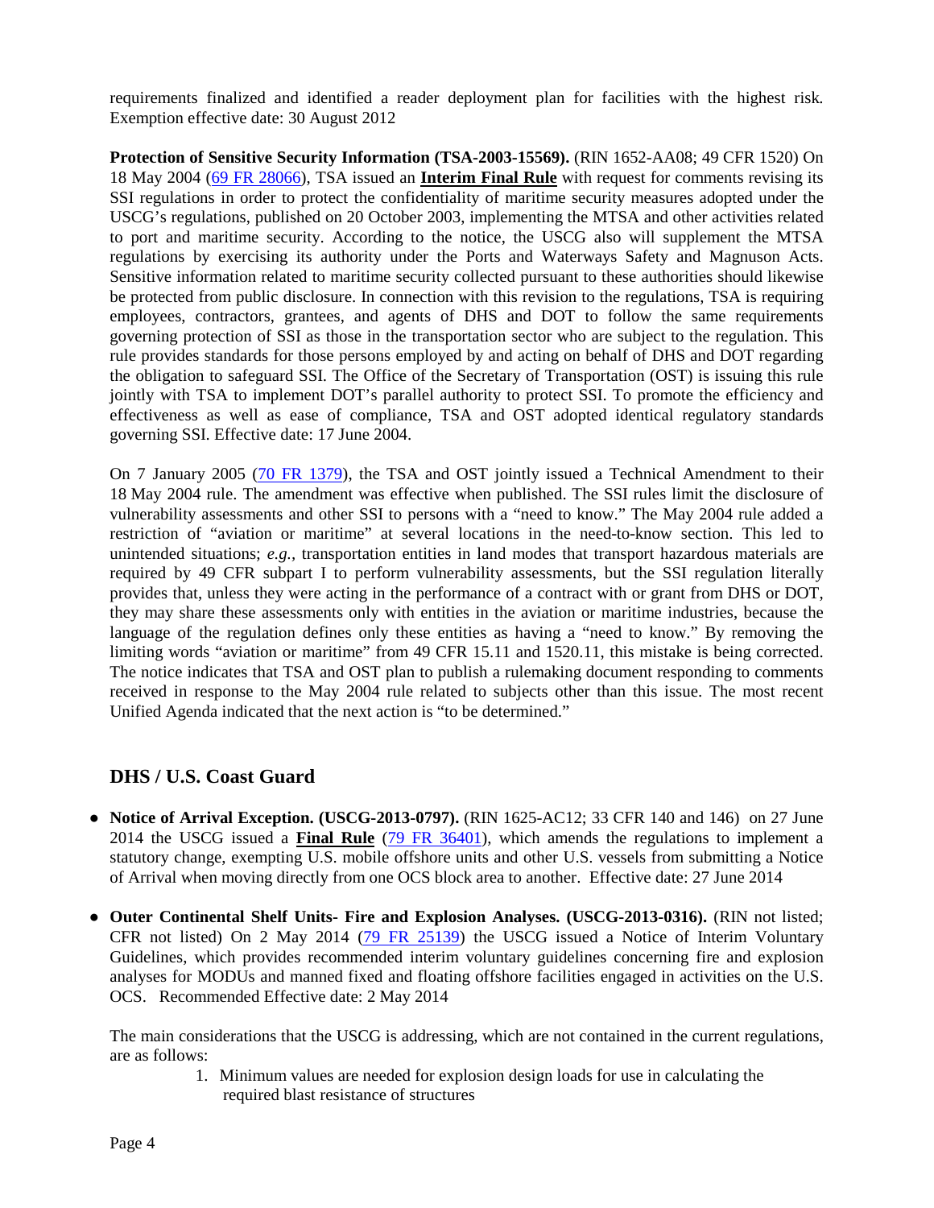requirements finalized and identified a reader deployment plan for facilities with the highest risk. Exemption effective date: 30 August 2012

**Protection of Sensitive Security Information (TSA-2003-15569).** (RIN 1652-AA08; 49 CFR 1520) On 18 May 2004 (69 FR 28066), TSA issued an **Interim Final Rule** with request for comments revising its SSI regulations in order to protect the confidentiality of maritime security measures adopted under the USCG's regulations, published on 20 October 2003, implementing the MTSA and other activities related to port and maritime security. According to the notice, the USCG also will supplement the MTSA regulations by exercising its authority under the Ports and Waterways Safety and Magnuson Acts. Sensitive information related to maritime security collected pursuant to these authorities should likewise be protected from public disclosure. In connection with this revision to the regulations, TSA is requiring employees, contractors, grantees, and agents of DHS and DOT to follow the same requirements governing protection of SSI as those in the transportation sector who are subject to the regulation. This rule provides standards for those persons employed by and acting on behalf of DHS and DOT regarding the obligation to safeguard SSI. The Office of the Secretary of Transportation (OST) is issuing this rule jointly with TSA to implement DOT's parallel authority to protect SSI. To promote the efficiency and effectiveness as well as ease of compliance, TSA and OST adopted identical regulatory standards governing SSI. Effective date: 17 June 2004.

On 7 January 2005 (70 FR 1379), the TSA and OST jointly issued a Technical Amendment to their 18 May 2004 rule. The amendment was effective when published. The SSI rules limit the disclosure of vulnerability assessments and other SSI to persons with a "need to know." The May 2004 rule added a restriction of "aviation or maritime" at several locations in the need-to-know section. This led to unintended situations; *e.g.*, transportation entities in land modes that transport hazardous materials are required by 49 CFR subpart I to perform vulnerability assessments, but the SSI regulation literally provides that, unless they were acting in the performance of a contract with or grant from DHS or DOT, they may share these assessments only with entities in the aviation or maritime industries, because the language of the regulation defines only these entities as having a "need to know." By removing the limiting words "aviation or maritime" from 49 CFR 15.11 and 1520.11, this mistake is being corrected. The notice indicates that TSA and OST plan to publish a rulemaking document responding to comments received in response to the May 2004 rule related to subjects other than this issue. The most recent Unified Agenda indicated that the next action is "to be determined."

## DHS / U.S. Coast Guard

- **Notice of Arrival Exception. (USCG-2013-0797).** (RIN 1625-AC12; 33 CFR 140 and 146) on 27 June 2014 the USCG issued a **Final Rule** (79 FR 36401), which amends the regulations to implement a statutory change, exempting U.S. mobile offshore units and other U.S. vessels from submitting a Notice of Arrival when moving directly from one OCS block area to another. Effective date: 27 June 2014

- **Outer Continental Shelf Units- Fire and Explosion Analyses. (USCG-2013-0316).** (RIN not listed; CFR not listed) On 2 May 2014 (79 FR 25139) the USCG issued a Notice of Interim Voluntary Guidelines, which provides recommended interim voluntary guidelines concerning fire and explosion analyses for MODUs and manned fixed and floating offshore facilities engaged in activities on the U.S. OCS. Recommended Effective date: 2 May 2014

  The main considerations that the USCG is addressing, which are not contained in the current regulations, are as follows:

  1. Minimum values are needed for explosion design loads for use in calculating the required blast resistance of structures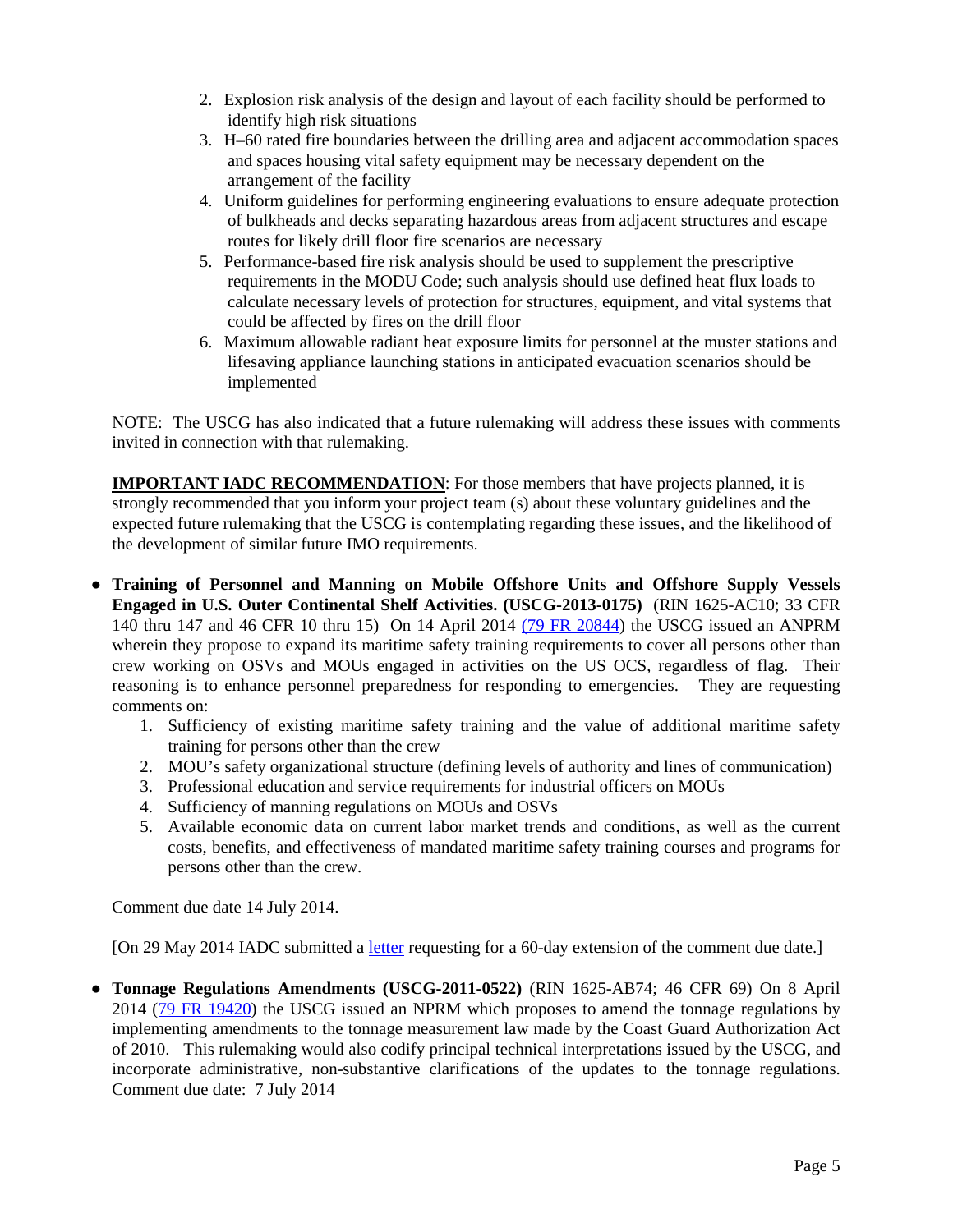2. Explosion risk analysis of the design and layout of each facility should be performed to identify high risk situations
3. H–60 rated fire boundaries between the drilling area and adjacent accommodation spaces and spaces housing vital safety equipment may be necessary dependent on the arrangement of the facility
4. Uniform guidelines for performing engineering evaluations to ensure adequate protection of bulkheads and decks separating hazardous areas from adjacent structures and escape routes for likely drill floor fire scenarios are necessary
5. Performance-based fire risk analysis should be used to supplement the prescriptive requirements in the MODU Code; such analysis should use defined heat flux loads to calculate necessary levels of protection for structures, equipment, and vital systems that could be affected by fires on the drill floor
6. Maximum allowable radiant heat exposure limits for personnel at the muster stations and lifesaving appliance launching stations in anticipated evacuation scenarios should be implemented

NOTE: The USCG has also indicated that a future rulemaking will address these issues with comments invited in connection with that rulemaking.

**IMPORTANT IADC RECOMMENDATION**: For those members that have projects planned, it is strongly recommended that you inform your project team (s) about these voluntary guidelines and the expected future rulemaking that the USCG is contemplating regarding these issues, and the likelihood of the development of similar future IMO requirements.

- **Training of Personnel and Manning on Mobile Offshore Units and Offshore Supply Vessels Engaged in U.S. Outer Continental Shelf Activities. (USCG-2013-0175)** (RIN 1625-AC10; 33 CFR 140 thru 147 and 46 CFR 10 thru 15) On 14 April 2014 (79 FR 20844) the USCG issued an ANPRM wherein they propose to expand its maritime safety training requirements to cover all persons other than crew working on OSVs and MOUs engaged in activities on the US OCS, regardless of flag. Their reasoning is to enhance personnel preparedness for responding to emergencies. They are requesting comments on:
  1. Sufficiency of existing maritime safety training and the value of additional maritime safety training for persons other than the crew
  2. MOU's safety organizational structure (defining levels of authority and lines of communication)
  3. Professional education and service requirements for industrial officers on MOUs
  4. Sufficiency of manning regulations on MOUs and OSVs
  5. Available economic data on current labor market trends and conditions, as well as the current costs, benefits, and effectiveness of mandated maritime safety training courses and programs for persons other than the crew.

  Comment due date 14 July 2014.

  [On 29 May 2014 IADC submitted a letter requesting for a 60-day extension of the comment due date.]

- **Tonnage Regulations Amendments (USCG-2011-0522)** (RIN 1625-AB74; 46 CFR 69) On 8 April 2014 (79 FR 19420) the USCG issued an NPRM which proposes to amend the tonnage regulations by implementing amendments to the tonnage measurement law made by the Coast Guard Authorization Act of 2010. This rulemaking would also codify principal technical interpretations issued by the USCG, and incorporate administrative, non-substantive clarifications of the updates to the tonnage regulations. Comment due date: 7 July 2014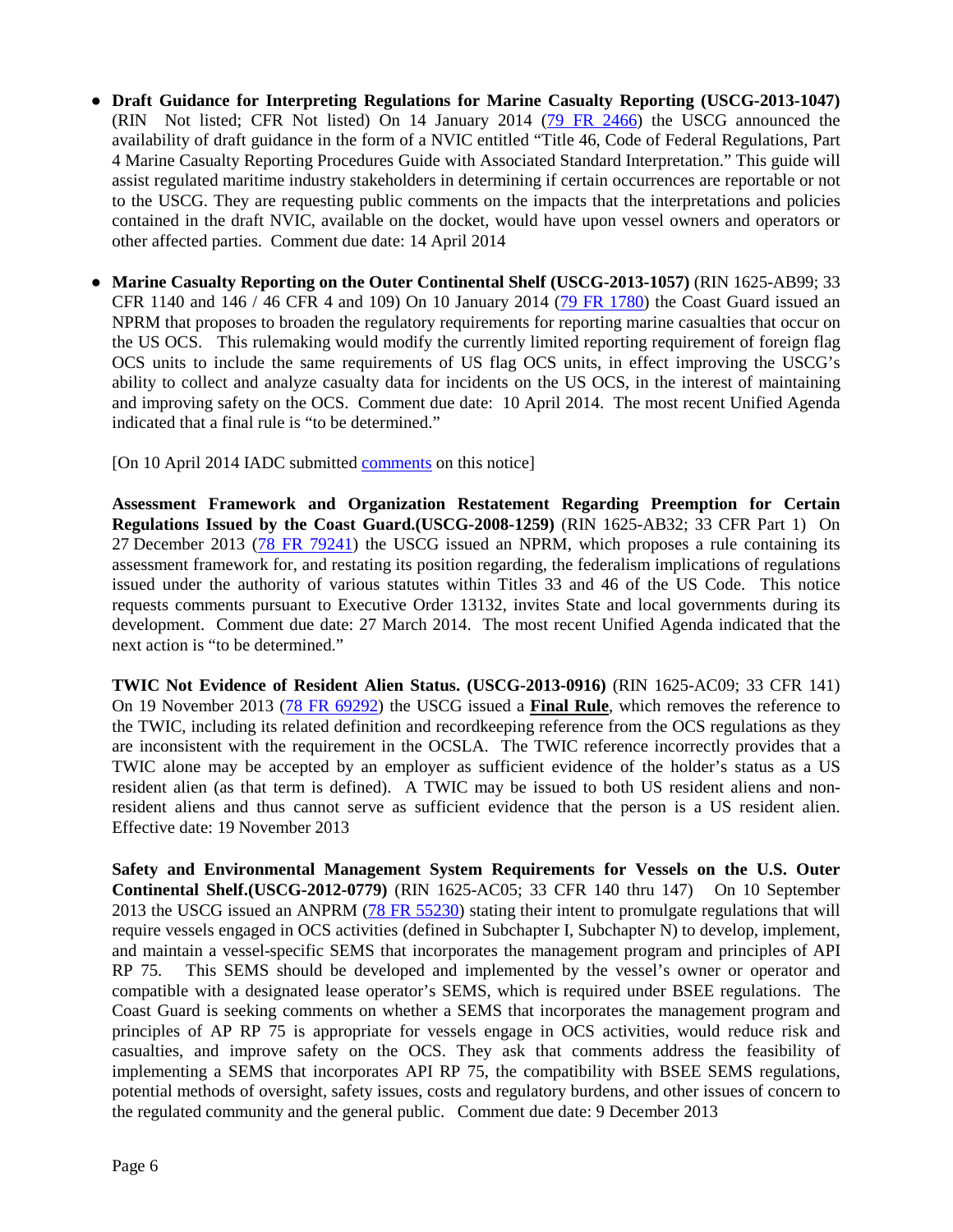- **Draft Guidance for Interpreting Regulations for Marine Casualty Reporting (USCG-2013-1047)** (RIN Not listed; CFR Not listed) On 14 January 2014 (79 FR 2466) the USCG announced the availability of draft guidance in the form of a NVIC entitled "Title 46, Code of Federal Regulations, Part 4 Marine Casualty Reporting Procedures Guide with Associated Standard Interpretation." This guide will assist regulated maritime industry stakeholders in determining if certain occurrences are reportable or not to the USCG. They are requesting public comments on the impacts that the interpretations and policies contained in the draft NVIC, available on the docket, would have upon vessel owners and operators or other affected parties. Comment due date: 14 April 2014

- **Marine Casualty Reporting on the Outer Continental Shelf (USCG-2013-1057)** (RIN 1625-AB99; 33 CFR 1140 and 146 / 46 CFR 4 and 109) On 10 January 2014 (79 FR 1780) the Coast Guard issued an NPRM that proposes to broaden the regulatory requirements for reporting marine casualties that occur on the US OCS. This rulemaking would modify the currently limited reporting requirement of foreign flag OCS units to include the same requirements of US flag OCS units, in effect improving the USCG's ability to collect and analyze casualty data for incidents on the US OCS, in the interest of maintaining and improving safety on the OCS. Comment due date: 10 April 2014. The most recent Unified Agenda indicated that a final rule is "to be determined."

  [On 10 April 2014 IADC submitted comments on this notice]

  **Assessment Framework and Organization Restatement Regarding Preemption for Certain Regulations Issued by the Coast Guard.(USCG-2008-1259)** (RIN 1625-AB32; 33 CFR Part 1) On 27 December 2013 (78 FR 79241) the USCG issued an NPRM, which proposes a rule containing its assessment framework for, and restating its position regarding, the federalism implications of regulations issued under the authority of various statutes within Titles 33 and 46 of the US Code. This notice requests comments pursuant to Executive Order 13132, invites State and local governments during its development. Comment due date: 27 March 2014. The most recent Unified Agenda indicated that the next action is "to be determined."

  **TWIC Not Evidence of Resident Alien Status. (USCG-2013-0916)** (RIN 1625-AC09; 33 CFR 141) On 19 November 2013 (78 FR 69292) the USCG issued a **Final Rule**, which removes the reference to the TWIC, including its related definition and recordkeeping reference from the OCS regulations as they are inconsistent with the requirement in the OCSLA. The TWIC reference incorrectly provides that a TWIC alone may be accepted by an employer as sufficient evidence of the holder's status as a US resident alien (as that term is defined). A TWIC may be issued to both US resident aliens and non-resident aliens and thus cannot serve as sufficient evidence that the person is a US resident alien. Effective date: 19 November 2013

  **Safety and Environmental Management System Requirements for Vessels on the U.S. Outer Continental Shelf.(USCG-2012-0779)** (RIN 1625-AC05; 33 CFR 140 thru 147) On 10 September 2013 the USCG issued an ANPRM (78 FR 55230) stating their intent to promulgate regulations that will require vessels engaged in OCS activities (defined in Subchapter I, Subchapter N) to develop, implement, and maintain a vessel-specific SEMS that incorporates the management program and principles of API RP 75. This SEMS should be developed and implemented by the vessel's owner or operator and compatible with a designated lease operator's SEMS, which is required under BSEE regulations. The Coast Guard is seeking comments on whether a SEMS that incorporates the management program and principles of AP RP 75 is appropriate for vessels engage in OCS activities, would reduce risk and casualties, and improve safety on the OCS. They ask that comments address the feasibility of implementing a SEMS that incorporates API RP 75, the compatibility with BSEE SEMS regulations, potential methods of oversight, safety issues, costs and regulatory burdens, and other issues of concern to the regulated community and the general public. Comment due date: 9 December 2013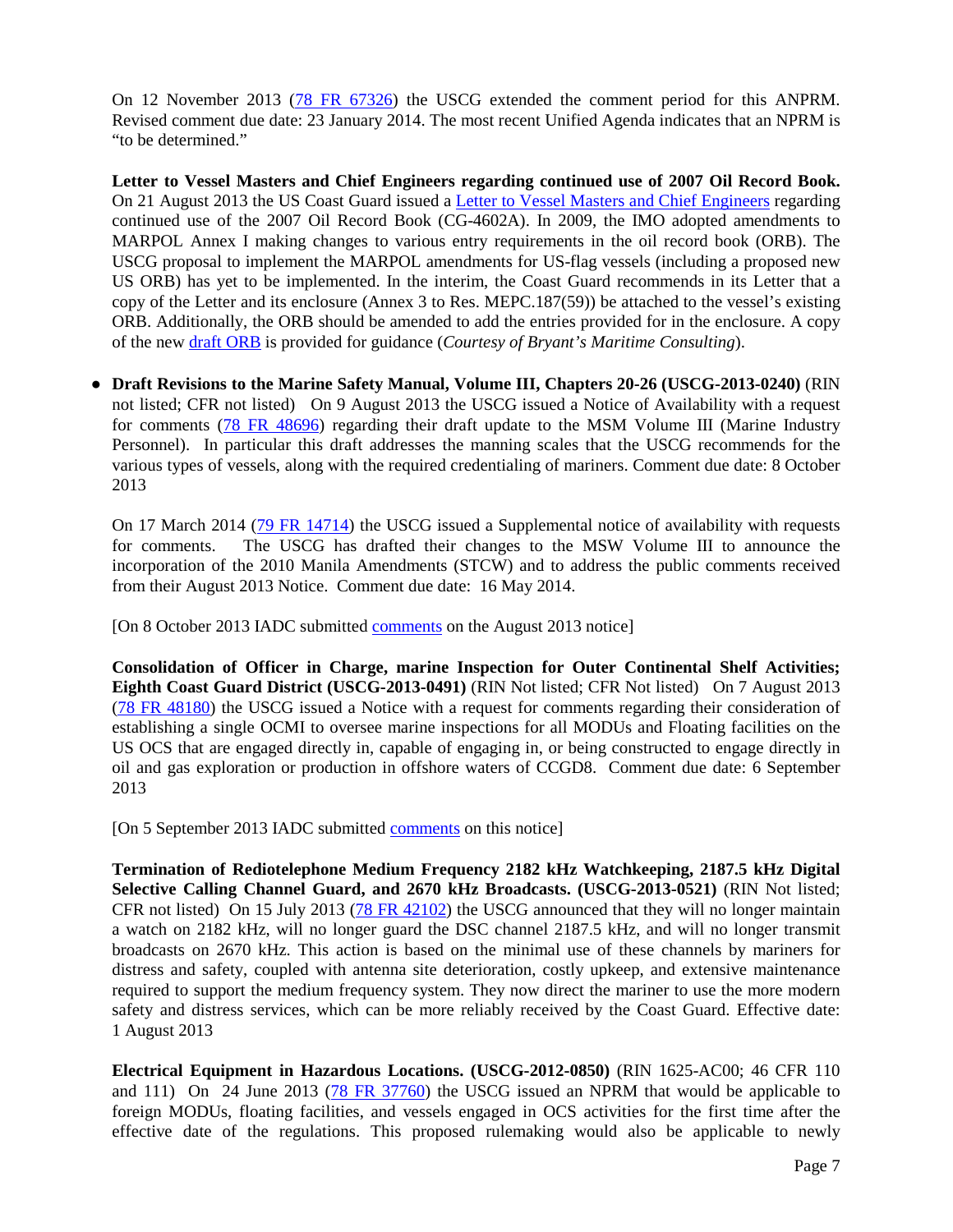On 12 November 2013 (78 FR 67326) the USCG extended the comment period for this ANPRM. Revised comment due date: 23 January 2014. The most recent Unified Agenda indicates that an NPRM is "to be determined."

**Letter to Vessel Masters and Chief Engineers regarding continued use of 2007 Oil Record Book.** On 21 August 2013 the US Coast Guard issued a Letter to Vessel Masters and Chief Engineers regarding continued use of the 2007 Oil Record Book (CG-4602A). In 2009, the IMO adopted amendments to MARPOL Annex I making changes to various entry requirements in the oil record book (ORB). The USCG proposal to implement the MARPOL amendments for US-flag vessels (including a proposed new US ORB) has yet to be implemented. In the interim, the Coast Guard recommends in its Letter that a copy of the Letter and its enclosure (Annex 3 to Res. MEPC.187(59)) be attached to the vessel's existing ORB. Additionally, the ORB should be amended to add the entries provided for in the enclosure. A copy of the new draft ORB is provided for guidance (*Courtesy of Bryant's Maritime Consulting*).

- **Draft Revisions to the Marine Safety Manual, Volume III, Chapters 20-26 (USCG-2013-0240)** (RIN not listed; CFR not listed) On 9 August 2013 the USCG issued a Notice of Availability with a request for comments (78 FR 48696) regarding their draft update to the MSM Volume III (Marine Industry Personnel). In particular this draft addresses the manning scales that the USCG recommends for the various types of vessels, along with the required credentialing of mariners. Comment due date: 8 October 2013

On 17 March 2014 (79 FR 14714) the USCG issued a Supplemental notice of availability with requests for comments. The USCG has drafted their changes to the MSW Volume III to announce the incorporation of the 2010 Manila Amendments (STCW) and to address the public comments received from their August 2013 Notice. Comment due date: 16 May 2014.

[On 8 October 2013 IADC submitted comments on the August 2013 notice]

**Consolidation of Officer in Charge, marine Inspection for Outer Continental Shelf Activities; Eighth Coast Guard District (USCG-2013-0491)** (RIN Not listed; CFR Not listed) On 7 August 2013 (78 FR 48180) the USCG issued a Notice with a request for comments regarding their consideration of establishing a single OCMI to oversee marine inspections for all MODUs and Floating facilities on the US OCS that are engaged directly in, capable of engaging in, or being constructed to engage directly in oil and gas exploration or production in offshore waters of CCGD8. Comment due date: 6 September 2013

[On 5 September 2013 IADC submitted comments on this notice]

**Termination of Rediotelephone Medium Frequency 2182 kHz Watchkeeping, 2187.5 kHz Digital Selective Calling Channel Guard, and 2670 kHz Broadcasts. (USCG-2013-0521)** (RIN Not listed; CFR not listed) On 15 July 2013 (78 FR 42102) the USCG announced that they will no longer maintain a watch on 2182 kHz, will no longer guard the DSC channel 2187.5 kHz, and will no longer transmit broadcasts on 2670 kHz. This action is based on the minimal use of these channels by mariners for distress and safety, coupled with antenna site deterioration, costly upkeep, and extensive maintenance required to support the medium frequency system. They now direct the mariner to use the more modern safety and distress services, which can be more reliably received by the Coast Guard. Effective date: 1 August 2013

**Electrical Equipment in Hazardous Locations. (USCG-2012-0850)** (RIN 1625-AC00; 46 CFR 110 and 111) On 24 June 2013 (78 FR 37760) the USCG issued an NPRM that would be applicable to foreign MODUs, floating facilities, and vessels engaged in OCS activities for the first time after the effective date of the regulations. This proposed rulemaking would also be applicable to newly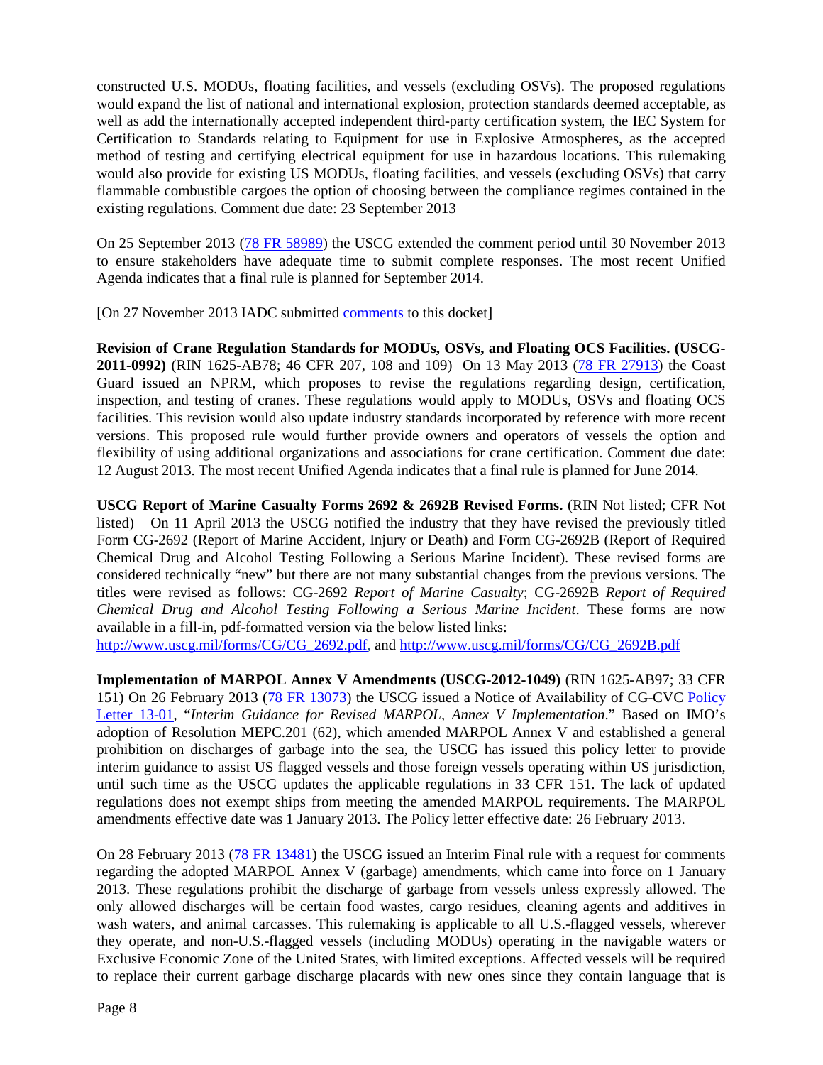constructed U.S. MODUs, floating facilities, and vessels (excluding OSVs). The proposed regulations would expand the list of national and international explosion, protection standards deemed acceptable, as well as add the internationally accepted independent third-party certification system, the IEC System for Certification to Standards relating to Equipment for use in Explosive Atmospheres, as the accepted method of testing and certifying electrical equipment for use in hazardous locations. This rulemaking would also provide for existing US MODUs, floating facilities, and vessels (excluding OSVs) that carry flammable combustible cargoes the option of choosing between the compliance regimes contained in the existing regulations. Comment due date: 23 September 2013

On 25 September 2013 (78 FR 58989) the USCG extended the comment period until 30 November 2013 to ensure stakeholders have adequate time to submit complete responses. The most recent Unified Agenda indicates that a final rule is planned for September 2014.

[On 27 November 2013 IADC submitted comments to this docket]

**Revision of Crane Regulation Standards for MODUs, OSVs, and Floating OCS Facilities. (USCG-2011-0992)** (RIN 1625-AB78; 46 CFR 207, 108 and 109) On 13 May 2013 (78 FR 27913) the Coast Guard issued an NPRM, which proposes to revise the regulations regarding design, certification, inspection, and testing of cranes. These regulations would apply to MODUs, OSVs and floating OCS facilities. This revision would also update industry standards incorporated by reference with more recent versions. This proposed rule would further provide owners and operators of vessels the option and flexibility of using additional organizations and associations for crane certification. Comment due date: 12 August 2013. The most recent Unified Agenda indicates that a final rule is planned for June 2014.

**USCG Report of Marine Casualty Forms 2692 & 2692B Revised Forms.** (RIN Not listed; CFR Not listed) On 11 April 2013 the USCG notified the industry that they have revised the previously titled Form CG-2692 (Report of Marine Accident, Injury or Death) and Form CG-2692B (Report of Required Chemical Drug and Alcohol Testing Following a Serious Marine Incident). These revised forms are considered technically "new" but there are not many substantial changes from the previous versions. The titles were revised as follows: CG-2692 *Report of Marine Casualty*; CG-2692B *Report of Required Chemical Drug and Alcohol Testing Following a Serious Marine Incident*. These forms are now available in a fill-in, pdf-formatted version via the below listed links: http://www.uscg.mil/forms/CG/CG_2692.pdf, and http://www.uscg.mil/forms/CG/CG_2692B.pdf

**Implementation of MARPOL Annex V Amendments (USCG-2012-1049)** (RIN 1625-AB97; 33 CFR 151) On 26 February 2013 (78 FR 13073) the USCG issued a Notice of Availability of CG-CVC Policy Letter 13-01, "*Interim Guidance for Revised MARPOL, Annex V Implementation*." Based on IMO's adoption of Resolution MEPC.201 (62), which amended MARPOL Annex V and established a general prohibition on discharges of garbage into the sea, the USCG has issued this policy letter to provide interim guidance to assist US flagged vessels and those foreign vessels operating within US jurisdiction, until such time as the USCG updates the applicable regulations in 33 CFR 151. The lack of updated regulations does not exempt ships from meeting the amended MARPOL requirements. The MARPOL amendments effective date was 1 January 2013. The Policy letter effective date: 26 February 2013.

On 28 February 2013 (78 FR 13481) the USCG issued an Interim Final rule with a request for comments regarding the adopted MARPOL Annex V (garbage) amendments, which came into force on 1 January 2013. These regulations prohibit the discharge of garbage from vessels unless expressly allowed. The only allowed discharges will be certain food wastes, cargo residues, cleaning agents and additives in wash waters, and animal carcasses. This rulemaking is applicable to all U.S.-flagged vessels, wherever they operate, and non-U.S.-flagged vessels (including MODUs) operating in the navigable waters or Exclusive Economic Zone of the United States, with limited exceptions. Affected vessels will be required to replace their current garbage discharge placards with new ones since they contain language that is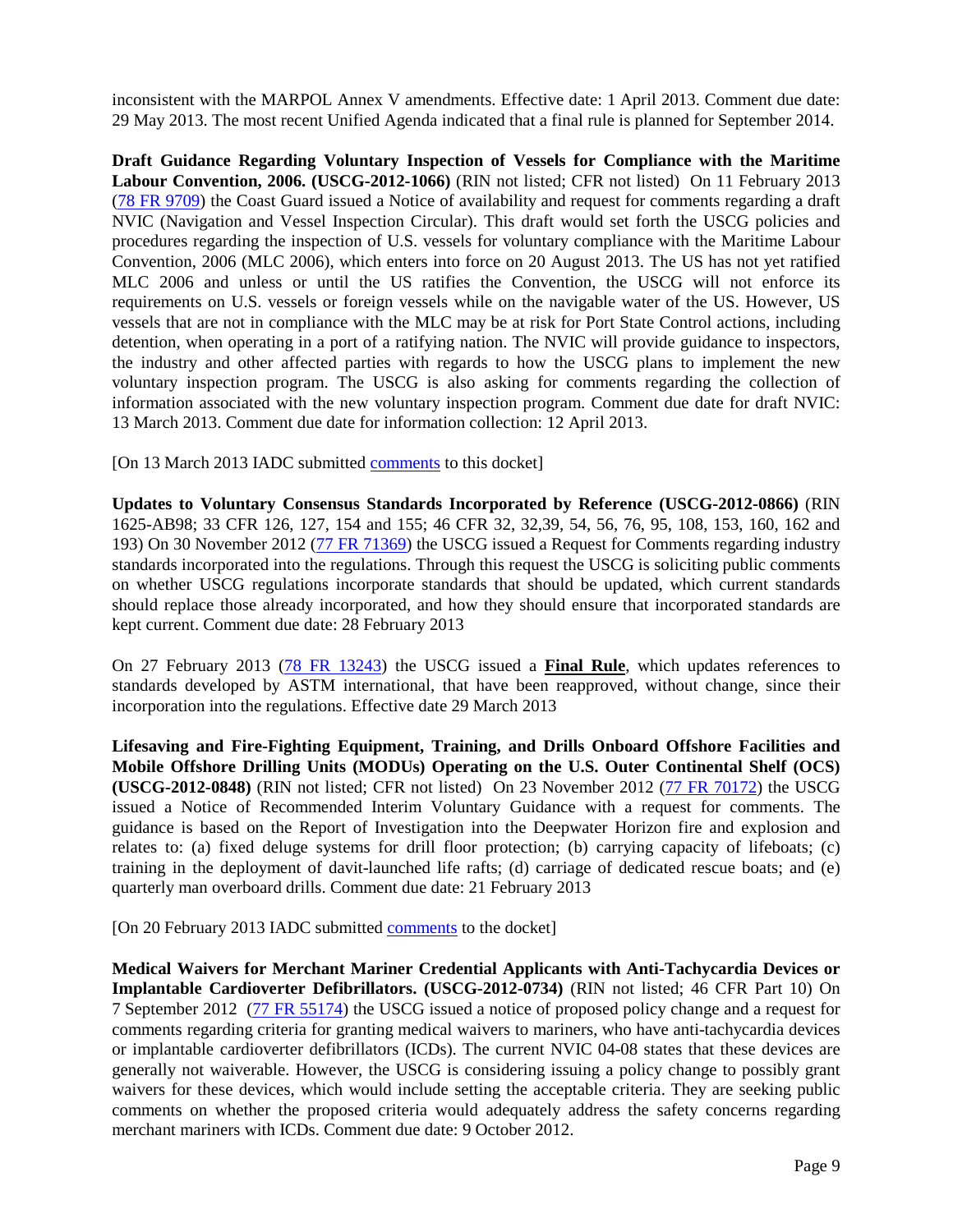inconsistent with the MARPOL Annex V amendments. Effective date: 1 April 2013. Comment due date: 29 May 2013. The most recent Unified Agenda indicated that a final rule is planned for September 2014.

**Draft Guidance Regarding Voluntary Inspection of Vessels for Compliance with the Maritime Labour Convention, 2006. (USCG-2012-1066)** (RIN not listed; CFR not listed) On 11 February 2013 (78 FR 9709) the Coast Guard issued a Notice of availability and request for comments regarding a draft NVIC (Navigation and Vessel Inspection Circular). This draft would set forth the USCG policies and procedures regarding the inspection of U.S. vessels for voluntary compliance with the Maritime Labour Convention, 2006 (MLC 2006), which enters into force on 20 August 2013. The US has not yet ratified MLC 2006 and unless or until the US ratifies the Convention, the USCG will not enforce its requirements on U.S. vessels or foreign vessels while on the navigable water of the US. However, US vessels that are not in compliance with the MLC may be at risk for Port State Control actions, including detention, when operating in a port of a ratifying nation. The NVIC will provide guidance to inspectors, the industry and other affected parties with regards to how the USCG plans to implement the new voluntary inspection program. The USCG is also asking for comments regarding the collection of information associated with the new voluntary inspection program. Comment due date for draft NVIC: 13 March 2013. Comment due date for information collection: 12 April 2013.

[On 13 March 2013 IADC submitted comments to this docket]

**Updates to Voluntary Consensus Standards Incorporated by Reference (USCG-2012-0866)** (RIN 1625-AB98; 33 CFR 126, 127, 154 and 155; 46 CFR 32, 32,39, 54, 56, 76, 95, 108, 153, 160, 162 and 193) On 30 November 2012 (77 FR 71369) the USCG issued a Request for Comments regarding industry standards incorporated into the regulations. Through this request the USCG is soliciting public comments on whether USCG regulations incorporate standards that should be updated, which current standards should replace those already incorporated, and how they should ensure that incorporated standards are kept current. Comment due date: 28 February 2013

On 27 February 2013 (78 FR 13243) the USCG issued a **Final Rule**, which updates references to standards developed by ASTM international, that have been reapproved, without change, since their incorporation into the regulations. Effective date 29 March 2013

**Lifesaving and Fire-Fighting Equipment, Training, and Drills Onboard Offshore Facilities and Mobile Offshore Drilling Units (MODUs) Operating on the U.S. Outer Continental Shelf (OCS) (USCG-2012-0848)** (RIN not listed; CFR not listed) On 23 November 2012 (77 FR 70172) the USCG issued a Notice of Recommended Interim Voluntary Guidance with a request for comments. The guidance is based on the Report of Investigation into the Deepwater Horizon fire and explosion and relates to: (a) fixed deluge systems for drill floor protection; (b) carrying capacity of lifeboats; (c) training in the deployment of davit-launched life rafts; (d) carriage of dedicated rescue boats; and (e) quarterly man overboard drills. Comment due date: 21 February 2013

[On 20 February 2013 IADC submitted comments to the docket]

**Medical Waivers for Merchant Mariner Credential Applicants with Anti-Tachycardia Devices or Implantable Cardioverter Defibrillators. (USCG-2012-0734)** (RIN not listed; 46 CFR Part 10) On 7 September 2012 (77 FR 55174) the USCG issued a notice of proposed policy change and a request for comments regarding criteria for granting medical waivers to mariners, who have anti-tachycardia devices or implantable cardioverter defibrillators (ICDs). The current NVIC 04-08 states that these devices are generally not waiverable. However, the USCG is considering issuing a policy change to possibly grant waivers for these devices, which would include setting the acceptable criteria. They are seeking public comments on whether the proposed criteria would adequately address the safety concerns regarding merchant mariners with ICDs. Comment due date: 9 October 2012.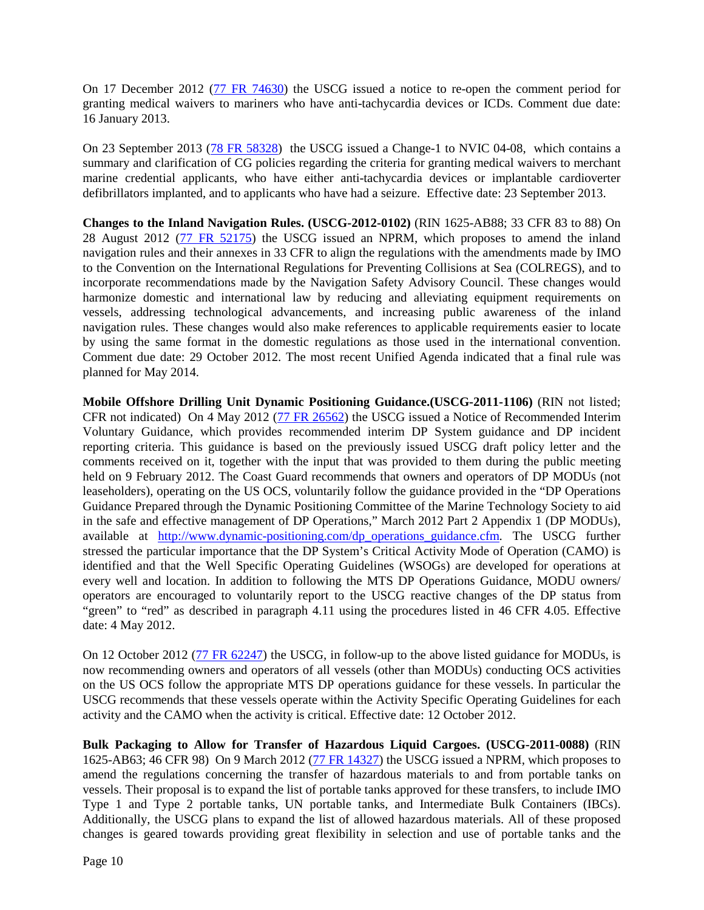On 17 December 2012 ([77 FR 74630](77 FR 74630)) the USCG issued a notice to re-open the comment period for granting medical waivers to mariners who have anti-tachycardia devices or ICDs. Comment due date: 16 January 2013.

On 23 September 2013 ([78 FR 58328](78 FR 58328)) the USCG issued a Change-1 to NVIC 04-08, which contains a summary and clarification of CG policies regarding the criteria for granting medical waivers to merchant marine credential applicants, who have either anti-tachycardia devices or implantable cardioverter defibrillators implanted, and to applicants who have had a seizure. Effective date: 23 September 2013.

**Changes to the Inland Navigation Rules. (USCG-2012-0102)** (RIN 1625-AB88; 33 CFR 83 to 88) On 28 August 2012 ([77 FR 52175](77 FR 52175)) the USCG issued an NPRM, which proposes to amend the inland navigation rules and their annexes in 33 CFR to align the regulations with the amendments made by IMO to the Convention on the International Regulations for Preventing Collisions at Sea (COLREGS), and to incorporate recommendations made by the Navigation Safety Advisory Council. These changes would harmonize domestic and international law by reducing and alleviating equipment requirements on vessels, addressing technological advancements, and increasing public awareness of the inland navigation rules. These changes would also make references to applicable requirements easier to locate by using the same format in the domestic regulations as those used in the international convention. Comment due date: 29 October 2012. The most recent Unified Agenda indicated that a final rule was planned for May 2014.

**Mobile Offshore Drilling Unit Dynamic Positioning Guidance.(USCG-2011-1106)** (RIN not listed; CFR not indicated) On 4 May 2012 ([77 FR 26562](77 FR 26562)) the USCG issued a Notice of Recommended Interim Voluntary Guidance, which provides recommended interim DP System guidance and DP incident reporting criteria. This guidance is based on the previously issued USCG draft policy letter and the comments received on it, together with the input that was provided to them during the public meeting held on 9 February 2012. The Coast Guard recommends that owners and operators of DP MODUs (not leaseholders), operating on the US OCS, voluntarily follow the guidance provided in the "DP Operations Guidance Prepared through the Dynamic Positioning Committee of the Marine Technology Society to aid in the safe and effective management of DP Operations," March 2012 Part 2 Appendix 1 (DP MODUs), available at [http://www.dynamic-positioning.com/dp_operations_guidance.cfm](http://www.dynamic-positioning.com/dp_operations_guidance.cfm). The USCG further stressed the particular importance that the DP System's Critical Activity Mode of Operation (CAMO) is identified and that the Well Specific Operating Guidelines (WSOGs) are developed for operations at every well and location. In addition to following the MTS DP Operations Guidance, MODU owners/ operators are encouraged to voluntarily report to the USCG reactive changes of the DP status from "green" to "red" as described in paragraph 4.11 using the procedures listed in 46 CFR 4.05. Effective date: 4 May 2012.

On 12 October 2012 ([77 FR 62247](77 FR 62247)) the USCG, in follow-up to the above listed guidance for MODUs, is now recommending owners and operators of all vessels (other than MODUs) conducting OCS activities on the US OCS follow the appropriate MTS DP operations guidance for these vessels. In particular the USCG recommends that these vessels operate within the Activity Specific Operating Guidelines for each activity and the CAMO when the activity is critical. Effective date: 12 October 2012.

**Bulk Packaging to Allow for Transfer of Hazardous Liquid Cargoes. (USCG-2011-0088)** (RIN 1625-AB63; 46 CFR 98) On 9 March 2012 ([77 FR 14327](77 FR 14327)) the USCG issued a NPRM, which proposes to amend the regulations concerning the transfer of hazardous materials to and from portable tanks on vessels. Their proposal is to expand the list of portable tanks approved for these transfers, to include IMO Type 1 and Type 2 portable tanks, UN portable tanks, and Intermediate Bulk Containers (IBCs). Additionally, the USCG plans to expand the list of allowed hazardous materials. All of these proposed changes is geared towards providing great flexibility in selection and use of portable tanks and the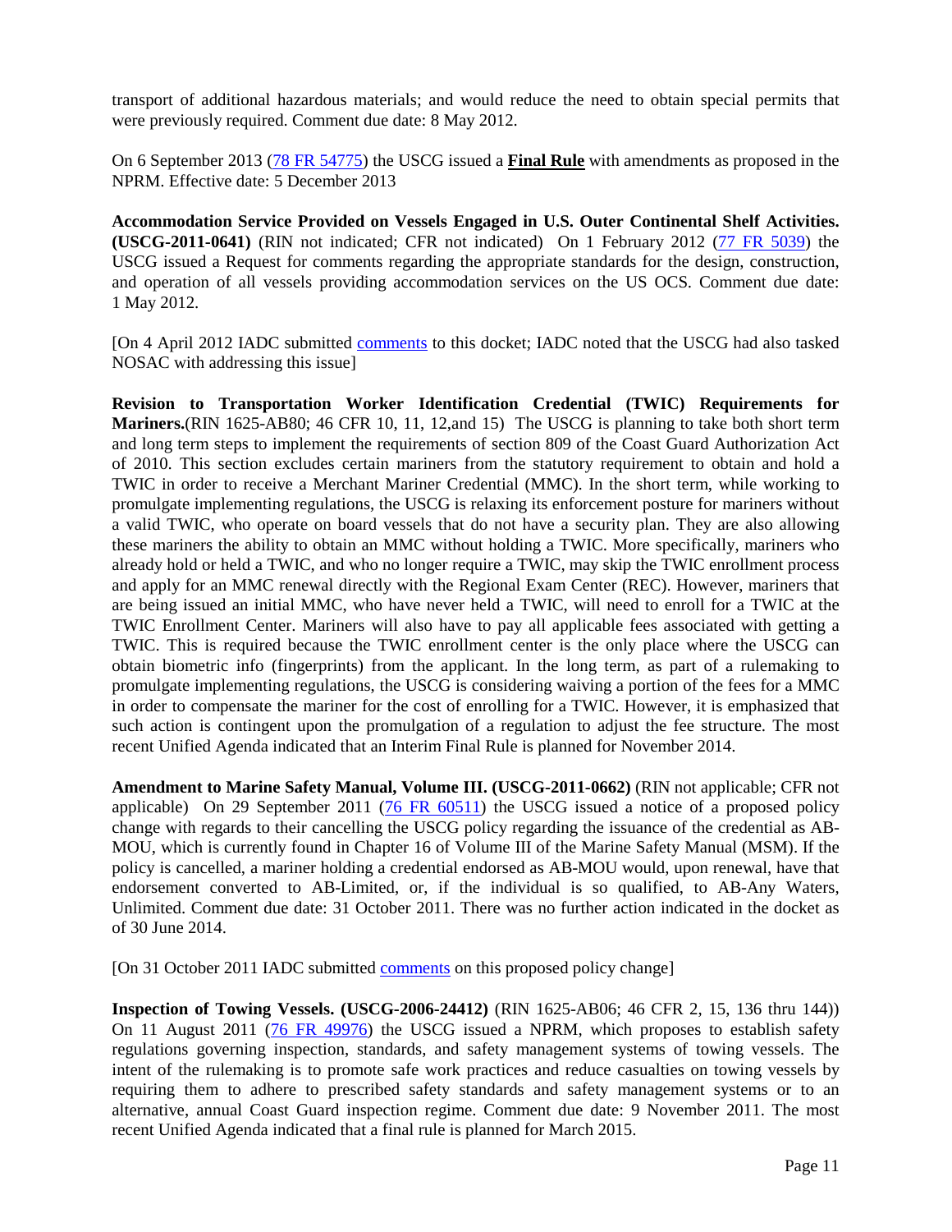transport of additional hazardous materials; and would reduce the need to obtain special permits that were previously required. Comment due date: 8 May 2012.

On 6 September 2013 (78 FR 54775) the USCG issued a **Final Rule** with amendments as proposed in the NPRM. Effective date: 5 December 2013

**Accommodation Service Provided on Vessels Engaged in U.S. Outer Continental Shelf Activities. (USCG-2011-0641)** (RIN not indicated; CFR not indicated) On 1 February 2012 (77 FR 5039) the USCG issued a Request for comments regarding the appropriate standards for the design, construction, and operation of all vessels providing accommodation services on the US OCS. Comment due date: 1 May 2012.

[On 4 April 2012 IADC submitted comments to this docket; IADC noted that the USCG had also tasked NOSAC with addressing this issue]

**Revision to Transportation Worker Identification Credential (TWIC) Requirements for Mariners.**(RIN 1625-AB80; 46 CFR 10, 11, 12,and 15) The USCG is planning to take both short term and long term steps to implement the requirements of section 809 of the Coast Guard Authorization Act of 2010. This section excludes certain mariners from the statutory requirement to obtain and hold a TWIC in order to receive a Merchant Mariner Credential (MMC). In the short term, while working to promulgate implementing regulations, the USCG is relaxing its enforcement posture for mariners without a valid TWIC, who operate on board vessels that do not have a security plan. They are also allowing these mariners the ability to obtain an MMC without holding a TWIC. More specifically, mariners who already hold or held a TWIC, and who no longer require a TWIC, may skip the TWIC enrollment process and apply for an MMC renewal directly with the Regional Exam Center (REC). However, mariners that are being issued an initial MMC, who have never held a TWIC, will need to enroll for a TWIC at the TWIC Enrollment Center. Mariners will also have to pay all applicable fees associated with getting a TWIC. This is required because the TWIC enrollment center is the only place where the USCG can obtain biometric info (fingerprints) from the applicant. In the long term, as part of a rulemaking to promulgate implementing regulations, the USCG is considering waiving a portion of the fees for a MMC in order to compensate the mariner for the cost of enrolling for a TWIC. However, it is emphasized that such action is contingent upon the promulgation of a regulation to adjust the fee structure. The most recent Unified Agenda indicated that an Interim Final Rule is planned for November 2014.

**Amendment to Marine Safety Manual, Volume III. (USCG-2011-0662)** (RIN not applicable; CFR not applicable) On 29 September 2011 (76 FR 60511) the USCG issued a notice of a proposed policy change with regards to their cancelling the USCG policy regarding the issuance of the credential as AB-MOU, which is currently found in Chapter 16 of Volume III of the Marine Safety Manual (MSM). If the policy is cancelled, a mariner holding a credential endorsed as AB-MOU would, upon renewal, have that endorsement converted to AB-Limited, or, if the individual is so qualified, to AB-Any Waters, Unlimited. Comment due date: 31 October 2011. There was no further action indicated in the docket as of 30 June 2014.

[On 31 October 2011 IADC submitted comments on this proposed policy change]

**Inspection of Towing Vessels. (USCG-2006-24412)** (RIN 1625-AB06; 46 CFR 2, 15, 136 thru 144)) On 11 August 2011 (76 FR 49976) the USCG issued a NPRM, which proposes to establish safety regulations governing inspection, standards, and safety management systems of towing vessels. The intent of the rulemaking is to promote safe work practices and reduce casualties on towing vessels by requiring them to adhere to prescribed safety standards and safety management systems or to an alternative, annual Coast Guard inspection regime. Comment due date: 9 November 2011. The most recent Unified Agenda indicated that a final rule is planned for March 2015.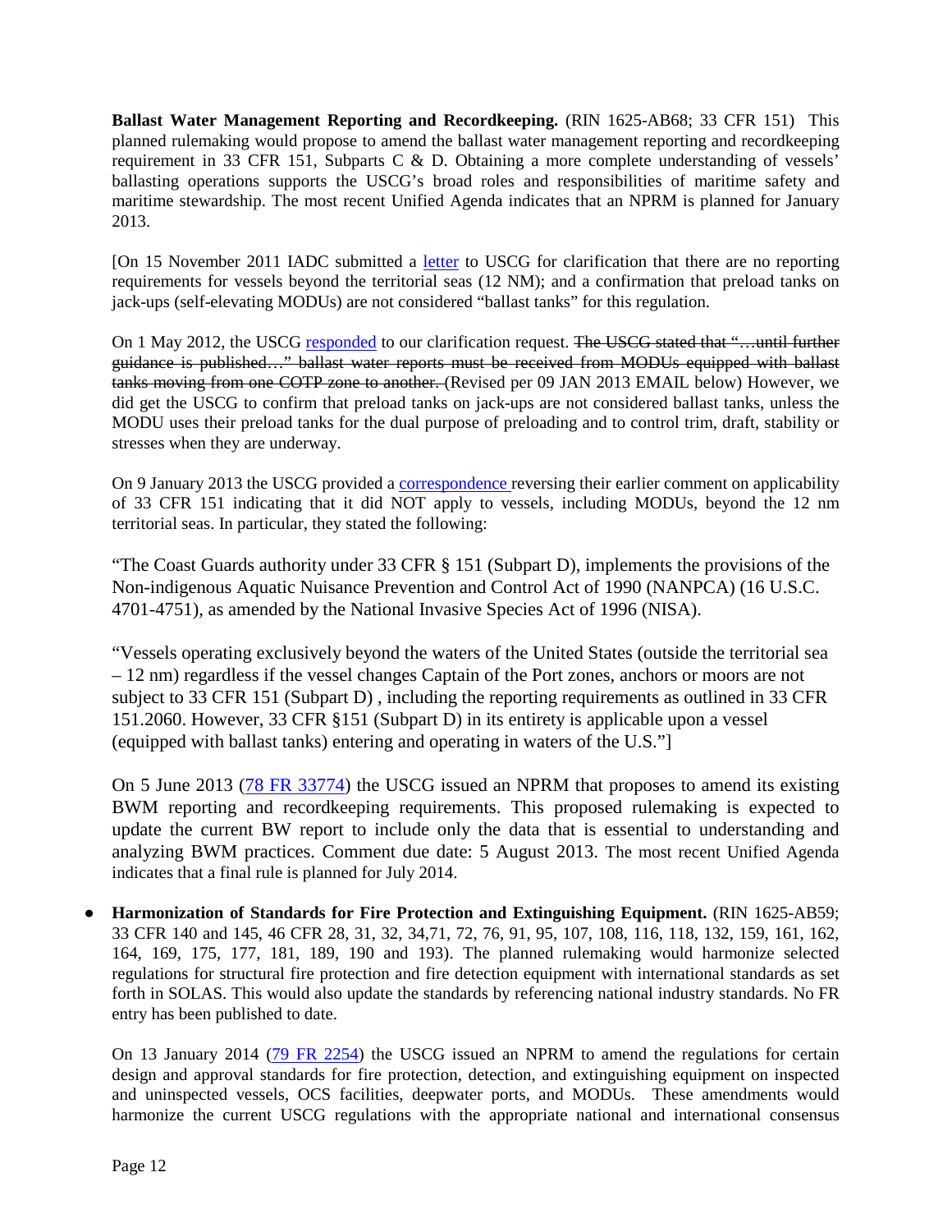**Ballast Water Management Reporting and Recordkeeping.** (RIN 1625-AB68; 33 CFR 151) This planned rulemaking would propose to amend the ballast water management reporting and recordkeeping requirement in 33 CFR 151, Subparts C & D. Obtaining a more complete understanding of vessels' ballasting operations supports the USCG's broad roles and responsibilities of maritime safety and maritime stewardship. The most recent Unified Agenda indicates that an NPRM is planned for January 2013.

[On 15 November 2011 IADC submitted a letter to USCG for clarification that there are no reporting requirements for vessels beyond the territorial seas (12 NM); and a confirmation that preload tanks on jack-ups (self-elevating MODUs) are not considered "ballast tanks" for this regulation.

On 1 May 2012, the USCG responded to our clarification request. ~~The USCG stated that "…until further guidance is published…" ballast water reports must be received from MODUs equipped with ballast tanks moving from one COTP zone to another.~~ (Revised per 09 JAN 2013 EMAIL below) However, we did get the USCG to confirm that preload tanks on jack-ups are not considered ballast tanks, unless the MODU uses their preload tanks for the dual purpose of preloading and to control trim, draft, stability or stresses when they are underway.

On 9 January 2013 the USCG provided a correspondence reversing their earlier comment on applicability of 33 CFR 151 indicating that it did NOT apply to vessels, including MODUs, beyond the 12 nm territorial seas. In particular, they stated the following:

"The Coast Guards authority under 33 CFR § 151 (Subpart D), implements the provisions of the Non-indigenous Aquatic Nuisance Prevention and Control Act of 1990 (NANPCA) (16 U.S.C. 4701-4751), as amended by the National Invasive Species Act of 1996 (NISA).

"Vessels operating exclusively beyond the waters of the United States (outside the territorial sea – 12 nm) regardless if the vessel changes Captain of the Port zones, anchors or moors are not subject to 33 CFR 151 (Subpart D) , including the reporting requirements as outlined in 33 CFR 151.2060. However, 33 CFR §151 (Subpart D) in its entirety is applicable upon a vessel (equipped with ballast tanks) entering and operating in waters of the U.S."]

On 5 June 2013 (78 FR 33774) the USCG issued an NPRM that proposes to amend its existing BWM reporting and recordkeeping requirements. This proposed rulemaking is expected to update the current BW report to include only the data that is essential to understanding and analyzing BWM practices. Comment due date: 5 August 2013. The most recent Unified Agenda indicates that a final rule is planned for July 2014.

- **Harmonization of Standards for Fire Protection and Extinguishing Equipment.** (RIN 1625-AB59; 33 CFR 140 and 145, 46 CFR 28, 31, 32, 34,71, 72, 76, 91, 95, 107, 108, 116, 118, 132, 159, 161, 162, 164, 169, 175, 177, 181, 189, 190 and 193). The planned rulemaking would harmonize selected regulations for structural fire protection and fire detection equipment with international standards as set forth in SOLAS. This would also update the standards by referencing national industry standards. No FR entry has been published to date.

  On 13 January 2014 (79 FR 2254) the USCG issued an NPRM to amend the regulations for certain design and approval standards for fire protection, detection, and extinguishing equipment on inspected and uninspected vessels, OCS facilities, deepwater ports, and MODUs. These amendments would harmonize the current USCG regulations with the appropriate national and international consensus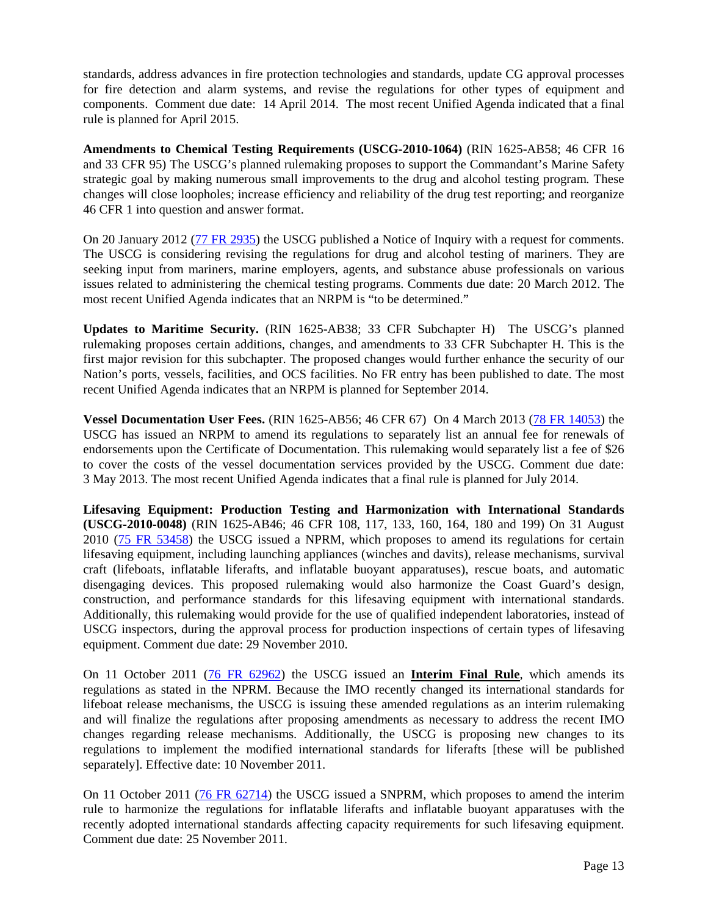standards, address advances in fire protection technologies and standards, update CG approval processes for fire detection and alarm systems, and revise the regulations for other types of equipment and components. Comment due date: 14 April 2014. The most recent Unified Agenda indicated that a final rule is planned for April 2015.

**Amendments to Chemical Testing Requirements (USCG-2010-1064)** (RIN 1625-AB58; 46 CFR 16 and 33 CFR 95) The USCG's planned rulemaking proposes to support the Commandant's Marine Safety strategic goal by making numerous small improvements to the drug and alcohol testing program. These changes will close loopholes; increase efficiency and reliability of the drug test reporting; and reorganize 46 CFR 1 into question and answer format.

On 20 January 2012 (77 FR 2935) the USCG published a Notice of Inquiry with a request for comments. The USCG is considering revising the regulations for drug and alcohol testing of mariners. They are seeking input from mariners, marine employers, agents, and substance abuse professionals on various issues related to administering the chemical testing programs. Comments due date: 20 March 2012. The most recent Unified Agenda indicates that an NRPM is "to be determined."

**Updates to Maritime Security.** (RIN 1625-AB38; 33 CFR Subchapter H) The USCG's planned rulemaking proposes certain additions, changes, and amendments to 33 CFR Subchapter H. This is the first major revision for this subchapter. The proposed changes would further enhance the security of our Nation's ports, vessels, facilities, and OCS facilities. No FR entry has been published to date. The most recent Unified Agenda indicates that an NRPM is planned for September 2014.

**Vessel Documentation User Fees.** (RIN 1625-AB56; 46 CFR 67) On 4 March 2013 (78 FR 14053) the USCG has issued an NRPM to amend its regulations to separately list an annual fee for renewals of endorsements upon the Certificate of Documentation. This rulemaking would separately list a fee of $26 to cover the costs of the vessel documentation services provided by the USCG. Comment due date: 3 May 2013. The most recent Unified Agenda indicates that a final rule is planned for July 2014.

**Lifesaving Equipment: Production Testing and Harmonization with International Standards (USCG-2010-0048)** (RIN 1625-AB46; 46 CFR 108, 117, 133, 160, 164, 180 and 199) On 31 August 2010 (75 FR 53458) the USCG issued a NPRM, which proposes to amend its regulations for certain lifesaving equipment, including launching appliances (winches and davits), release mechanisms, survival craft (lifeboats, inflatable liferafts, and inflatable buoyant apparatuses), rescue boats, and automatic disengaging devices. This proposed rulemaking would also harmonize the Coast Guard's design, construction, and performance standards for this lifesaving equipment with international standards. Additionally, this rulemaking would provide for the use of qualified independent laboratories, instead of USCG inspectors, during the approval process for production inspections of certain types of lifesaving equipment. Comment due date: 29 November 2010.

On 11 October 2011 (76 FR 62962) the USCG issued an **Interim Final Rule**, which amends its regulations as stated in the NPRM. Because the IMO recently changed its international standards for lifeboat release mechanisms, the USCG is issuing these amended regulations as an interim rulemaking and will finalize the regulations after proposing amendments as necessary to address the recent IMO changes regarding release mechanisms. Additionally, the USCG is proposing new changes to its regulations to implement the modified international standards for liferafts [these will be published separately]. Effective date: 10 November 2011.

On 11 October 2011 (76 FR 62714) the USCG issued a SNPRM, which proposes to amend the interim rule to harmonize the regulations for inflatable liferafts and inflatable buoyant apparatuses with the recently adopted international standards affecting capacity requirements for such lifesaving equipment. Comment due date: 25 November 2011.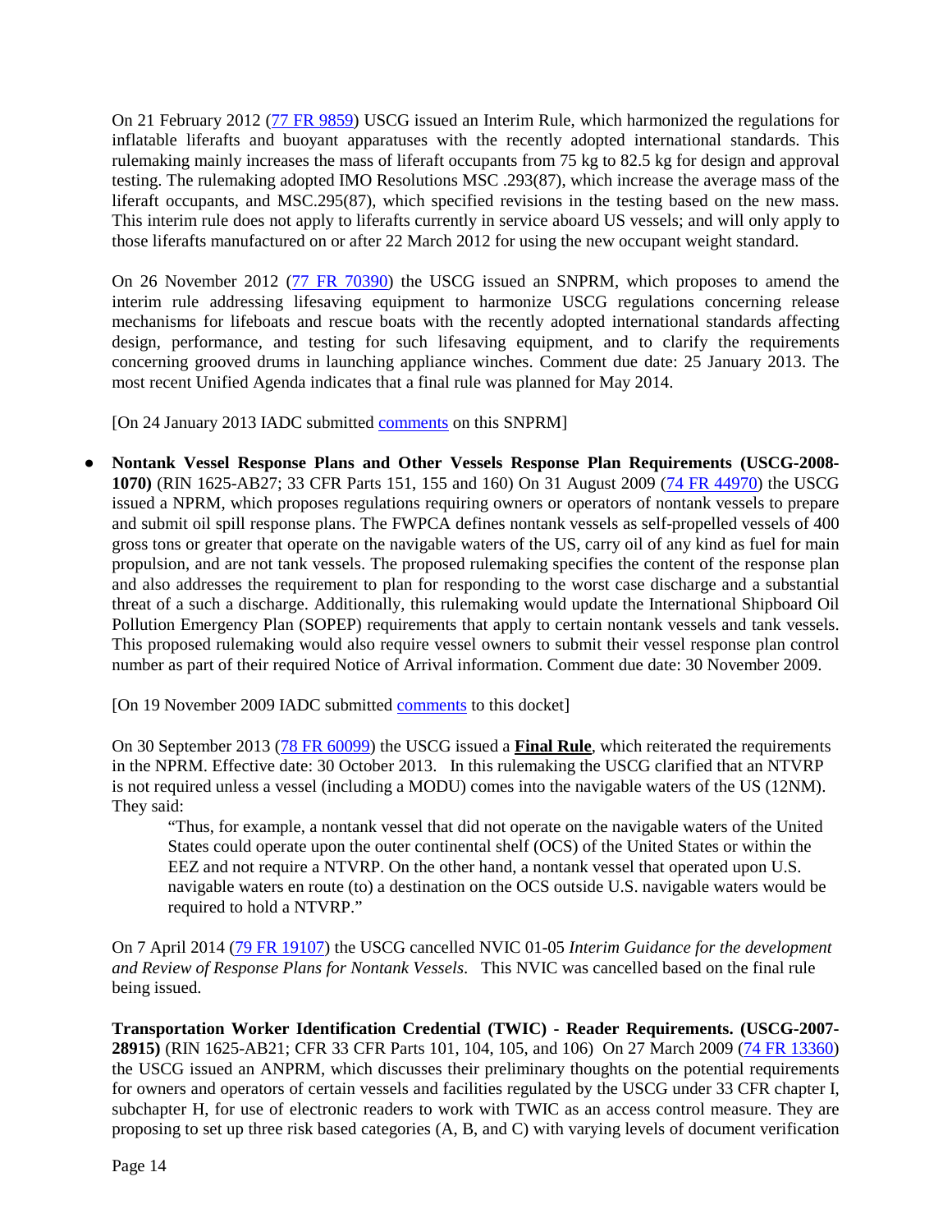On 21 February 2012 (77 FR 9859) USCG issued an Interim Rule, which harmonized the regulations for inflatable liferafts and buoyant apparatuses with the recently adopted international standards. This rulemaking mainly increases the mass of liferaft occupants from 75 kg to 82.5 kg for design and approval testing. The rulemaking adopted IMO Resolutions MSC .293(87), which increase the average mass of the liferaft occupants, and MSC.295(87), which specified revisions in the testing based on the new mass. This interim rule does not apply to liferafts currently in service aboard US vessels; and will only apply to those liferafts manufactured on or after 22 March 2012 for using the new occupant weight standard.

On 26 November 2012 (77 FR 70390) the USCG issued an SNPRM, which proposes to amend the interim rule addressing lifesaving equipment to harmonize USCG regulations concerning release mechanisms for lifeboats and rescue boats with the recently adopted international standards affecting design, performance, and testing for such lifesaving equipment, and to clarify the requirements concerning grooved drums in launching appliance winches. Comment due date: 25 January 2013. The most recent Unified Agenda indicates that a final rule was planned for May 2014.

[On 24 January 2013 IADC submitted comments on this SNPRM]

- **Nontank Vessel Response Plans and Other Vessels Response Plan Requirements (USCG-2008-1070)** (RIN 1625-AB27; 33 CFR Parts 151, 155 and 160) On 31 August 2009 (74 FR 44970) the USCG issued a NPRM, which proposes regulations requiring owners or operators of nontank vessels to prepare and submit oil spill response plans. The FWPCA defines nontank vessels as self-propelled vessels of 400 gross tons or greater that operate on the navigable waters of the US, carry oil of any kind as fuel for main propulsion, and are not tank vessels. The proposed rulemaking specifies the content of the response plan and also addresses the requirement to plan for responding to the worst case discharge and a substantial threat of a such a discharge. Additionally, this rulemaking would update the International Shipboard Oil Pollution Emergency Plan (SOPEP) requirements that apply to certain nontank vessels and tank vessels. This proposed rulemaking would also require vessel owners to submit their vessel response plan control number as part of their required Notice of Arrival information. Comment due date: 30 November 2009.

  [On 19 November 2009 IADC submitted comments to this docket]

  On 30 September 2013 (78 FR 60099) the USCG issued a **<u>Final Rule</u>**, which reiterated the requirements in the NPRM. Effective date: 30 October 2013. In this rulemaking the USCG clarified that an NTVRP is not required unless a vessel (including a MODU) comes into the navigable waters of the US (12NM). They said:

  > "Thus, for example, a nontank vessel that did not operate on the navigable waters of the United States could operate upon the outer continental shelf (OCS) of the United States or within the EEZ and not require a NTVRP. On the other hand, a nontank vessel that operated upon U.S. navigable waters en route (to) a destination on the OCS outside U.S. navigable waters would be required to hold a NTVRP."

  On 7 April 2014 (79 FR 19107) the USCG cancelled NVIC 01-05 *Interim Guidance for the development and Review of Response Plans for Nontank Vessels*. This NVIC was cancelled based on the final rule being issued.

**Transportation Worker Identification Credential (TWIC) - Reader Requirements. (USCG-2007-28915)** (RIN 1625-AB21; CFR 33 CFR Parts 101, 104, 105, and 106) On 27 March 2009 (74 FR 13360) the USCG issued an ANPRM, which discusses their preliminary thoughts on the potential requirements for owners and operators of certain vessels and facilities regulated by the USCG under 33 CFR chapter I, subchapter H, for use of electronic readers to work with TWIC as an access control measure. They are proposing to set up three risk based categories (A, B, and C) with varying levels of document verification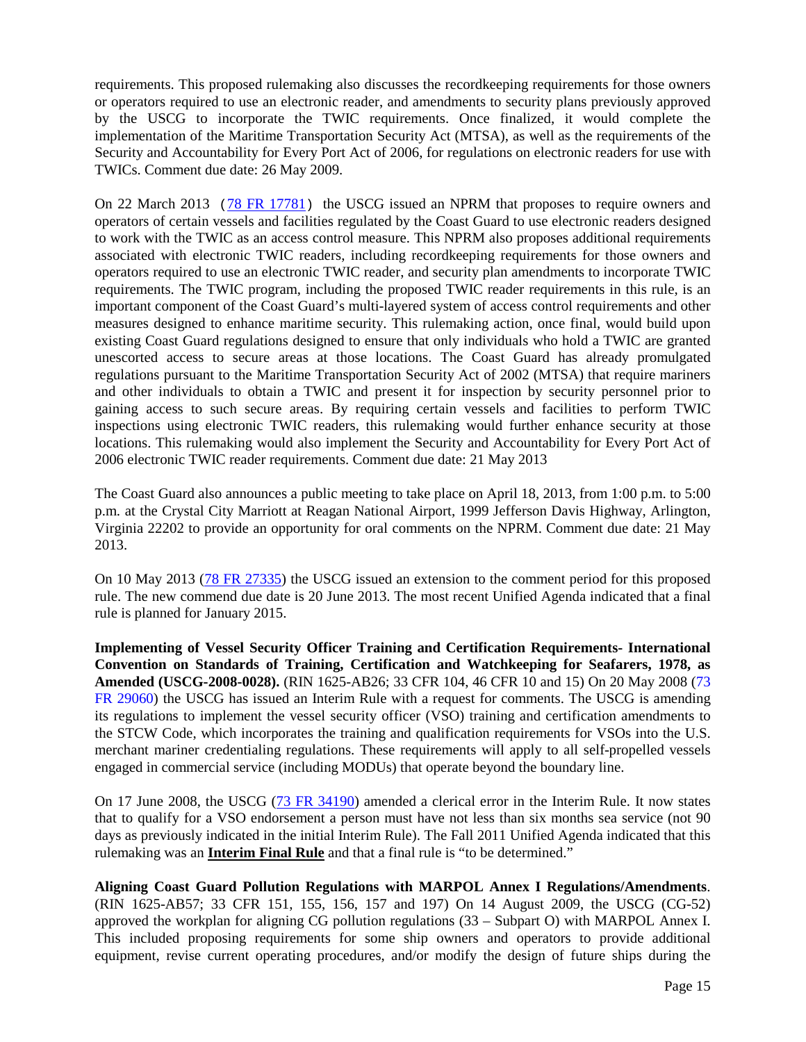requirements. This proposed rulemaking also discusses the recordkeeping requirements for those owners or operators required to use an electronic reader, and amendments to security plans previously approved by the USCG to incorporate the TWIC requirements. Once finalized, it would complete the implementation of the Maritime Transportation Security Act (MTSA), as well as the requirements of the Security and Accountability for Every Port Act of 2006, for regulations on electronic readers for use with TWICs. Comment due date: 26 May 2009.

On 22 March 2013 (78 FR 17781) the USCG issued an NPRM that proposes to require owners and operators of certain vessels and facilities regulated by the Coast Guard to use electronic readers designed to work with the TWIC as an access control measure. This NPRM also proposes additional requirements associated with electronic TWIC readers, including recordkeeping requirements for those owners and operators required to use an electronic TWIC reader, and security plan amendments to incorporate TWIC requirements. The TWIC program, including the proposed TWIC reader requirements in this rule, is an important component of the Coast Guard's multi-layered system of access control requirements and other measures designed to enhance maritime security. This rulemaking action, once final, would build upon existing Coast Guard regulations designed to ensure that only individuals who hold a TWIC are granted unescorted access to secure areas at those locations. The Coast Guard has already promulgated regulations pursuant to the Maritime Transportation Security Act of 2002 (MTSA) that require mariners and other individuals to obtain a TWIC and present it for inspection by security personnel prior to gaining access to such secure areas. By requiring certain vessels and facilities to perform TWIC inspections using electronic TWIC readers, this rulemaking would further enhance security at those locations. This rulemaking would also implement the Security and Accountability for Every Port Act of 2006 electronic TWIC reader requirements. Comment due date: 21 May 2013

The Coast Guard also announces a public meeting to take place on April 18, 2013, from 1:00 p.m. to 5:00 p.m. at the Crystal City Marriott at Reagan National Airport, 1999 Jefferson Davis Highway, Arlington, Virginia 22202 to provide an opportunity for oral comments on the NPRM. Comment due date: 21 May 2013.

On 10 May 2013 (78 FR 27335) the USCG issued an extension to the comment period for this proposed rule. The new commend due date is 20 June 2013. The most recent Unified Agenda indicated that a final rule is planned for January 2015.

**Implementing of Vessel Security Officer Training and Certification Requirements- International Convention on Standards of Training, Certification and Watchkeeping for Seafarers, 1978, as Amended (USCG-2008-0028).** (RIN 1625-AB26; 33 CFR 104, 46 CFR 10 and 15) On 20 May 2008 (73 FR 29060) the USCG has issued an Interim Rule with a request for comments. The USCG is amending its regulations to implement the vessel security officer (VSO) training and certification amendments to the STCW Code, which incorporates the training and qualification requirements for VSOs into the U.S. merchant mariner credentialing regulations. These requirements will apply to all self-propelled vessels engaged in commercial service (including MODUs) that operate beyond the boundary line.

On 17 June 2008, the USCG (73 FR 34190) amended a clerical error in the Interim Rule. It now states that to qualify for a VSO endorsement a person must have not less than six months sea service (not 90 days as previously indicated in the initial Interim Rule). The Fall 2011 Unified Agenda indicated that this rulemaking was an **Interim Final Rule** and that a final rule is "to be determined."

**Aligning Coast Guard Pollution Regulations with MARPOL Annex I Regulations/Amendments**. (RIN 1625-AB57; 33 CFR 151, 155, 156, 157 and 197) On 14 August 2009, the USCG (CG-52) approved the workplan for aligning CG pollution regulations (33 – Subpart O) with MARPOL Annex I. This included proposing requirements for some ship owners and operators to provide additional equipment, revise current operating procedures, and/or modify the design of future ships during the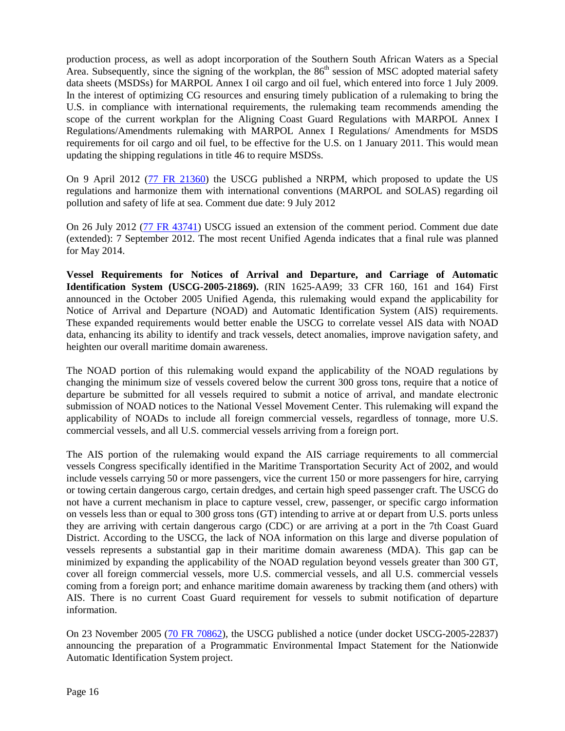production process, as well as adopt incorporation of the Southern South African Waters as a Special Area. Subsequently, since the signing of the workplan, the 86th session of MSC adopted material safety data sheets (MSDSs) for MARPOL Annex I oil cargo and oil fuel, which entered into force 1 July 2009. In the interest of optimizing CG resources and ensuring timely publication of a rulemaking to bring the U.S. in compliance with international requirements, the rulemaking team recommends amending the scope of the current workplan for the Aligning Coast Guard Regulations with MARPOL Annex I Regulations/Amendments rulemaking with MARPOL Annex I Regulations/ Amendments for MSDS requirements for oil cargo and oil fuel, to be effective for the U.S. on 1 January 2011. This would mean updating the shipping regulations in title 46 to require MSDSs.

On 9 April 2012 (77 FR 21360) the USCG published a NRPM, which proposed to update the US regulations and harmonize them with international conventions (MARPOL and SOLAS) regarding oil pollution and safety of life at sea. Comment due date: 9 July 2012

On 26 July 2012 (77 FR 43741) USCG issued an extension of the comment period. Comment due date (extended): 7 September 2012. The most recent Unified Agenda indicates that a final rule was planned for May 2014.

**Vessel Requirements for Notices of Arrival and Departure, and Carriage of Automatic Identification System (USCG-2005-21869).** (RIN 1625-AA99; 33 CFR 160, 161 and 164) First announced in the October 2005 Unified Agenda, this rulemaking would expand the applicability for Notice of Arrival and Departure (NOAD) and Automatic Identification System (AIS) requirements. These expanded requirements would better enable the USCG to correlate vessel AIS data with NOAD data, enhancing its ability to identify and track vessels, detect anomalies, improve navigation safety, and heighten our overall maritime domain awareness.

The NOAD portion of this rulemaking would expand the applicability of the NOAD regulations by changing the minimum size of vessels covered below the current 300 gross tons, require that a notice of departure be submitted for all vessels required to submit a notice of arrival, and mandate electronic submission of NOAD notices to the National Vessel Movement Center. This rulemaking will expand the applicability of NOADs to include all foreign commercial vessels, regardless of tonnage, more U.S. commercial vessels, and all U.S. commercial vessels arriving from a foreign port.

The AIS portion of the rulemaking would expand the AIS carriage requirements to all commercial vessels Congress specifically identified in the Maritime Transportation Security Act of 2002, and would include vessels carrying 50 or more passengers, vice the current 150 or more passengers for hire, carrying or towing certain dangerous cargo, certain dredges, and certain high speed passenger craft. The USCG do not have a current mechanism in place to capture vessel, crew, passenger, or specific cargo information on vessels less than or equal to 300 gross tons (GT) intending to arrive at or depart from U.S. ports unless they are arriving with certain dangerous cargo (CDC) or are arriving at a port in the 7th Coast Guard District. According to the USCG, the lack of NOA information on this large and diverse population of vessels represents a substantial gap in their maritime domain awareness (MDA). This gap can be minimized by expanding the applicability of the NOAD regulation beyond vessels greater than 300 GT, cover all foreign commercial vessels, more U.S. commercial vessels, and all U.S. commercial vessels coming from a foreign port; and enhance maritime domain awareness by tracking them (and others) with AIS. There is no current Coast Guard requirement for vessels to submit notification of departure information.

On 23 November 2005 (70 FR 70862), the USCG published a notice (under docket USCG-2005-22837) announcing the preparation of a Programmatic Environmental Impact Statement for the Nationwide Automatic Identification System project.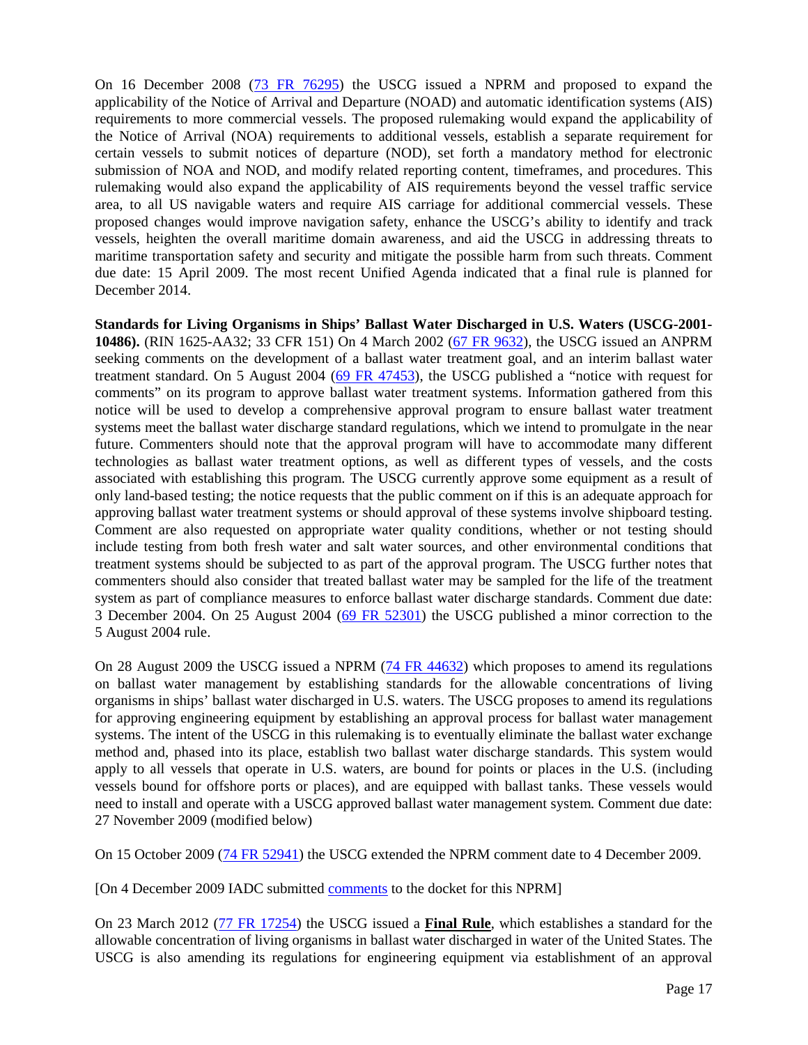On 16 December 2008 ([73 FR 76295]()) the USCG issued a NPRM and proposed to expand the applicability of the Notice of Arrival and Departure (NOAD) and automatic identification systems (AIS) requirements to more commercial vessels. The proposed rulemaking would expand the applicability of the Notice of Arrival (NOA) requirements to additional vessels, establish a separate requirement for certain vessels to submit notices of departure (NOD), set forth a mandatory method for electronic submission of NOA and NOD, and modify related reporting content, timeframes, and procedures. This rulemaking would also expand the applicability of AIS requirements beyond the vessel traffic service area, to all US navigable waters and require AIS carriage for additional commercial vessels. These proposed changes would improve navigation safety, enhance the USCG's ability to identify and track vessels, heighten the overall maritime domain awareness, and aid the USCG in addressing threats to maritime transportation safety and security and mitigate the possible harm from such threats. Comment due date: 15 April 2009. The most recent Unified Agenda indicated that a final rule is planned for December 2014.

**Standards for Living Organisms in Ships' Ballast Water Discharged in U.S. Waters (USCG-2001-10486).** (RIN 1625-AA32; 33 CFR 151) On 4 March 2002 ([67 FR 9632]()), the USCG issued an ANPRM seeking comments on the development of a ballast water treatment goal, and an interim ballast water treatment standard. On 5 August 2004 ([69 FR 47453]()), the USCG published a "notice with request for comments" on its program to approve ballast water treatment systems. Information gathered from this notice will be used to develop a comprehensive approval program to ensure ballast water treatment systems meet the ballast water discharge standard regulations, which we intend to promulgate in the near future. Commenters should note that the approval program will have to accommodate many different technologies as ballast water treatment options, as well as different types of vessels, and the costs associated with establishing this program. The USCG currently approve some equipment as a result of only land-based testing; the notice requests that the public comment on if this is an adequate approach for approving ballast water treatment systems or should approval of these systems involve shipboard testing. Comment are also requested on appropriate water quality conditions, whether or not testing should include testing from both fresh water and salt water sources, and other environmental conditions that treatment systems should be subjected to as part of the approval program. The USCG further notes that commenters should also consider that treated ballast water may be sampled for the life of the treatment system as part of compliance measures to enforce ballast water discharge standards. Comment due date: 3 December 2004. On 25 August 2004 ([69 FR 52301]()) the USCG published a minor correction to the 5 August 2004 rule.

On 28 August 2009 the USCG issued a NPRM ([74 FR 44632]()) which proposes to amend its regulations on ballast water management by establishing standards for the allowable concentrations of living organisms in ships' ballast water discharged in U.S. waters. The USCG proposes to amend its regulations for approving engineering equipment by establishing an approval process for ballast water management systems. The intent of the USCG in this rulemaking is to eventually eliminate the ballast water exchange method and, phased into its place, establish two ballast water discharge standards. This system would apply to all vessels that operate in U.S. waters, are bound for points or places in the U.S. (including vessels bound for offshore ports or places), and are equipped with ballast tanks. These vessels would need to install and operate with a USCG approved ballast water management system. Comment due date: 27 November 2009 (modified below)

On 15 October 2009 ([74 FR 52941]()) the USCG extended the NPRM comment date to 4 December 2009.

[On 4 December 2009 IADC submitted [comments]() to the docket for this NPRM]

On 23 March 2012 ([77 FR 17254]()) the USCG issued a **Final Rule**, which establishes a standard for the allowable concentration of living organisms in ballast water discharged in water of the United States. The USCG is also amending its regulations for engineering equipment via establishment of an approval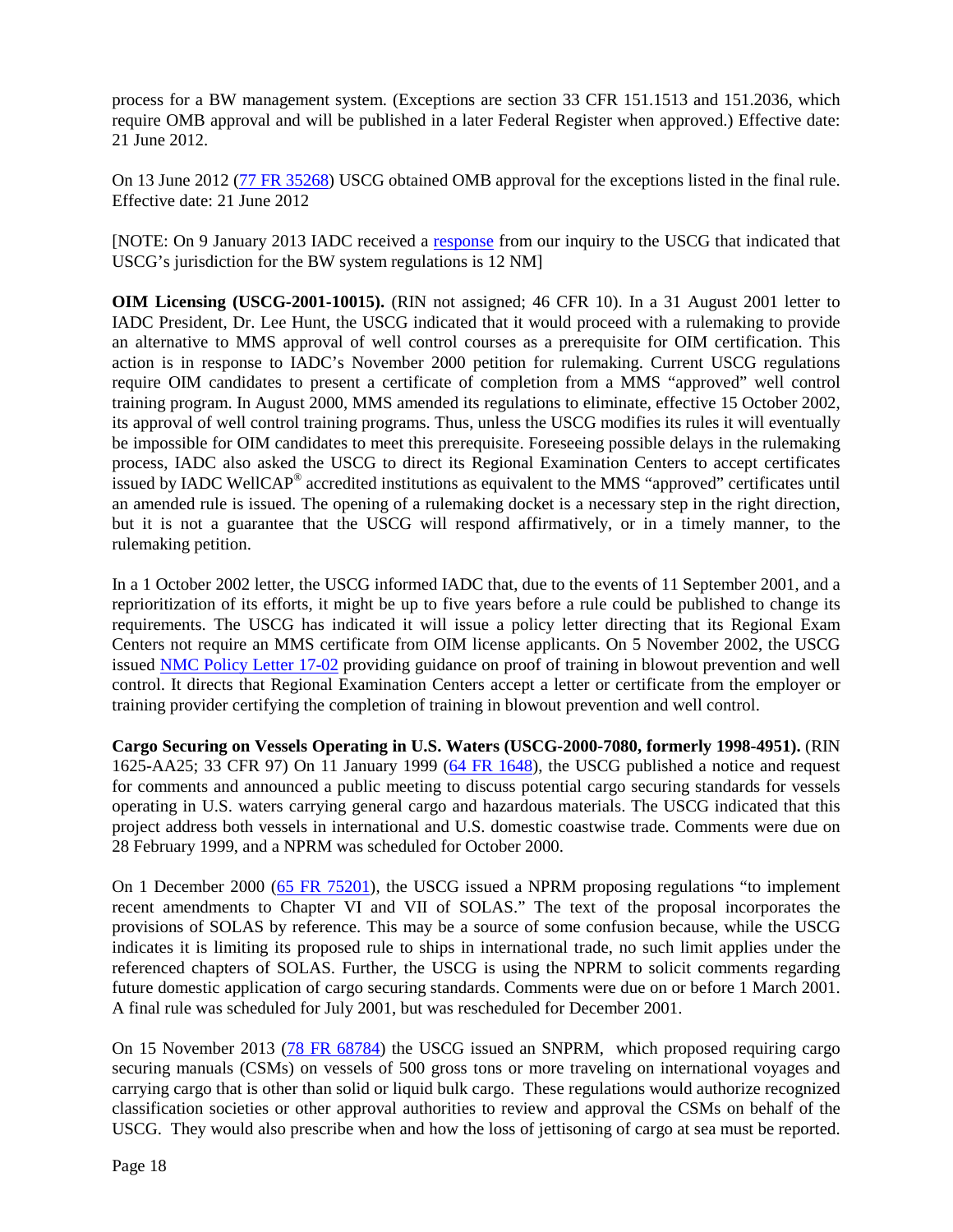process for a BW management system. (Exceptions are section 33 CFR 151.1513 and 151.2036, which require OMB approval and will be published in a later Federal Register when approved.) Effective date: 21 June 2012.

On 13 June 2012 (77 FR 35268) USCG obtained OMB approval for the exceptions listed in the final rule. Effective date: 21 June 2012

[NOTE: On 9 January 2013 IADC received a response from our inquiry to the USCG that indicated that USCG's jurisdiction for the BW system regulations is 12 NM]

**OIM Licensing (USCG-2001-10015).** (RIN not assigned; 46 CFR 10). In a 31 August 2001 letter to IADC President, Dr. Lee Hunt, the USCG indicated that it would proceed with a rulemaking to provide an alternative to MMS approval of well control courses as a prerequisite for OIM certification. This action is in response to IADC's November 2000 petition for rulemaking. Current USCG regulations require OIM candidates to present a certificate of completion from a MMS "approved" well control training program. In August 2000, MMS amended its regulations to eliminate, effective 15 October 2002, its approval of well control training programs. Thus, unless the USCG modifies its rules it will eventually be impossible for OIM candidates to meet this prerequisite. Foreseeing possible delays in the rulemaking process, IADC also asked the USCG to direct its Regional Examination Centers to accept certificates issued by IADC WellCAP® accredited institutions as equivalent to the MMS "approved" certificates until an amended rule is issued. The opening of a rulemaking docket is a necessary step in the right direction, but it is not a guarantee that the USCG will respond affirmatively, or in a timely manner, to the rulemaking petition.

In a 1 October 2002 letter, the USCG informed IADC that, due to the events of 11 September 2001, and a reprioritization of its efforts, it might be up to five years before a rule could be published to change its requirements. The USCG has indicated it will issue a policy letter directing that its Regional Exam Centers not require an MMS certificate from OIM license applicants. On 5 November 2002, the USCG issued NMC Policy Letter 17-02 providing guidance on proof of training in blowout prevention and well control. It directs that Regional Examination Centers accept a letter or certificate from the employer or training provider certifying the completion of training in blowout prevention and well control.

**Cargo Securing on Vessels Operating in U.S. Waters (USCG-2000-7080, formerly 1998-4951).** (RIN 1625-AA25; 33 CFR 97) On 11 January 1999 (64 FR 1648), the USCG published a notice and request for comments and announced a public meeting to discuss potential cargo securing standards for vessels operating in U.S. waters carrying general cargo and hazardous materials. The USCG indicated that this project address both vessels in international and U.S. domestic coastwise trade. Comments were due on 28 February 1999, and a NPRM was scheduled for October 2000.

On 1 December 2000 (65 FR 75201), the USCG issued a NPRM proposing regulations "to implement recent amendments to Chapter VI and VII of SOLAS." The text of the proposal incorporates the provisions of SOLAS by reference. This may be a source of some confusion because, while the USCG indicates it is limiting its proposed rule to ships in international trade, no such limit applies under the referenced chapters of SOLAS. Further, the USCG is using the NPRM to solicit comments regarding future domestic application of cargo securing standards. Comments were due on or before 1 March 2001. A final rule was scheduled for July 2001, but was rescheduled for December 2001.

On 15 November 2013 (78 FR 68784) the USCG issued an SNPRM, which proposed requiring cargo securing manuals (CSMs) on vessels of 500 gross tons or more traveling on international voyages and carrying cargo that is other than solid or liquid bulk cargo. These regulations would authorize recognized classification societies or other approval authorities to review and approval the CSMs on behalf of the USCG. They would also prescribe when and how the loss of jettisoning of cargo at sea must be reported.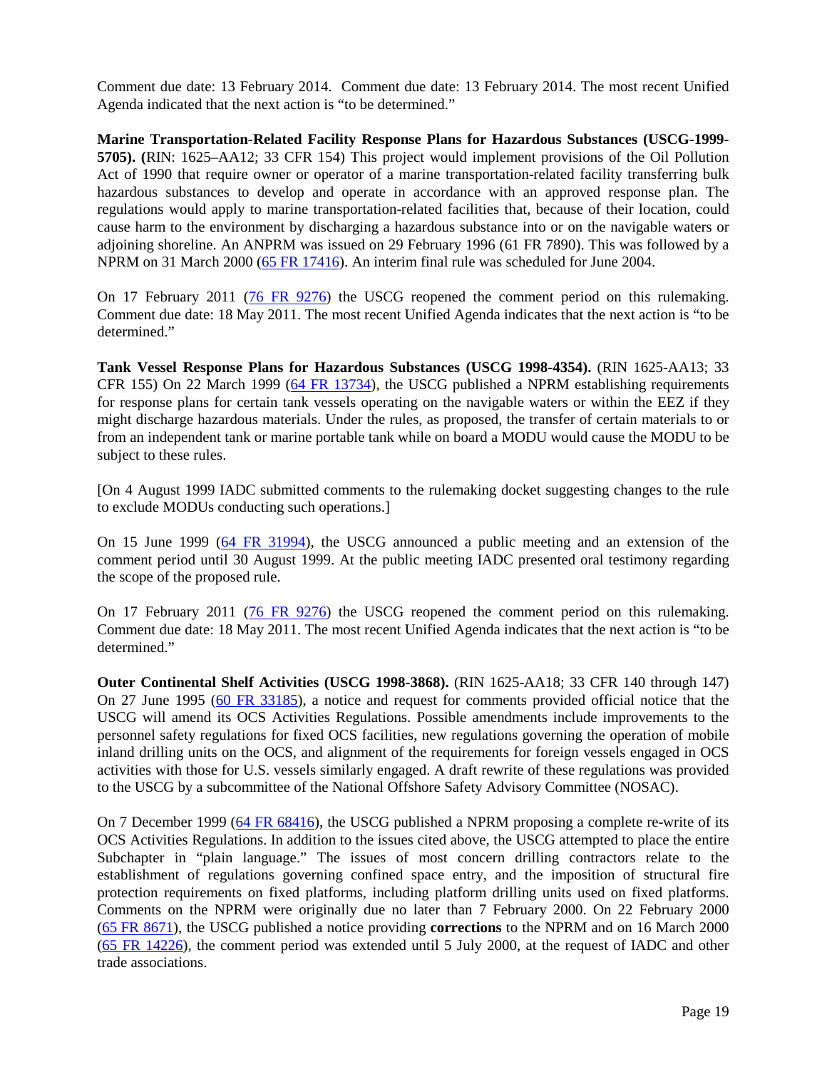Comment due date: 13 February 2014. Comment due date: 13 February 2014. The most recent Unified Agenda indicated that the next action is "to be determined."

**Marine Transportation-Related Facility Response Plans for Hazardous Substances (USCG-1999-5705). (**RIN: 1625–AA12; 33 CFR 154) This project would implement provisions of the Oil Pollution Act of 1990 that require owner or operator of a marine transportation-related facility transferring bulk hazardous substances to develop and operate in accordance with an approved response plan. The regulations would apply to marine transportation-related facilities that, because of their location, could cause harm to the environment by discharging a hazardous substance into or on the navigable waters or adjoining shoreline. An ANPRM was issued on 29 February 1996 (61 FR 7890). This was followed by a NPRM on 31 March 2000 (65 FR 17416). An interim final rule was scheduled for June 2004.

On 17 February 2011 (76 FR 9276) the USCG reopened the comment period on this rulemaking. Comment due date: 18 May 2011. The most recent Unified Agenda indicates that the next action is "to be determined."

**Tank Vessel Response Plans for Hazardous Substances (USCG 1998-4354).** (RIN 1625-AA13; 33 CFR 155) On 22 March 1999 (64 FR 13734), the USCG published a NPRM establishing requirements for response plans for certain tank vessels operating on the navigable waters or within the EEZ if they might discharge hazardous materials. Under the rules, as proposed, the transfer of certain materials to or from an independent tank or marine portable tank while on board a MODU would cause the MODU to be subject to these rules.

[On 4 August 1999 IADC submitted comments to the rulemaking docket suggesting changes to the rule to exclude MODUs conducting such operations.]

On 15 June 1999 (64 FR 31994), the USCG announced a public meeting and an extension of the comment period until 30 August 1999. At the public meeting IADC presented oral testimony regarding the scope of the proposed rule.

On 17 February 2011 (76 FR 9276) the USCG reopened the comment period on this rulemaking. Comment due date: 18 May 2011. The most recent Unified Agenda indicates that the next action is "to be determined."

**Outer Continental Shelf Activities (USCG 1998-3868).** (RIN 1625-AA18; 33 CFR 140 through 147) On 27 June 1995 (60 FR 33185), a notice and request for comments provided official notice that the USCG will amend its OCS Activities Regulations. Possible amendments include improvements to the personnel safety regulations for fixed OCS facilities, new regulations governing the operation of mobile inland drilling units on the OCS, and alignment of the requirements for foreign vessels engaged in OCS activities with those for U.S. vessels similarly engaged. A draft rewrite of these regulations was provided to the USCG by a subcommittee of the National Offshore Safety Advisory Committee (NOSAC).

On 7 December 1999 (64 FR 68416), the USCG published a NPRM proposing a complete re-write of its OCS Activities Regulations. In addition to the issues cited above, the USCG attempted to place the entire Subchapter in "plain language." The issues of most concern drilling contractors relate to the establishment of regulations governing confined space entry, and the imposition of structural fire protection requirements on fixed platforms, including platform drilling units used on fixed platforms. Comments on the NPRM were originally due no later than 7 February 2000. On 22 February 2000 (65 FR 8671), the USCG published a notice providing **corrections** to the NPRM and on 16 March 2000 (65 FR 14226), the comment period was extended until 5 July 2000, at the request of IADC and other trade associations.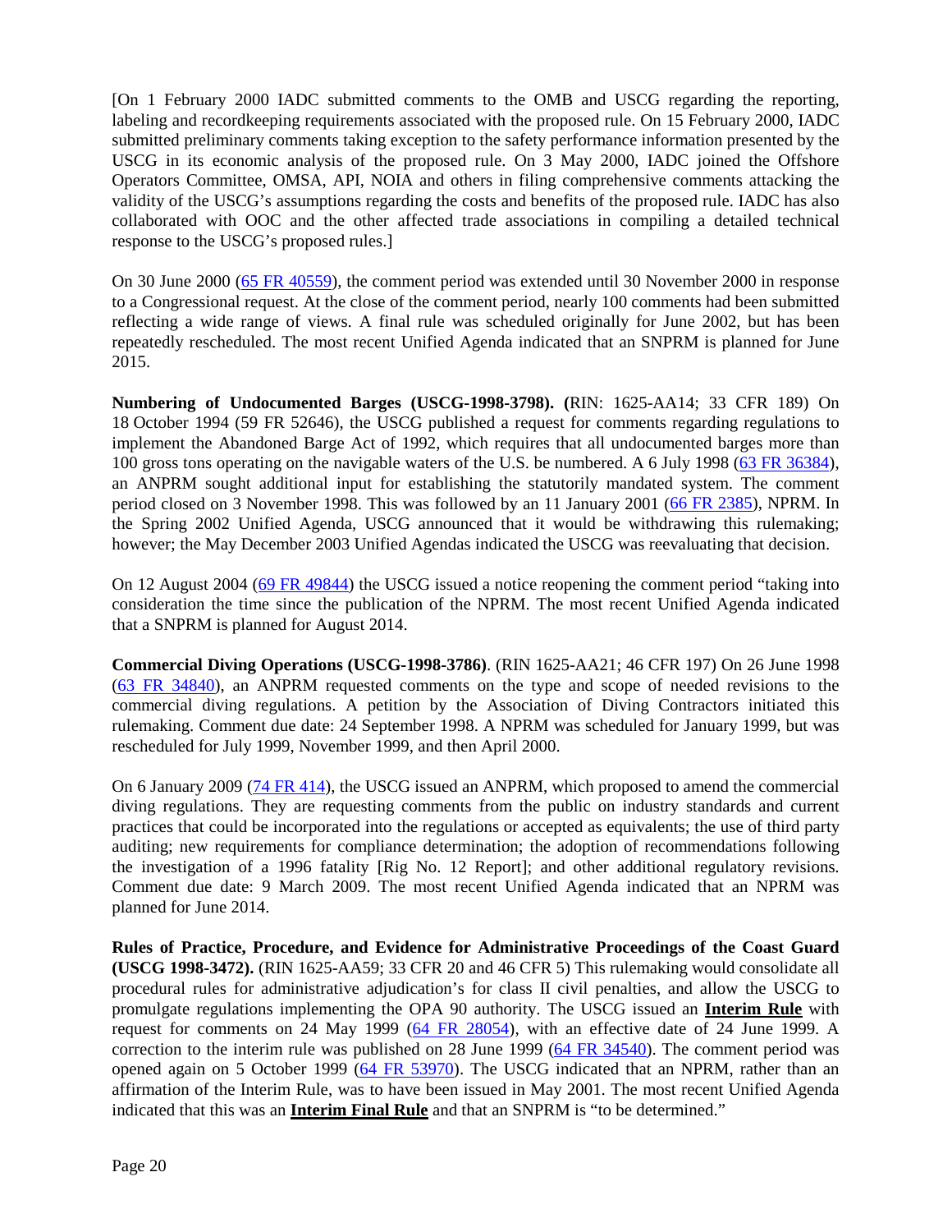[On 1 February 2000 IADC submitted comments to the OMB and USCG regarding the reporting, labeling and recordkeeping requirements associated with the proposed rule. On 15 February 2000, IADC submitted preliminary comments taking exception to the safety performance information presented by the USCG in its economic analysis of the proposed rule. On 3 May 2000, IADC joined the Offshore Operators Committee, OMSA, API, NOIA and others in filing comprehensive comments attacking the validity of the USCG's assumptions regarding the costs and benefits of the proposed rule. IADC has also collaborated with OOC and the other affected trade associations in compiling a detailed technical response to the USCG's proposed rules.]

On 30 June 2000 (65 FR 40559), the comment period was extended until 30 November 2000 in response to a Congressional request. At the close of the comment period, nearly 100 comments had been submitted reflecting a wide range of views. A final rule was scheduled originally for June 2002, but has been repeatedly rescheduled. The most recent Unified Agenda indicated that an SNPRM is planned for June 2015.

**Numbering of Undocumented Barges (USCG-1998-3798). (**RIN: 1625-AA14; 33 CFR 189) On 18 October 1994 (59 FR 52646), the USCG published a request for comments regarding regulations to implement the Abandoned Barge Act of 1992, which requires that all undocumented barges more than 100 gross tons operating on the navigable waters of the U.S. be numbered. A 6 July 1998 (63 FR 36384), an ANPRM sought additional input for establishing the statutorily mandated system. The comment period closed on 3 November 1998. This was followed by an 11 January 2001 (66 FR 2385), NPRM. In the Spring 2002 Unified Agenda, USCG announced that it would be withdrawing this rulemaking; however; the May December 2003 Unified Agendas indicated the USCG was reevaluating that decision.

On 12 August 2004 (69 FR 49844) the USCG issued a notice reopening the comment period "taking into consideration the time since the publication of the NPRM. The most recent Unified Agenda indicated that a SNPRM is planned for August 2014.

**Commercial Diving Operations (USCG-1998-3786)**. (RIN 1625-AA21; 46 CFR 197) On 26 June 1998 (63 FR 34840), an ANPRM requested comments on the type and scope of needed revisions to the commercial diving regulations. A petition by the Association of Diving Contractors initiated this rulemaking. Comment due date: 24 September 1998. A NPRM was scheduled for January 1999, but was rescheduled for July 1999, November 1999, and then April 2000.

On 6 January 2009 (74 FR 414), the USCG issued an ANPRM, which proposed to amend the commercial diving regulations. They are requesting comments from the public on industry standards and current practices that could be incorporated into the regulations or accepted as equivalents; the use of third party auditing; new requirements for compliance determination; the adoption of recommendations following the investigation of a 1996 fatality [Rig No. 12 Report]; and other additional regulatory revisions. Comment due date: 9 March 2009. The most recent Unified Agenda indicated that an NPRM was planned for June 2014.

**Rules of Practice, Procedure, and Evidence for Administrative Proceedings of the Coast Guard (USCG 1998-3472).** (RIN 1625-AA59; 33 CFR 20 and 46 CFR 5) This rulemaking would consolidate all procedural rules for administrative adjudication's for class II civil penalties, and allow the USCG to promulgate regulations implementing the OPA 90 authority. The USCG issued an **Interim Rule** with request for comments on 24 May 1999 (64 FR 28054), with an effective date of 24 June 1999. A correction to the interim rule was published on 28 June 1999 (64 FR 34540). The comment period was opened again on 5 October 1999 (64 FR 53970). The USCG indicated that an NPRM, rather than an affirmation of the Interim Rule, was to have been issued in May 2001. The most recent Unified Agenda indicated that this was an **Interim Final Rule** and that an SNPRM is "to be determined."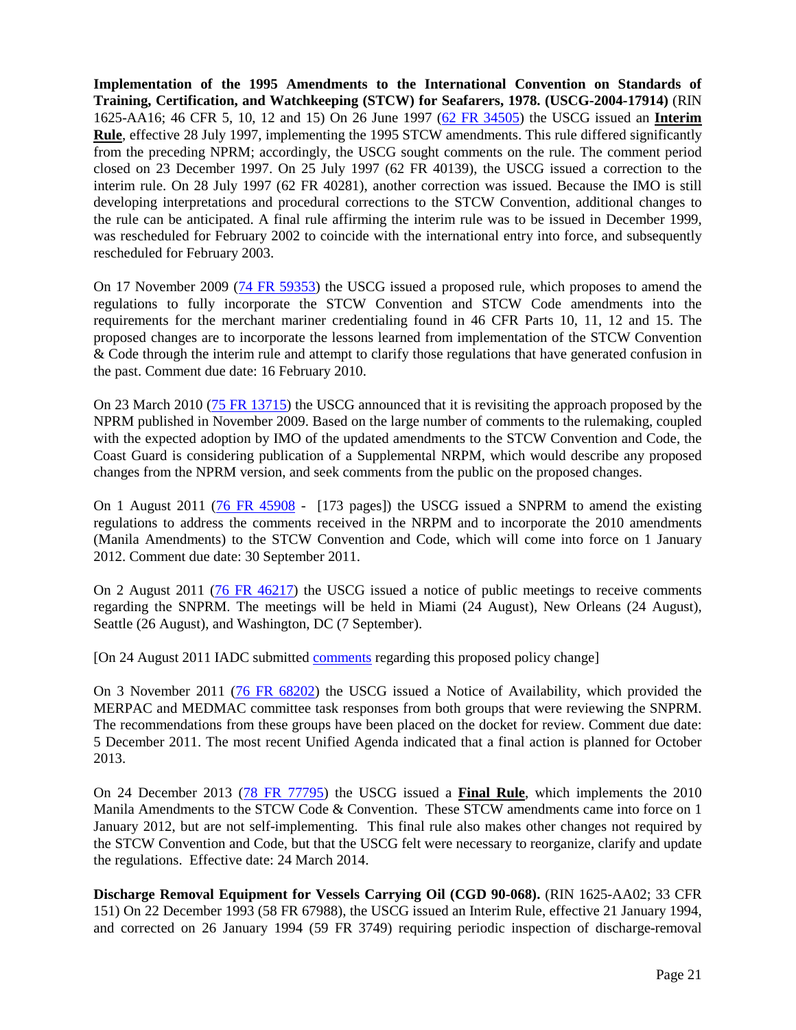**Implementation of the 1995 Amendments to the International Convention on Standards of Training, Certification, and Watchkeeping (STCW) for Seafarers, 1978. (USCG-2004-17914)** (RIN 1625-AA16; 46 CFR 5, 10, 12 and 15) On 26 June 1997 (62 FR 34505) the USCG issued an **Interim Rule**, effective 28 July 1997, implementing the 1995 STCW amendments. This rule differed significantly from the preceding NPRM; accordingly, the USCG sought comments on the rule. The comment period closed on 23 December 1997. On 25 July 1997 (62 FR 40139), the USCG issued a correction to the interim rule. On 28 July 1997 (62 FR 40281), another correction was issued. Because the IMO is still developing interpretations and procedural corrections to the STCW Convention, additional changes to the rule can be anticipated. A final rule affirming the interim rule was to be issued in December 1999, was rescheduled for February 2002 to coincide with the international entry into force, and subsequently rescheduled for February 2003.

On 17 November 2009 (74 FR 59353) the USCG issued a proposed rule, which proposes to amend the regulations to fully incorporate the STCW Convention and STCW Code amendments into the requirements for the merchant mariner credentialing found in 46 CFR Parts 10, 11, 12 and 15. The proposed changes are to incorporate the lessons learned from implementation of the STCW Convention & Code through the interim rule and attempt to clarify those regulations that have generated confusion in the past. Comment due date: 16 February 2010.

On 23 March 2010 (75 FR 13715) the USCG announced that it is revisiting the approach proposed by the NPRM published in November 2009. Based on the large number of comments to the rulemaking, coupled with the expected adoption by IMO of the updated amendments to the STCW Convention and Code, the Coast Guard is considering publication of a Supplemental NRPM, which would describe any proposed changes from the NPRM version, and seek comments from the public on the proposed changes.

On 1 August 2011 (76 FR 45908 - [173 pages]) the USCG issued a SNPRM to amend the existing regulations to address the comments received in the NRPM and to incorporate the 2010 amendments (Manila Amendments) to the STCW Convention and Code, which will come into force on 1 January 2012. Comment due date: 30 September 2011.

On 2 August 2011 (76 FR 46217) the USCG issued a notice of public meetings to receive comments regarding the SNPRM. The meetings will be held in Miami (24 August), New Orleans (24 August), Seattle (26 August), and Washington, DC (7 September).

[On 24 August 2011 IADC submitted comments regarding this proposed policy change]

On 3 November 2011 (76 FR 68202) the USCG issued a Notice of Availability, which provided the MERPAC and MEDMAC committee task responses from both groups that were reviewing the SNPRM. The recommendations from these groups have been placed on the docket for review. Comment due date: 5 December 2011. The most recent Unified Agenda indicated that a final action is planned for October 2013.

On 24 December 2013 (78 FR 77795) the USCG issued a **Final Rule**, which implements the 2010 Manila Amendments to the STCW Code & Convention. These STCW amendments came into force on 1 January 2012, but are not self-implementing. This final rule also makes other changes not required by the STCW Convention and Code, but that the USCG felt were necessary to reorganize, clarify and update the regulations. Effective date: 24 March 2014.

**Discharge Removal Equipment for Vessels Carrying Oil (CGD 90-068).** (RIN 1625-AA02; 33 CFR 151) On 22 December 1993 (58 FR 67988), the USCG issued an Interim Rule, effective 21 January 1994, and corrected on 26 January 1994 (59 FR 3749) requiring periodic inspection of discharge-removal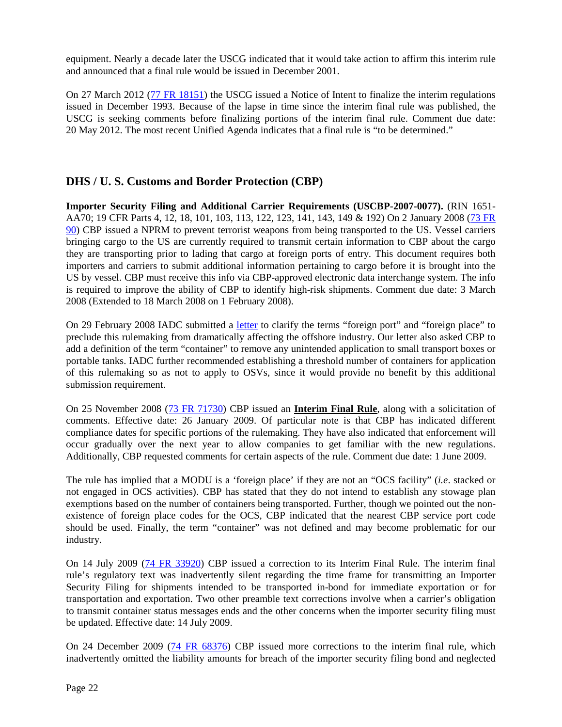equipment. Nearly a decade later the USCG indicated that it would take action to affirm this interim rule and announced that a final rule would be issued in December 2001.

On 27 March 2012 ([77 FR 18151]) the USCG issued a Notice of Intent to finalize the interim regulations issued in December 1993. Because of the lapse in time since the interim final rule was published, the USCG is seeking comments before finalizing portions of the interim final rule. Comment due date: 20 May 2012. The most recent Unified Agenda indicates that a final rule is "to be determined."

## DHS / U. S. Customs and Border Protection (CBP)

**Importer Security Filing and Additional Carrier Requirements (USCBP-2007-0077).** (RIN 1651-AA70; 19 CFR Parts 4, 12, 18, 101, 103, 113, 122, 123, 141, 143, 149 & 192) On 2 January 2008 ([73 FR 90]) CBP issued a NPRM to prevent terrorist weapons from being transported to the US. Vessel carriers bringing cargo to the US are currently required to transmit certain information to CBP about the cargo they are transporting prior to lading that cargo at foreign ports of entry. This document requires both importers and carriers to submit additional information pertaining to cargo before it is brought into the US by vessel. CBP must receive this info via CBP-approved electronic data interchange system. The info is required to improve the ability of CBP to identify high-risk shipments. Comment due date: 3 March 2008 (Extended to 18 March 2008 on 1 February 2008).

On 29 February 2008 IADC submitted a [letter] to clarify the terms "foreign port" and "foreign place" to preclude this rulemaking from dramatically affecting the offshore industry. Our letter also asked CBP to add a definition of the term "container" to remove any unintended application to small transport boxes or portable tanks. IADC further recommended establishing a threshold number of containers for application of this rulemaking so as not to apply to OSVs, since it would provide no benefit by this additional submission requirement.

On 25 November 2008 ([73 FR 71730]) CBP issued an **Interim Final Rule**, along with a solicitation of comments. Effective date: 26 January 2009. Of particular note is that CBP has indicated different compliance dates for specific portions of the rulemaking. They have also indicated that enforcement will occur gradually over the next year to allow companies to get familiar with the new regulations. Additionally, CBP requested comments for certain aspects of the rule. Comment due date: 1 June 2009.

The rule has implied that a MODU is a 'foreign place' if they are not an "OCS facility" (*i.e*. stacked or not engaged in OCS activities). CBP has stated that they do not intend to establish any stowage plan exemptions based on the number of containers being transported. Further, though we pointed out the non-existence of foreign place codes for the OCS, CBP indicated that the nearest CBP service port code should be used. Finally, the term "container" was not defined and may become problematic for our industry.

On 14 July 2009 ([74 FR 33920]) CBP issued a correction to its Interim Final Rule. The interim final rule's regulatory text was inadvertently silent regarding the time frame for transmitting an Importer Security Filing for shipments intended to be transported in-bond for immediate exportation or for transportation and exportation. Two other preamble text corrections involve when a carrier's obligation to transmit container status messages ends and the other concerns when the importer security filing must be updated. Effective date: 14 July 2009.

On 24 December 2009 ([74 FR 68376]) CBP issued more corrections to the interim final rule, which inadvertently omitted the liability amounts for breach of the importer security filing bond and neglected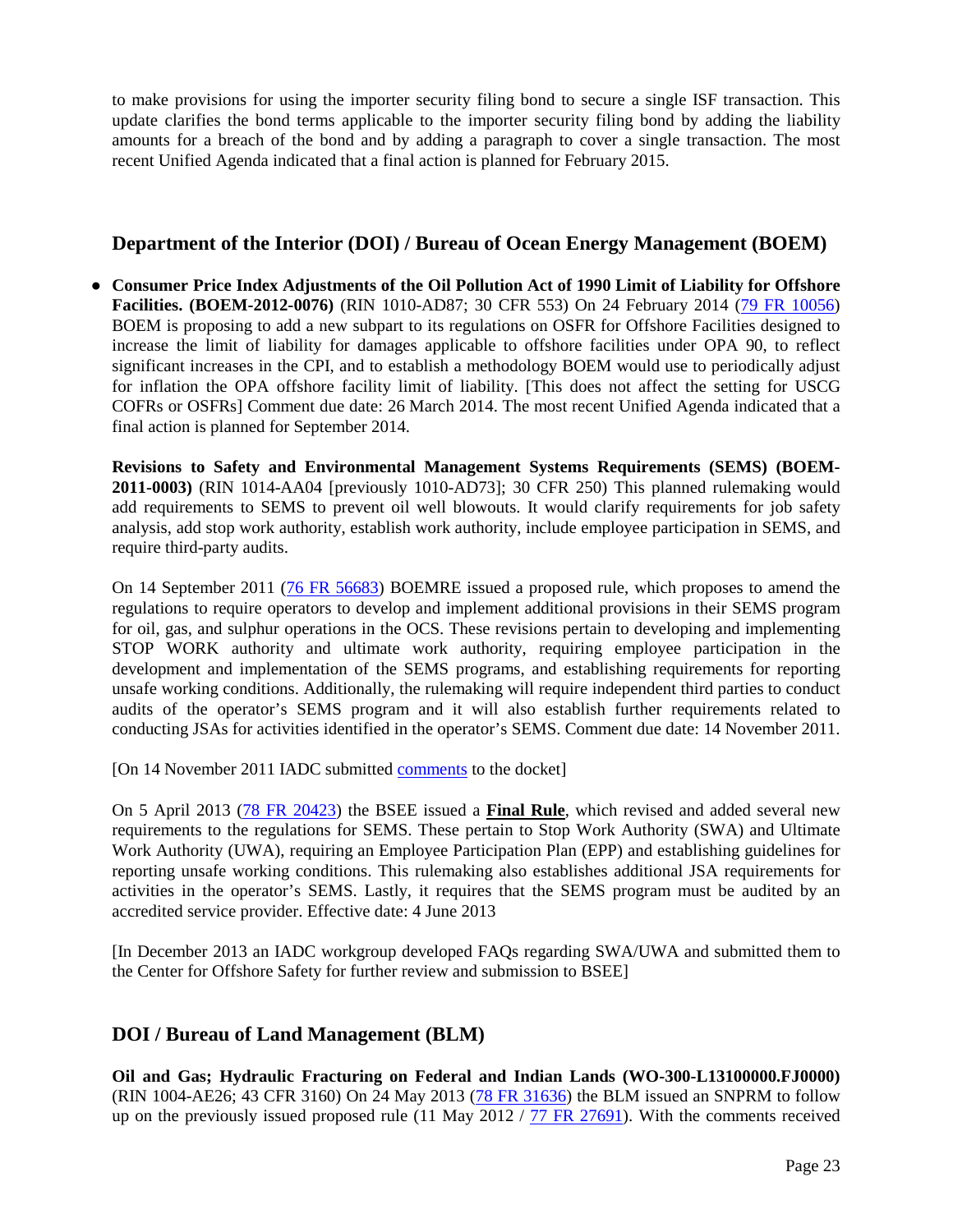to make provisions for using the importer security filing bond to secure a single ISF transaction. This update clarifies the bond terms applicable to the importer security filing bond by adding the liability amounts for a breach of the bond and by adding a paragraph to cover a single transaction. The most recent Unified Agenda indicated that a final action is planned for February 2015.

## Department of the Interior (DOI) / Bureau of Ocean Energy Management (BOEM)

- **Consumer Price Index Adjustments of the Oil Pollution Act of 1990 Limit of Liability for Offshore Facilities. (BOEM-2012-0076)** (RIN 1010-AD87; 30 CFR 553) On 24 February 2014 ([79 FR 10056]) BOEM is proposing to add a new subpart to its regulations on OSFR for Offshore Facilities designed to increase the limit of liability for damages applicable to offshore facilities under OPA 90, to reflect significant increases in the CPI, and to establish a methodology BOEM would use to periodically adjust for inflation the OPA offshore facility limit of liability. [This does not affect the setting for USCG COFRs or OSFRs] Comment due date: 26 March 2014. The most recent Unified Agenda indicated that a final action is planned for September 2014.

  **Revisions to Safety and Environmental Management Systems Requirements (SEMS) (BOEM-2011-0003)** (RIN 1014-AA04 [previously 1010-AD73]; 30 CFR 250) This planned rulemaking would add requirements to SEMS to prevent oil well blowouts. It would clarify requirements for job safety analysis, add stop work authority, establish work authority, include employee participation in SEMS, and require third-party audits.

  On 14 September 2011 ([76 FR 56683]) BOEMRE issued a proposed rule, which proposes to amend the regulations to require operators to develop and implement additional provisions in their SEMS program for oil, gas, and sulphur operations in the OCS. These revisions pertain to developing and implementing STOP WORK authority and ultimate work authority, requiring employee participation in the development and implementation of the SEMS programs, and establishing requirements for reporting unsafe working conditions. Additionally, the rulemaking will require independent third parties to conduct audits of the operator's SEMS program and it will also establish further requirements related to conducting JSAs for activities identified in the operator's SEMS. Comment due date: 14 November 2011.

  [On 14 November 2011 IADC submitted comments to the docket]

  On 5 April 2013 ([78 FR 20423]) the BSEE issued a **Final Rule**, which revised and added several new requirements to the regulations for SEMS. These pertain to Stop Work Authority (SWA) and Ultimate Work Authority (UWA), requiring an Employee Participation Plan (EPP) and establishing guidelines for reporting unsafe working conditions. This rulemaking also establishes additional JSA requirements for activities in the operator's SEMS. Lastly, it requires that the SEMS program must be audited by an accredited service provider. Effective date: 4 June 2013

  [In December 2013 an IADC workgroup developed FAQs regarding SWA/UWA and submitted them to the Center for Offshore Safety for further review and submission to BSEE]

## DOI / Bureau of Land Management (BLM)

**Oil and Gas; Hydraulic Fracturing on Federal and Indian Lands (WO-300-L13100000.FJ0000)** (RIN 1004-AE26; 43 CFR 3160) On 24 May 2013 ([78 FR 31636]) the BLM issued an SNPRM to follow up on the previously issued proposed rule (11 May 2012 / [77 FR 27691]). With the comments received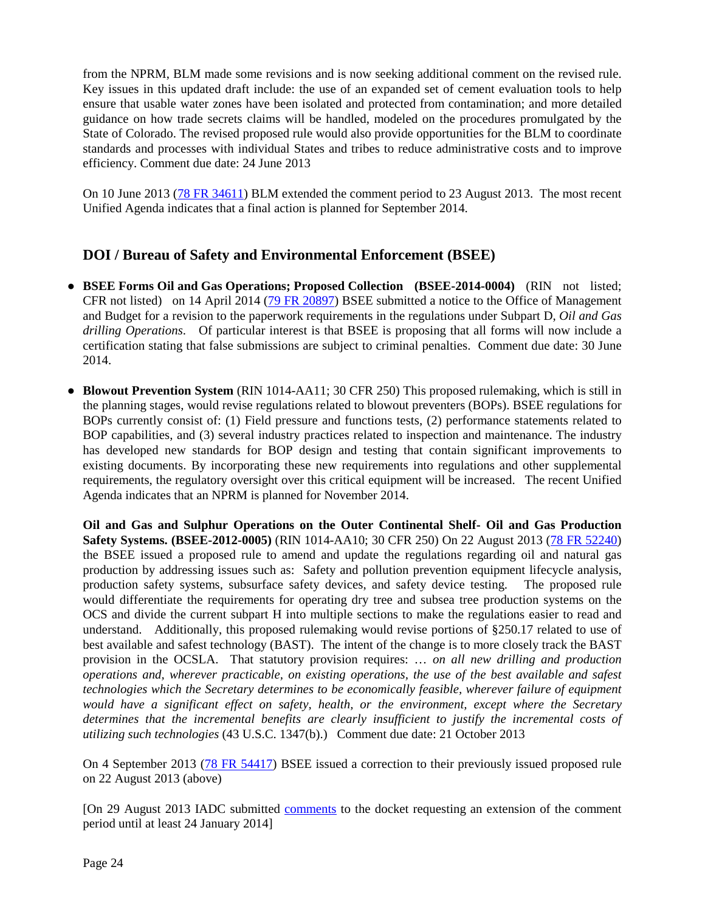from the NPRM, BLM made some revisions and is now seeking additional comment on the revised rule. Key issues in this updated draft include: the use of an expanded set of cement evaluation tools to help ensure that usable water zones have been isolated and protected from contamination; and more detailed guidance on how trade secrets claims will be handled, modeled on the procedures promulgated by the State of Colorado. The revised proposed rule would also provide opportunities for the BLM to coordinate standards and processes with individual States and tribes to reduce administrative costs and to improve efficiency. Comment due date: 24 June 2013

On 10 June 2013 (78 FR 34611) BLM extended the comment period to 23 August 2013. The most recent Unified Agenda indicates that a final action is planned for September 2014.

## DOI / Bureau of Safety and Environmental Enforcement (BSEE)

- **BSEE Forms Oil and Gas Operations; Proposed Collection (BSEE-2014-0004)** (RIN not listed; CFR not listed) on 14 April 2014 (79 FR 20897) BSEE submitted a notice to the Office of Management and Budget for a revision to the paperwork requirements in the regulations under Subpart D, *Oil and Gas drilling Operations*. Of particular interest is that BSEE is proposing that all forms will now include a certification stating that false submissions are subject to criminal penalties. Comment due date: 30 June 2014.

- **Blowout Prevention System** (RIN 1014-AA11; 30 CFR 250) This proposed rulemaking, which is still in the planning stages, would revise regulations related to blowout preventers (BOPs). BSEE regulations for BOPs currently consist of: (1) Field pressure and functions tests, (2) performance statements related to BOP capabilities, and (3) several industry practices related to inspection and maintenance. The industry has developed new standards for BOP design and testing that contain significant improvements to existing documents. By incorporating these new requirements into regulations and other supplemental requirements, the regulatory oversight over this critical equipment will be increased. The recent Unified Agenda indicates that an NPRM is planned for November 2014.

  **Oil and Gas and Sulphur Operations on the Outer Continental Shelf- Oil and Gas Production Safety Systems. (BSEE-2012-0005)** (RIN 1014-AA10; 30 CFR 250) On 22 August 2013 (78 FR 52240) the BSEE issued a proposed rule to amend and update the regulations regarding oil and natural gas production by addressing issues such as: Safety and pollution prevention equipment lifecycle analysis, production safety systems, subsurface safety devices, and safety device testing. The proposed rule would differentiate the requirements for operating dry tree and subsea tree production systems on the OCS and divide the current subpart H into multiple sections to make the regulations easier to read and understand. Additionally, this proposed rulemaking would revise portions of §250.17 related to use of best available and safest technology (BAST). The intent of the change is to more closely track the BAST provision in the OCSLA. That statutory provision requires: … *on all new drilling and production operations and, wherever practicable, on existing operations, the use of the best available and safest technologies which the Secretary determines to be economically feasible, wherever failure of equipment would have a significant effect on safety, health, or the environment, except where the Secretary determines that the incremental benefits are clearly insufficient to justify the incremental costs of utilizing such technologies* (43 U.S.C. 1347(b).) Comment due date: 21 October 2013

  On 4 September 2013 (78 FR 54417) BSEE issued a correction to their previously issued proposed rule on 22 August 2013 (above)

  [On 29 August 2013 IADC submitted comments to the docket requesting an extension of the comment period until at least 24 January 2014]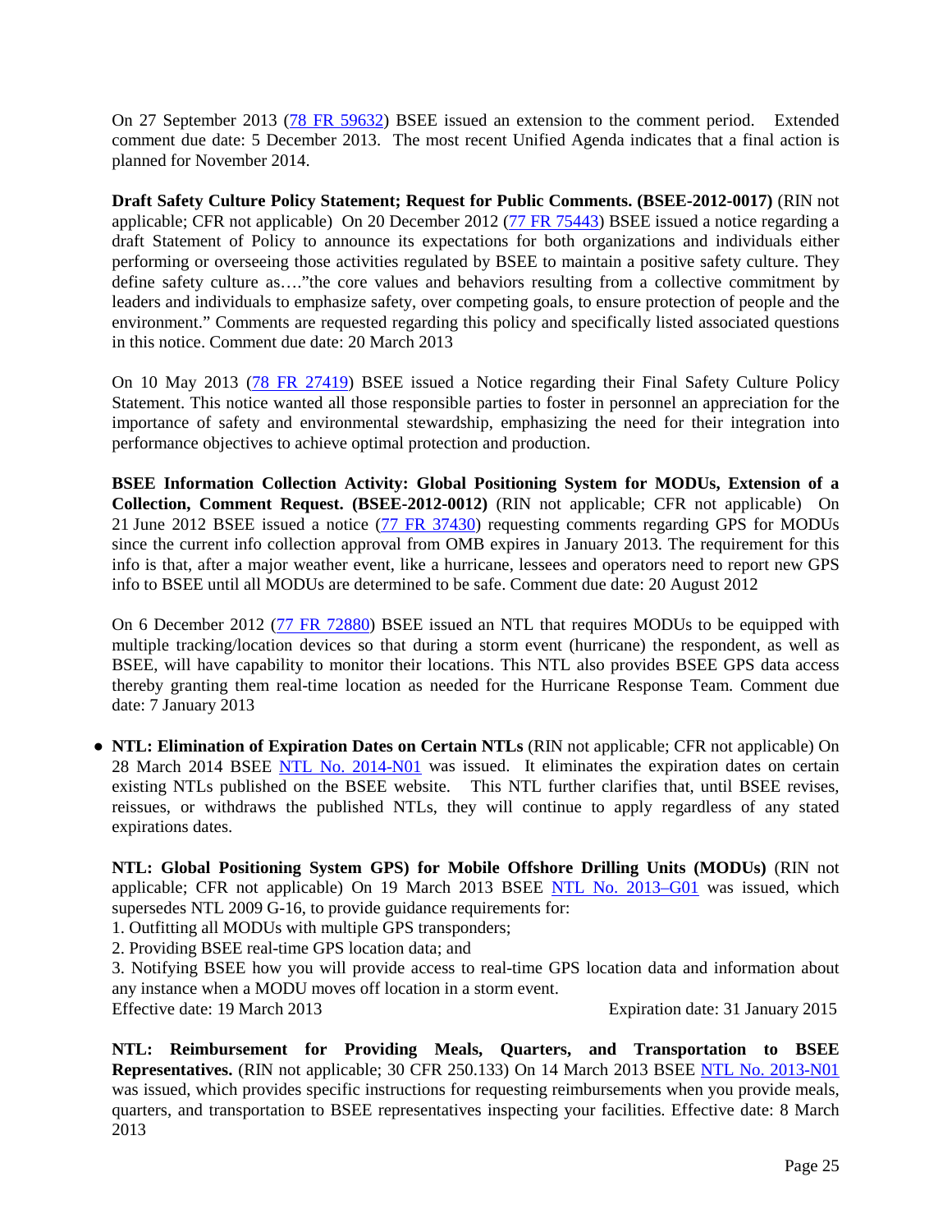On 27 September 2013 (78 FR 59632) BSEE issued an extension to the comment period. Extended comment due date: 5 December 2013. The most recent Unified Agenda indicates that a final action is planned for November 2014.

**Draft Safety Culture Policy Statement; Request for Public Comments. (BSEE-2012-0017)** (RIN not applicable; CFR not applicable) On 20 December 2012 (77 FR 75443) BSEE issued a notice regarding a draft Statement of Policy to announce its expectations for both organizations and individuals either performing or overseeing those activities regulated by BSEE to maintain a positive safety culture. They define safety culture as…."the core values and behaviors resulting from a collective commitment by leaders and individuals to emphasize safety, over competing goals, to ensure protection of people and the environment." Comments are requested regarding this policy and specifically listed associated questions in this notice. Comment due date: 20 March 2013

On 10 May 2013 (78 FR 27419) BSEE issued a Notice regarding their Final Safety Culture Policy Statement. This notice wanted all those responsible parties to foster in personnel an appreciation for the importance of safety and environmental stewardship, emphasizing the need for their integration into performance objectives to achieve optimal protection and production.

**BSEE Information Collection Activity: Global Positioning System for MODUs, Extension of a Collection, Comment Request. (BSEE-2012-0012)** (RIN not applicable; CFR not applicable) On 21 June 2012 BSEE issued a notice (77 FR 37430) requesting comments regarding GPS for MODUs since the current info collection approval from OMB expires in January 2013. The requirement for this info is that, after a major weather event, like a hurricane, lessees and operators need to report new GPS info to BSEE until all MODUs are determined to be safe. Comment due date: 20 August 2012

On 6 December 2012 (77 FR 72880) BSEE issued an NTL that requires MODUs to be equipped with multiple tracking/location devices so that during a storm event (hurricane) the respondent, as well as BSEE, will have capability to monitor their locations. This NTL also provides BSEE GPS data access thereby granting them real-time location as needed for the Hurricane Response Team. Comment due date: 7 January 2013

- **NTL: Elimination of Expiration Dates on Certain NTLs** (RIN not applicable; CFR not applicable) On 28 March 2014 BSEE NTL No. 2014-N01 was issued. It eliminates the expiration dates on certain existing NTLs published on the BSEE website. This NTL further clarifies that, until BSEE revises, reissues, or withdraws the published NTLs, they will continue to apply regardless of any stated expirations dates.

**NTL: Global Positioning System GPS) for Mobile Offshore Drilling Units (MODUs)** (RIN not applicable; CFR not applicable) On 19 March 2013 BSEE NTL No. 2013–G01 was issued, which supersedes NTL 2009 G-16, to provide guidance requirements for:

1. Outfitting all MODUs with multiple GPS transponders;
2. Providing BSEE real-time GPS location data; and
3. Notifying BSEE how you will provide access to real-time GPS location data and information about any instance when a MODU moves off location in a storm event.

Effective date: 19 March 2013 Expiration date: 31 January 2015

**NTL: Reimbursement for Providing Meals, Quarters, and Transportation to BSEE Representatives.** (RIN not applicable; 30 CFR 250.133) On 14 March 2013 BSEE NTL No. 2013-N01 was issued, which provides specific instructions for requesting reimbursements when you provide meals, quarters, and transportation to BSEE representatives inspecting your facilities. Effective date: 8 March 2013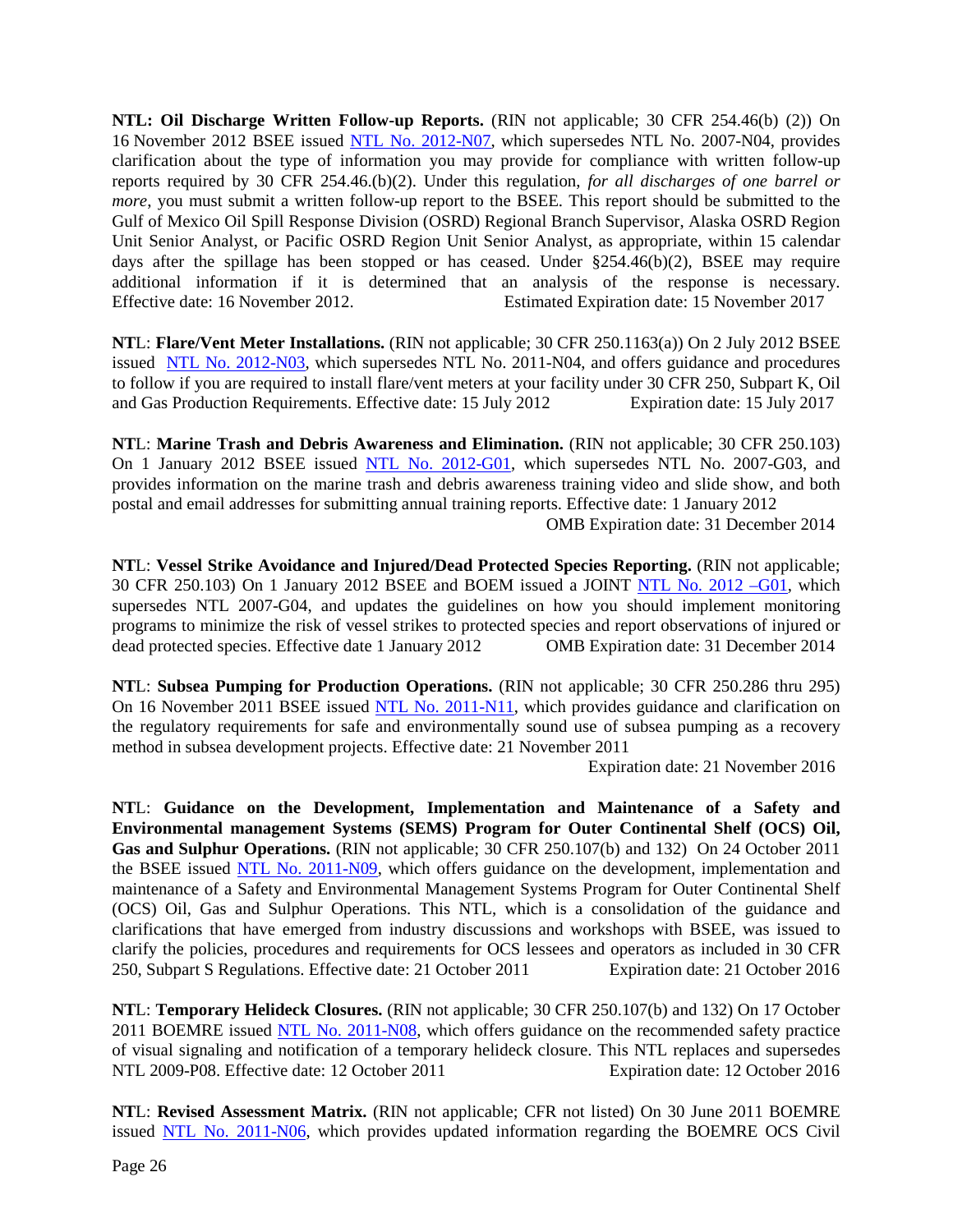**NTL: Oil Discharge Written Follow-up Reports.** (RIN not applicable; 30 CFR 254.46(b) (2)) On 16 November 2012 BSEE issued NTL No. 2012-N07, which supersedes NTL No. 2007-N04, provides clarification about the type of information you may provide for compliance with written follow-up reports required by 30 CFR 254.46.(b)(2). Under this regulation, *for all discharges of one barrel or more*, you must submit a written follow-up report to the BSEE. This report should be submitted to the Gulf of Mexico Oil Spill Response Division (OSRD) Regional Branch Supervisor, Alaska OSRD Region Unit Senior Analyst, or Pacific OSRD Region Unit Senior Analyst, as appropriate, within 15 calendar days after the spillage has been stopped or has ceased. Under §254.46(b)(2), BSEE may require additional information if it is determined that an analysis of the response is necessary. Effective date: 16 November 2012. Estimated Expiration date: 15 November 2017

**NTL: Flare/Vent Meter Installations.** (RIN not applicable; 30 CFR 250.1163(a)) On 2 July 2012 BSEE issued NTL No. 2012-N03, which supersedes NTL No. 2011-N04, and offers guidance and procedures to follow if you are required to install flare/vent meters at your facility under 30 CFR 250, Subpart K, Oil and Gas Production Requirements. Effective date: 15 July 2012 Expiration date: 15 July 2017

**NTL: Marine Trash and Debris Awareness and Elimination.** (RIN not applicable; 30 CFR 250.103) On 1 January 2012 BSEE issued NTL No. 2012-G01, which supersedes NTL No. 2007-G03, and provides information on the marine trash and debris awareness training video and slide show, and both postal and email addresses for submitting annual training reports. Effective date: 1 January 2012 OMB Expiration date: 31 December 2014

**NTL: Vessel Strike Avoidance and Injured/Dead Protected Species Reporting.** (RIN not applicable; 30 CFR 250.103) On 1 January 2012 BSEE and BOEM issued a JOINT NTL No. 2012 –G01, which supersedes NTL 2007-G04, and updates the guidelines on how you should implement monitoring programs to minimize the risk of vessel strikes to protected species and report observations of injured or dead protected species. Effective date 1 January 2012 OMB Expiration date: 31 December 2014

**NTL: Subsea Pumping for Production Operations.** (RIN not applicable; 30 CFR 250.286 thru 295) On 16 November 2011 BSEE issued NTL No. 2011-N11, which provides guidance and clarification on the regulatory requirements for safe and environmentally sound use of subsea pumping as a recovery method in subsea development projects. Effective date: 21 November 2011 Expiration date: 21 November 2016

**NTL: Guidance on the Development, Implementation and Maintenance of a Safety and Environmental management Systems (SEMS) Program for Outer Continental Shelf (OCS) Oil, Gas and Sulphur Operations.** (RIN not applicable; 30 CFR 250.107(b) and 132) On 24 October 2011 the BSEE issued NTL No. 2011-N09, which offers guidance on the development, implementation and maintenance of a Safety and Environmental Management Systems Program for Outer Continental Shelf (OCS) Oil, Gas and Sulphur Operations. This NTL, which is a consolidation of the guidance and clarifications that have emerged from industry discussions and workshops with BSEE, was issued to clarify the policies, procedures and requirements for OCS lessees and operators as included in 30 CFR 250, Subpart S Regulations. Effective date: 21 October 2011 Expiration date: 21 October 2016

**NTL: Temporary Helideck Closures.** (RIN not applicable; 30 CFR 250.107(b) and 132) On 17 October 2011 BOEMRE issued NTL No. 2011-N08, which offers guidance on the recommended safety practice of visual signaling and notification of a temporary helideck closure. This NTL replaces and supersedes NTL 2009-P08. Effective date: 12 October 2011 Expiration date: 12 October 2016

**NTL: Revised Assessment Matrix.** (RIN not applicable; CFR not listed) On 30 June 2011 BOEMRE issued NTL No. 2011-N06, which provides updated information regarding the BOEMRE OCS Civil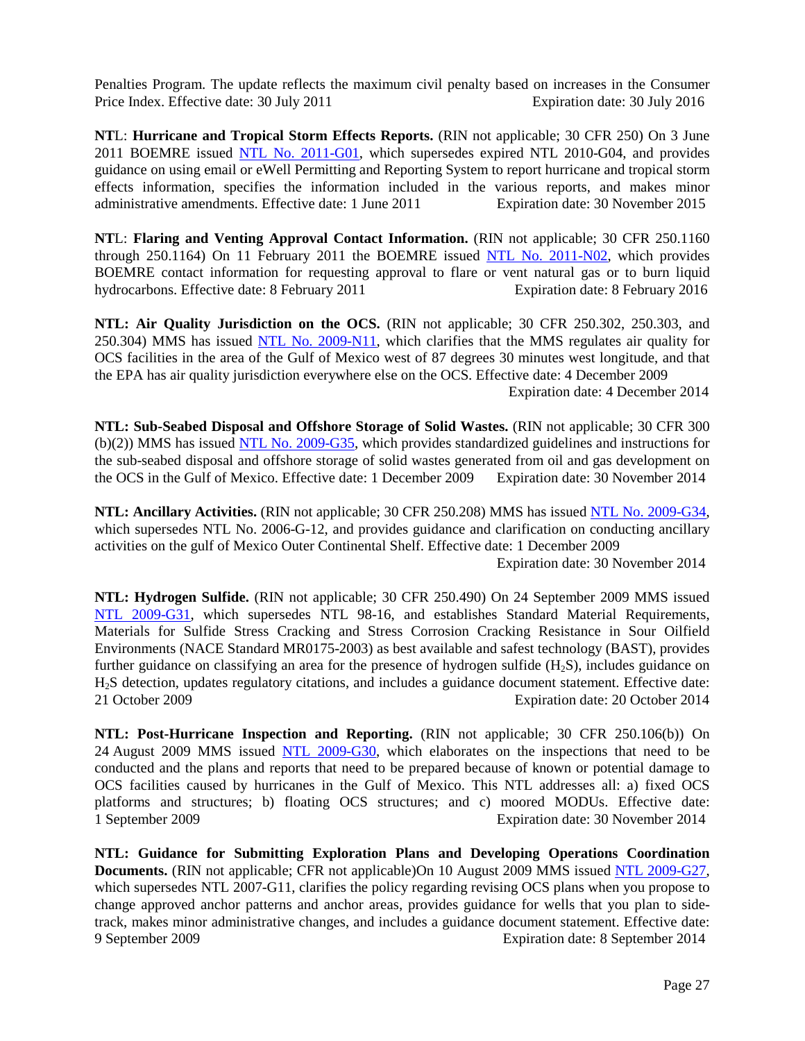Penalties Program. The update reflects the maximum civil penalty based on increases in the Consumer Price Index. Effective date: 30 July 2011 Expiration date: 30 July 2016

**NTL**: **Hurricane and Tropical Storm Effects Reports.** (RIN not applicable; 30 CFR 250) On 3 June 2011 BOEMRE issued NTL No. 2011-G01, which supersedes expired NTL 2010-G04, and provides guidance on using email or eWell Permitting and Reporting System to report hurricane and tropical storm effects information, specifies the information included in the various reports, and makes minor administrative amendments. Effective date: 1 June 2011 Expiration date: 30 November 2015

**NTL**: **Flaring and Venting Approval Contact Information.** (RIN not applicable; 30 CFR 250.1160 through 250.1164) On 11 February 2011 the BOEMRE issued NTL No. 2011-N02, which provides BOEMRE contact information for requesting approval to flare or vent natural gas or to burn liquid hydrocarbons. Effective date: 8 February 2011 Expiration date: 8 February 2016

**NTL: Air Quality Jurisdiction on the OCS.** (RIN not applicable; 30 CFR 250.302, 250.303, and 250.304) MMS has issued NTL No. 2009-N11, which clarifies that the MMS regulates air quality for OCS facilities in the area of the Gulf of Mexico west of 87 degrees 30 minutes west longitude, and that the EPA has air quality jurisdiction everywhere else on the OCS. Effective date: 4 December 2009 Expiration date: 4 December 2014

**NTL: Sub-Seabed Disposal and Offshore Storage of Solid Wastes.** (RIN not applicable; 30 CFR 300 (b)(2)) MMS has issued NTL No. 2009-G35, which provides standardized guidelines and instructions for the sub-seabed disposal and offshore storage of solid wastes generated from oil and gas development on the OCS in the Gulf of Mexico. Effective date: 1 December 2009 Expiration date: 30 November 2014

**NTL: Ancillary Activities.** (RIN not applicable; 30 CFR 250.208) MMS has issued NTL No. 2009-G34, which supersedes NTL No. 2006-G-12, and provides guidance and clarification on conducting ancillary activities on the gulf of Mexico Outer Continental Shelf. Effective date: 1 December 2009 Expiration date: 30 November 2014

**NTL: Hydrogen Sulfide.** (RIN not applicable; 30 CFR 250.490) On 24 September 2009 MMS issued NTL 2009-G31, which supersedes NTL 98-16, and establishes Standard Material Requirements, Materials for Sulfide Stress Cracking and Stress Corrosion Cracking Resistance in Sour Oilfield Environments (NACE Standard MR0175-2003) as best available and safest technology (BAST), provides further guidance on classifying an area for the presence of hydrogen sulfide ($H_2S$), includes guidance on $H_2S$ detection, updates regulatory citations, and includes a guidance document statement. Effective date: 21 October 2009 Expiration date: 20 October 2014

**NTL: Post-Hurricane Inspection and Reporting.** (RIN not applicable; 30 CFR 250.106(b)) On 24 August 2009 MMS issued NTL 2009-G30, which elaborates on the inspections that need to be conducted and the plans and reports that need to be prepared because of known or potential damage to OCS facilities caused by hurricanes in the Gulf of Mexico. This NTL addresses all: a) fixed OCS platforms and structures; b) floating OCS structures; and c) moored MODUs. Effective date: 1 September 2009 Expiration date: 30 November 2014

**NTL: Guidance for Submitting Exploration Plans and Developing Operations Coordination Documents.** (RIN not applicable; CFR not applicable)On 10 August 2009 MMS issued NTL 2009-G27, which supersedes NTL 2007-G11, clarifies the policy regarding revising OCS plans when you propose to change approved anchor patterns and anchor areas, provides guidance for wells that you plan to side-track, makes minor administrative changes, and includes a guidance document statement. Effective date: 9 September 2009 Expiration date: 8 September 2014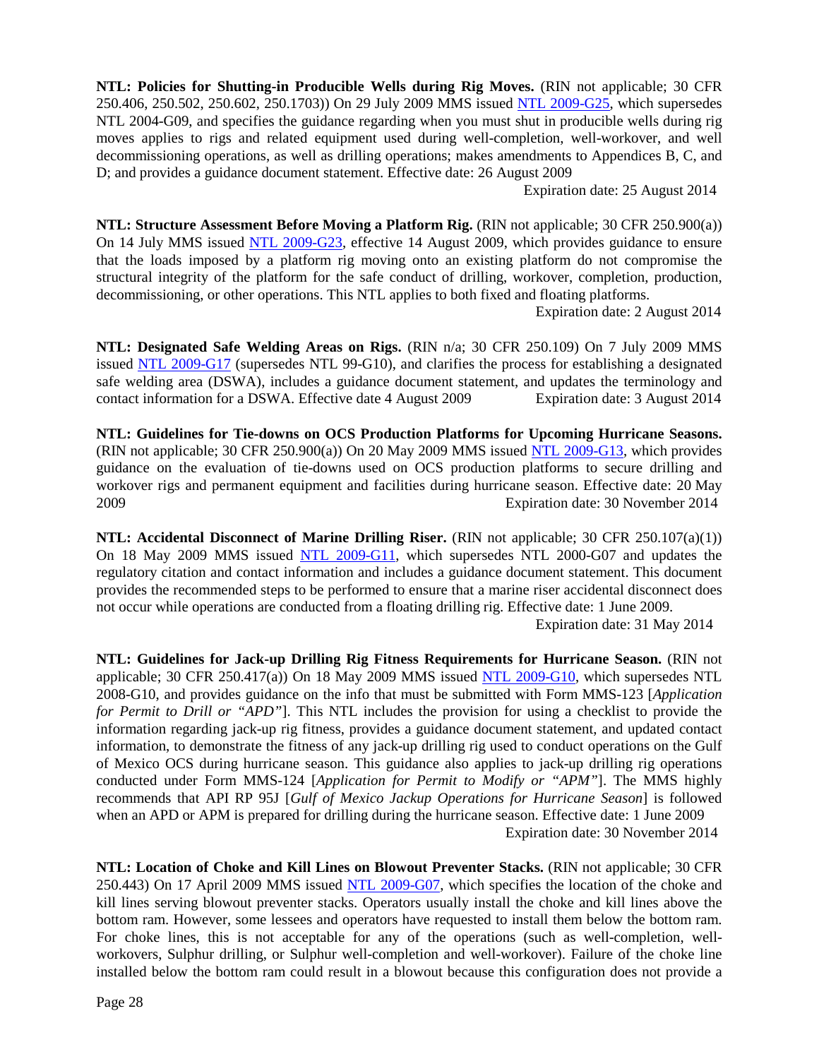**NTL: Policies for Shutting-in Producible Wells during Rig Moves.** (RIN not applicable; 30 CFR 250.406, 250.502, 250.602, 250.1703)) On 29 July 2009 MMS issued NTL 2009-G25, which supersedes NTL 2004-G09, and specifies the guidance regarding when you must shut in producible wells during rig moves applies to rigs and related equipment used during well-completion, well-workover, and well decommissioning operations, as well as drilling operations; makes amendments to Appendices B, C, and D; and provides a guidance document statement. Effective date: 26 August 2009

Expiration date: 25 August 2014

**NTL: Structure Assessment Before Moving a Platform Rig.** (RIN not applicable; 30 CFR 250.900(a)) On 14 July MMS issued NTL 2009-G23, effective 14 August 2009, which provides guidance to ensure that the loads imposed by a platform rig moving onto an existing platform do not compromise the structural integrity of the platform for the safe conduct of drilling, workover, completion, production, decommissioning, or other operations. This NTL applies to both fixed and floating platforms.

Expiration date: 2 August 2014

**NTL: Designated Safe Welding Areas on Rigs.** (RIN n/a; 30 CFR 250.109) On 7 July 2009 MMS issued NTL 2009-G17 (supersedes NTL 99-G10), and clarifies the process for establishing a designated safe welding area (DSWA), includes a guidance document statement, and updates the terminology and contact information for a DSWA. Effective date 4 August 2009 Expiration date: 3 August 2014

**NTL: Guidelines for Tie-downs on OCS Production Platforms for Upcoming Hurricane Seasons.** (RIN not applicable; 30 CFR 250.900(a)) On 20 May 2009 MMS issued NTL 2009-G13, which provides guidance on the evaluation of tie-downs used on OCS production platforms to secure drilling and workover rigs and permanent equipment and facilities during hurricane season. Effective date: 20 May 2009 Expiration date: 30 November 2014

**NTL: Accidental Disconnect of Marine Drilling Riser.** (RIN not applicable; 30 CFR 250.107(a)(1)) On 18 May 2009 MMS issued NTL 2009-G11, which supersedes NTL 2000-G07 and updates the regulatory citation and contact information and includes a guidance document statement. This document provides the recommended steps to be performed to ensure that a marine riser accidental disconnect does not occur while operations are conducted from a floating drilling rig. Effective date: 1 June 2009.

Expiration date: 31 May 2014

**NTL: Guidelines for Jack-up Drilling Rig Fitness Requirements for Hurricane Season.** (RIN not applicable; 30 CFR 250.417(a)) On 18 May 2009 MMS issued NTL 2009-G10, which supersedes NTL 2008-G10, and provides guidance on the info that must be submitted with Form MMS-123 [*Application for Permit to Drill or "APD"*]. This NTL includes the provision for using a checklist to provide the information regarding jack-up rig fitness, provides a guidance document statement, and updated contact information, to demonstrate the fitness of any jack-up drilling rig used to conduct operations on the Gulf of Mexico OCS during hurricane season. This guidance also applies to jack-up drilling rig operations conducted under Form MMS-124 [*Application for Permit to Modify or "APM"*]. The MMS highly recommends that API RP 95J [*Gulf of Mexico Jackup Operations for Hurricane Season*] is followed when an APD or APM is prepared for drilling during the hurricane season. Effective date: 1 June 2009

Expiration date: 30 November 2014

**NTL: Location of Choke and Kill Lines on Blowout Preventer Stacks.** (RIN not applicable; 30 CFR 250.443) On 17 April 2009 MMS issued NTL 2009-G07, which specifies the location of the choke and kill lines serving blowout preventer stacks. Operators usually install the choke and kill lines above the bottom ram. However, some lessees and operators have requested to install them below the bottom ram. For choke lines, this is not acceptable for any of the operations (such as well-completion, well-workovers, Sulphur drilling, or Sulphur well-completion and well-workover). Failure of the choke line installed below the bottom ram could result in a blowout because this configuration does not provide a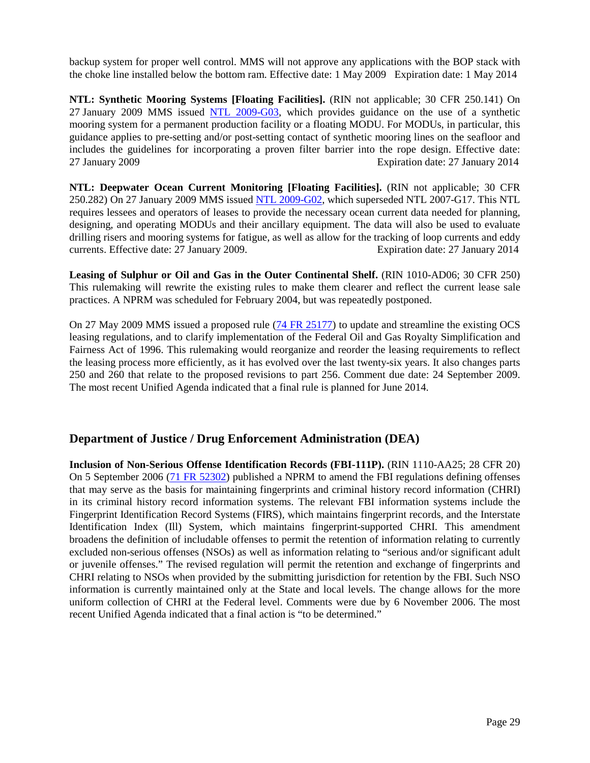backup system for proper well control. MMS will not approve any applications with the BOP stack with the choke line installed below the bottom ram. Effective date: 1 May 2009 Expiration date: 1 May 2014

**NTL: Synthetic Mooring Systems [Floating Facilities].** (RIN not applicable; 30 CFR 250.141) On 27 January 2009 MMS issued [NTL 2009-G03](), which provides guidance on the use of a synthetic mooring system for a permanent production facility or a floating MODU. For MODUs, in particular, this guidance applies to pre-setting and/or post-setting contact of synthetic mooring lines on the seafloor and includes the guidelines for incorporating a proven filter barrier into the rope design. Effective date: 27 January 2009 Expiration date: 27 January 2014

**NTL: Deepwater Ocean Current Monitoring [Floating Facilities].** (RIN not applicable; 30 CFR 250.282) On 27 January 2009 MMS issued [NTL 2009-G02](), which superseded NTL 2007-G17. This NTL requires lessees and operators of leases to provide the necessary ocean current data needed for planning, designing, and operating MODUs and their ancillary equipment. The data will also be used to evaluate drilling risers and mooring systems for fatigue, as well as allow for the tracking of loop currents and eddy currents. Effective date: 27 January 2009. Expiration date: 27 January 2014

**Leasing of Sulphur or Oil and Gas in the Outer Continental Shelf.** (RIN 1010-AD06; 30 CFR 250) This rulemaking will rewrite the existing rules to make them clearer and reflect the current lease sale practices. A NPRM was scheduled for February 2004, but was repeatedly postponed.

On 27 May 2009 MMS issued a proposed rule ([74 FR 25177]()) to update and streamline the existing OCS leasing regulations, and to clarify implementation of the Federal Oil and Gas Royalty Simplification and Fairness Act of 1996. This rulemaking would reorganize and reorder the leasing requirements to reflect the leasing process more efficiently, as it has evolved over the last twenty-six years. It also changes parts 250 and 260 that relate to the proposed revisions to part 256. Comment due date: 24 September 2009. The most recent Unified Agenda indicated that a final rule is planned for June 2014.

## Department of Justice / Drug Enforcement Administration (DEA)

**Inclusion of Non-Serious Offense Identification Records (FBI-111P).** (RIN 1110-AA25; 28 CFR 20) On 5 September 2006 ([71 FR 52302]()) published a NPRM to amend the FBI regulations defining offenses that may serve as the basis for maintaining fingerprints and criminal history record information (CHRI) in its criminal history record information systems. The relevant FBI information systems include the Fingerprint Identification Record Systems (FIRS), which maintains fingerprint records, and the Interstate Identification Index (Ill) System, which maintains fingerprint-supported CHRI. This amendment broadens the definition of includable offenses to permit the retention of information relating to currently excluded non-serious offenses (NSOs) as well as information relating to "serious and/or significant adult or juvenile offenses." The revised regulation will permit the retention and exchange of fingerprints and CHRI relating to NSOs when provided by the submitting jurisdiction for retention by the FBI. Such NSO information is currently maintained only at the State and local levels. The change allows for the more uniform collection of CHRI at the Federal level. Comments were due by 6 November 2006. The most recent Unified Agenda indicated that a final action is "to be determined."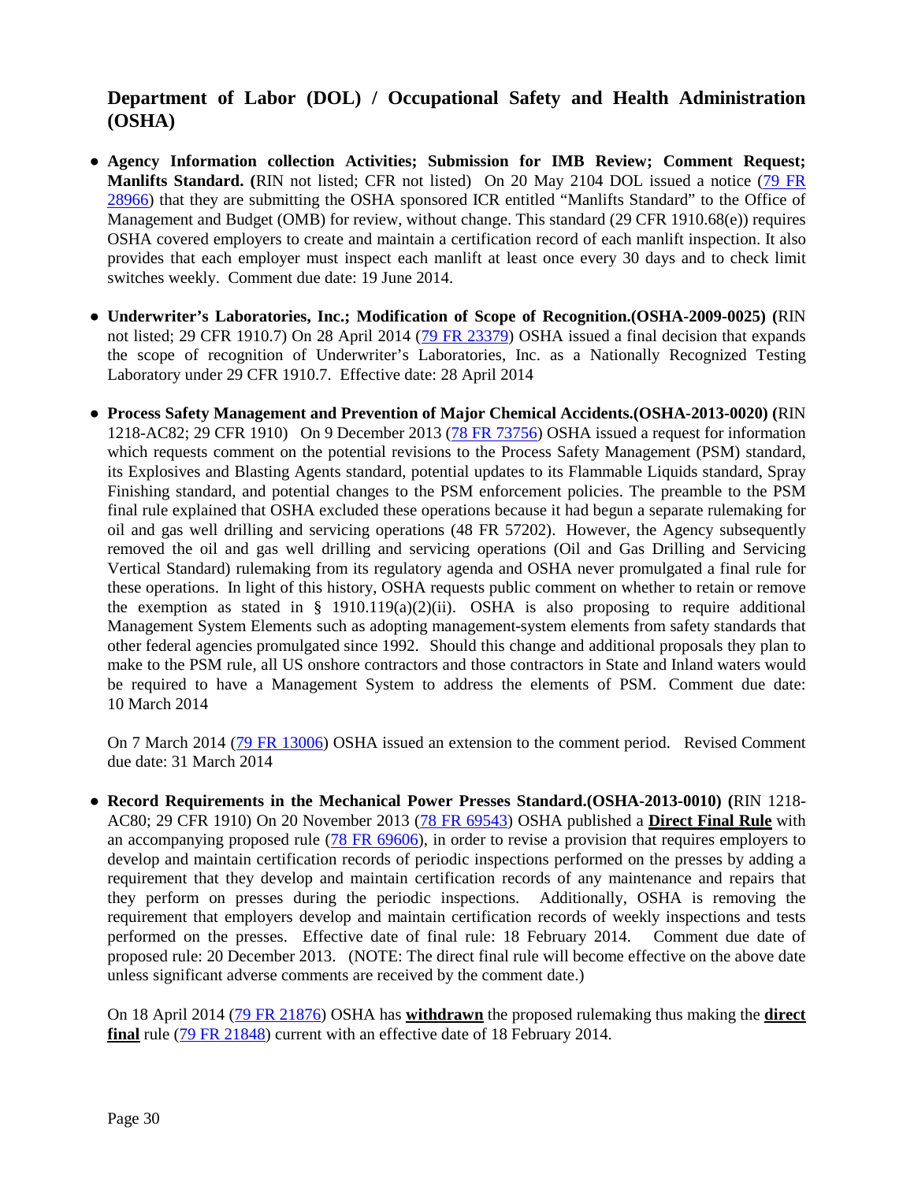## Department of Labor (DOL) / Occupational Safety and Health Administration (OSHA)

- **Agency Information collection Activities; Submission for IMB Review; Comment Request; Manlifts Standard. (**RIN not listed; CFR not listed) On 20 May 2104 DOL issued a notice (79 FR 28966) that they are submitting the OSHA sponsored ICR entitled "Manlifts Standard" to the Office of Management and Budget (OMB) for review, without change. This standard (29 CFR 1910.68(e)) requires OSHA covered employers to create and maintain a certification record of each manlift inspection. It also provides that each employer must inspect each manlift at least once every 30 days and to check limit switches weekly. Comment due date: 19 June 2014.

- **Underwriter's Laboratories, Inc.; Modification of Scope of Recognition.(OSHA-2009-0025) (**RIN not listed; 29 CFR 1910.7) On 28 April 2014 (79 FR 23379) OSHA issued a final decision that expands the scope of recognition of Underwriter's Laboratories, Inc. as a Nationally Recognized Testing Laboratory under 29 CFR 1910.7. Effective date: 28 April 2014

- **Process Safety Management and Prevention of Major Chemical Accidents.(OSHA-2013-0020) (**RIN 1218-AC82; 29 CFR 1910) On 9 December 2013 (78 FR 73756) OSHA issued a request for information which requests comment on the potential revisions to the Process Safety Management (PSM) standard, its Explosives and Blasting Agents standard, potential updates to its Flammable Liquids standard, Spray Finishing standard, and potential changes to the PSM enforcement policies. The preamble to the PSM final rule explained that OSHA excluded these operations because it had begun a separate rulemaking for oil and gas well drilling and servicing operations (48 FR 57202). However, the Agency subsequently removed the oil and gas well drilling and servicing operations (Oil and Gas Drilling and Servicing Vertical Standard) rulemaking from its regulatory agenda and OSHA never promulgated a final rule for these operations. In light of this history, OSHA requests public comment on whether to retain or remove the exemption as stated in § 1910.119(a)(2)(ii). OSHA is also proposing to require additional Management System Elements such as adopting management-system elements from safety standards that other federal agencies promulgated since 1992. Should this change and additional proposals they plan to make to the PSM rule, all US onshore contractors and those contractors in State and Inland waters would be required to have a Management System to address the elements of PSM. Comment due date: 10 March 2014

  On 7 March 2014 (79 FR 13006) OSHA issued an extension to the comment period. Revised Comment due date: 31 March 2014

- **Record Requirements in the Mechanical Power Presses Standard.(OSHA-2013-0010) (**RIN 1218-AC80; 29 CFR 1910) On 20 November 2013 (78 FR 69543) OSHA published a **Direct Final Rule** with an accompanying proposed rule (78 FR 69606), in order to revise a provision that requires employers to develop and maintain certification records of periodic inspections performed on the presses by adding a requirement that they develop and maintain certification records of any maintenance and repairs that they perform on presses during the periodic inspections. Additionally, OSHA is removing the requirement that employers develop and maintain certification records of weekly inspections and tests performed on the presses. Effective date of final rule: 18 February 2014. Comment due date of proposed rule: 20 December 2013. (NOTE: The direct final rule will become effective on the above date unless significant adverse comments are received by the comment date.)

  On 18 April 2014 (79 FR 21876) OSHA has **withdrawn** the proposed rulemaking thus making the **direct final** rule (79 FR 21848) current with an effective date of 18 February 2014.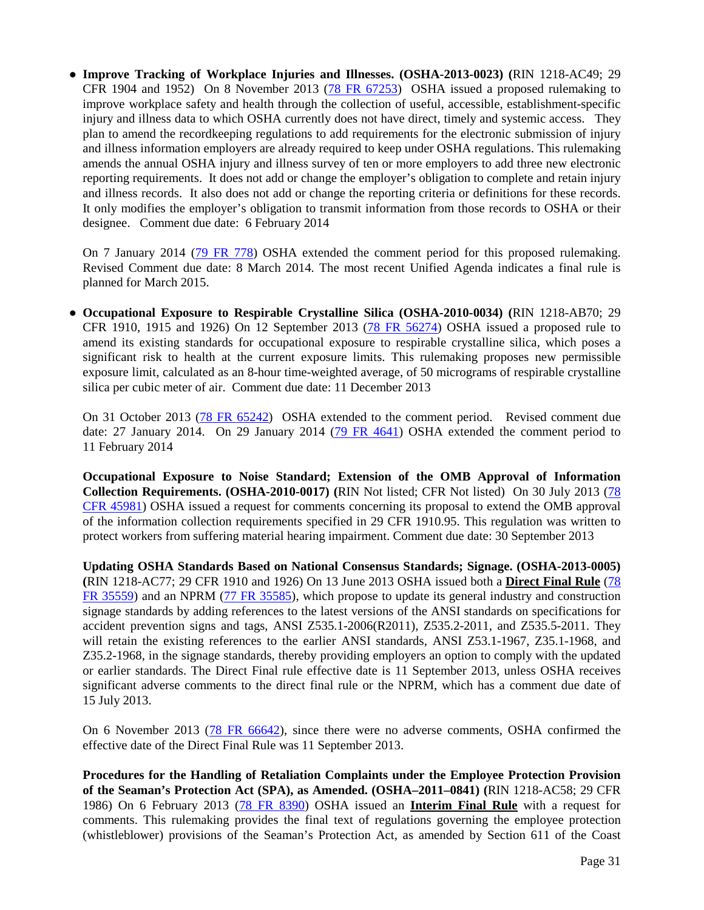● **Improve Tracking of Workplace Injuries and Illnesses. (OSHA-2013-0023) (**RIN 1218-AC49; 29 CFR 1904 and 1952) On 8 November 2013 (78 FR 67253) OSHA issued a proposed rulemaking to improve workplace safety and health through the collection of useful, accessible, establishment-specific injury and illness data to which OSHA currently does not have direct, timely and systemic access. They plan to amend the recordkeeping regulations to add requirements for the electronic submission of injury and illness information employers are already required to keep under OSHA regulations. This rulemaking amends the annual OSHA injury and illness survey of ten or more employers to add three new electronic reporting requirements. It does not add or change the employer's obligation to complete and retain injury and illness records. It also does not add or change the reporting criteria or definitions for these records. It only modifies the employer's obligation to transmit information from those records to OSHA or their designee. Comment due date: 6 February 2014

On 7 January 2014 (79 FR 778) OSHA extended the comment period for this proposed rulemaking. Revised Comment due date: 8 March 2014. The most recent Unified Agenda indicates a final rule is planned for March 2015.

● **Occupational Exposure to Respirable Crystalline Silica (OSHA-2010-0034) (**RIN 1218-AB70; 29 CFR 1910, 1915 and 1926) On 12 September 2013 (78 FR 56274) OSHA issued a proposed rule to amend its existing standards for occupational exposure to respirable crystalline silica, which poses a significant risk to health at the current exposure limits. This rulemaking proposes new permissible exposure limit, calculated as an 8-hour time-weighted average, of 50 micrograms of respirable crystalline silica per cubic meter of air. Comment due date: 11 December 2013

On 31 October 2013 (78 FR 65242) OSHA extended to the comment period. Revised comment due date: 27 January 2014. On 29 January 2014 (79 FR 4641) OSHA extended the comment period to 11 February 2014

**Occupational Exposure to Noise Standard; Extension of the OMB Approval of Information Collection Requirements. (OSHA-2010-0017) (**RIN Not listed; CFR Not listed) On 30 July 2013 (78 CFR 45981) OSHA issued a request for comments concerning its proposal to extend the OMB approval of the information collection requirements specified in 29 CFR 1910.95. This regulation was written to protect workers from suffering material hearing impairment. Comment due date: 30 September 2013

**Updating OSHA Standards Based on National Consensus Standards; Signage. (OSHA-2013-0005) (**RIN 1218-AC77; 29 CFR 1910 and 1926) On 13 June 2013 OSHA issued both a **<u>Direct Final Rule</u>** (78 FR 35559) and an NPRM (77 FR 35585), which propose to update its general industry and construction signage standards by adding references to the latest versions of the ANSI standards on specifications for accident prevention signs and tags, ANSI Z535.1-2006(R2011), Z535.2-2011, and Z535.5-2011. They will retain the existing references to the earlier ANSI standards, ANSI Z53.1-1967, Z35.1-1968, and Z35.2-1968, in the signage standards, thereby providing employers an option to comply with the updated or earlier standards. The Direct Final rule effective date is 11 September 2013, unless OSHA receives significant adverse comments to the direct final rule or the NPRM, which has a comment due date of 15 July 2013.

On 6 November 2013 (78 FR 66642), since there were no adverse comments, OSHA confirmed the effective date of the Direct Final Rule was 11 September 2013.

**Procedures for the Handling of Retaliation Complaints under the Employee Protection Provision of the Seaman's Protection Act (SPA), as Amended. (OSHA–2011–0841) (**RIN 1218-AC58; 29 CFR 1986) On 6 February 2013 (78 FR 8390) OSHA issued an **<u>Interim Final Rule</u>** with a request for comments. This rulemaking provides the final text of regulations governing the employee protection (whistleblower) provisions of the Seaman's Protection Act, as amended by Section 611 of the Coast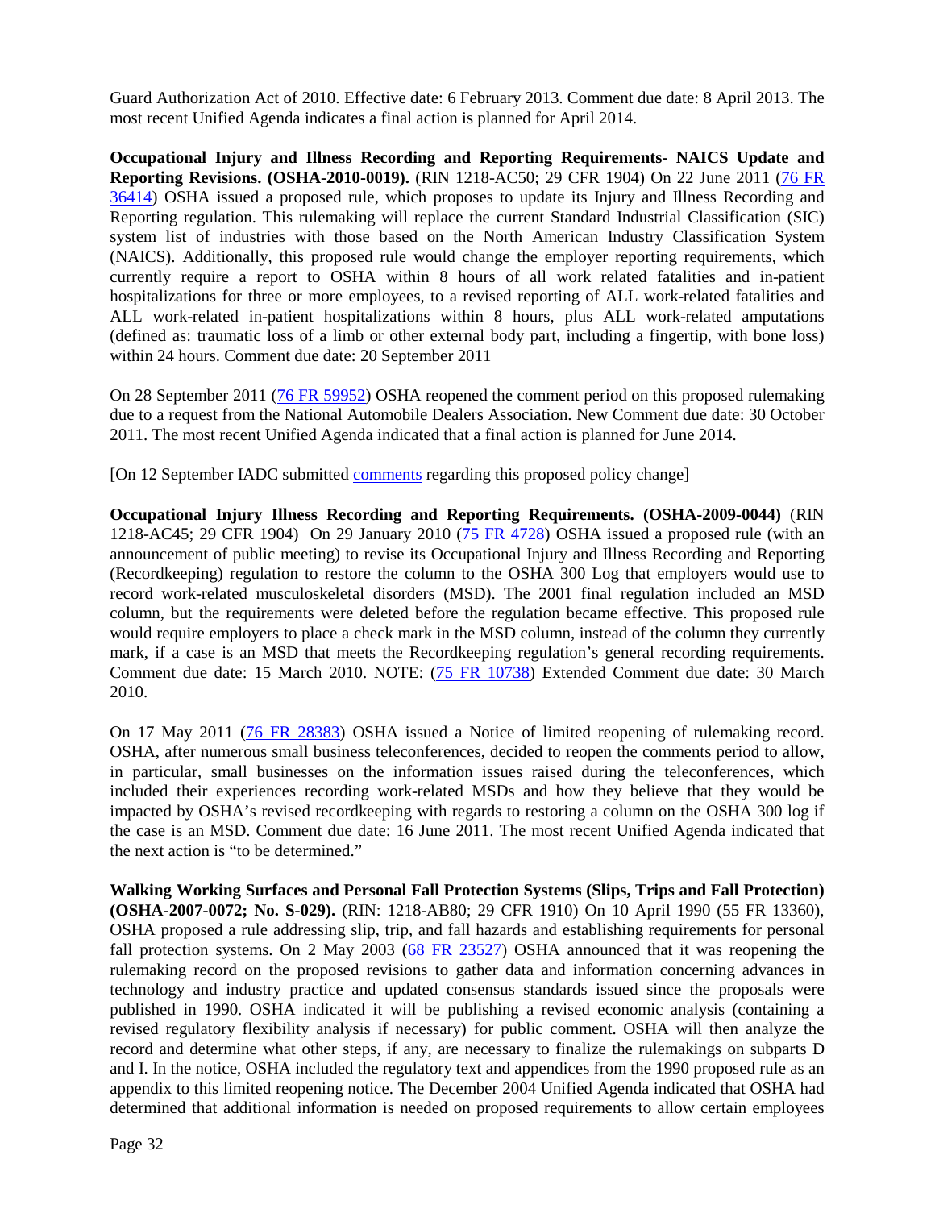Guard Authorization Act of 2010. Effective date: 6 February 2013. Comment due date: 8 April 2013. The most recent Unified Agenda indicates a final action is planned for April 2014.

**Occupational Injury and Illness Recording and Reporting Requirements- NAICS Update and Reporting Revisions. (OSHA-2010-0019).** (RIN 1218-AC50; 29 CFR 1904) On 22 June 2011 (76 FR 36414) OSHA issued a proposed rule, which proposes to update its Injury and Illness Recording and Reporting regulation. This rulemaking will replace the current Standard Industrial Classification (SIC) system list of industries with those based on the North American Industry Classification System (NAICS). Additionally, this proposed rule would change the employer reporting requirements, which currently require a report to OSHA within 8 hours of all work related fatalities and in-patient hospitalizations for three or more employees, to a revised reporting of ALL work-related fatalities and ALL work-related in-patient hospitalizations within 8 hours, plus ALL work-related amputations (defined as: traumatic loss of a limb or other external body part, including a fingertip, with bone loss) within 24 hours. Comment due date: 20 September 2011

On 28 September 2011 (76 FR 59952) OSHA reopened the comment period on this proposed rulemaking due to a request from the National Automobile Dealers Association. New Comment due date: 30 October 2011. The most recent Unified Agenda indicated that a final action is planned for June 2014.

[On 12 September IADC submitted comments regarding this proposed policy change]

**Occupational Injury Illness Recording and Reporting Requirements. (OSHA-2009-0044)** (RIN 1218-AC45; 29 CFR 1904) On 29 January 2010 (75 FR 4728) OSHA issued a proposed rule (with an announcement of public meeting) to revise its Occupational Injury and Illness Recording and Reporting (Recordkeeping) regulation to restore the column to the OSHA 300 Log that employers would use to record work-related musculoskeletal disorders (MSD). The 2001 final regulation included an MSD column, but the requirements were deleted before the regulation became effective. This proposed rule would require employers to place a check mark in the MSD column, instead of the column they currently mark, if a case is an MSD that meets the Recordkeeping regulation's general recording requirements. Comment due date: 15 March 2010. NOTE: (75 FR 10738) Extended Comment due date: 30 March 2010.

On 17 May 2011 (76 FR 28383) OSHA issued a Notice of limited reopening of rulemaking record. OSHA, after numerous small business teleconferences, decided to reopen the comments period to allow, in particular, small businesses on the information issues raised during the teleconferences, which included their experiences recording work-related MSDs and how they believe that they would be impacted by OSHA's revised recordkeeping with regards to restoring a column on the OSHA 300 log if the case is an MSD. Comment due date: 16 June 2011. The most recent Unified Agenda indicated that the next action is "to be determined."

**Walking Working Surfaces and Personal Fall Protection Systems (Slips, Trips and Fall Protection) (OSHA-2007-0072; No. S-029).** (RIN: 1218-AB80; 29 CFR 1910) On 10 April 1990 (55 FR 13360), OSHA proposed a rule addressing slip, trip, and fall hazards and establishing requirements for personal fall protection systems. On 2 May 2003 (68 FR 23527) OSHA announced that it was reopening the rulemaking record on the proposed revisions to gather data and information concerning advances in technology and industry practice and updated consensus standards issued since the proposals were published in 1990. OSHA indicated it will be publishing a revised economic analysis (containing a revised regulatory flexibility analysis if necessary) for public comment. OSHA will then analyze the record and determine what other steps, if any, are necessary to finalize the rulemakings on subparts D and I. In the notice, OSHA included the regulatory text and appendices from the 1990 proposed rule as an appendix to this limited reopening notice. The December 2004 Unified Agenda indicated that OSHA had determined that additional information is needed on proposed requirements to allow certain employees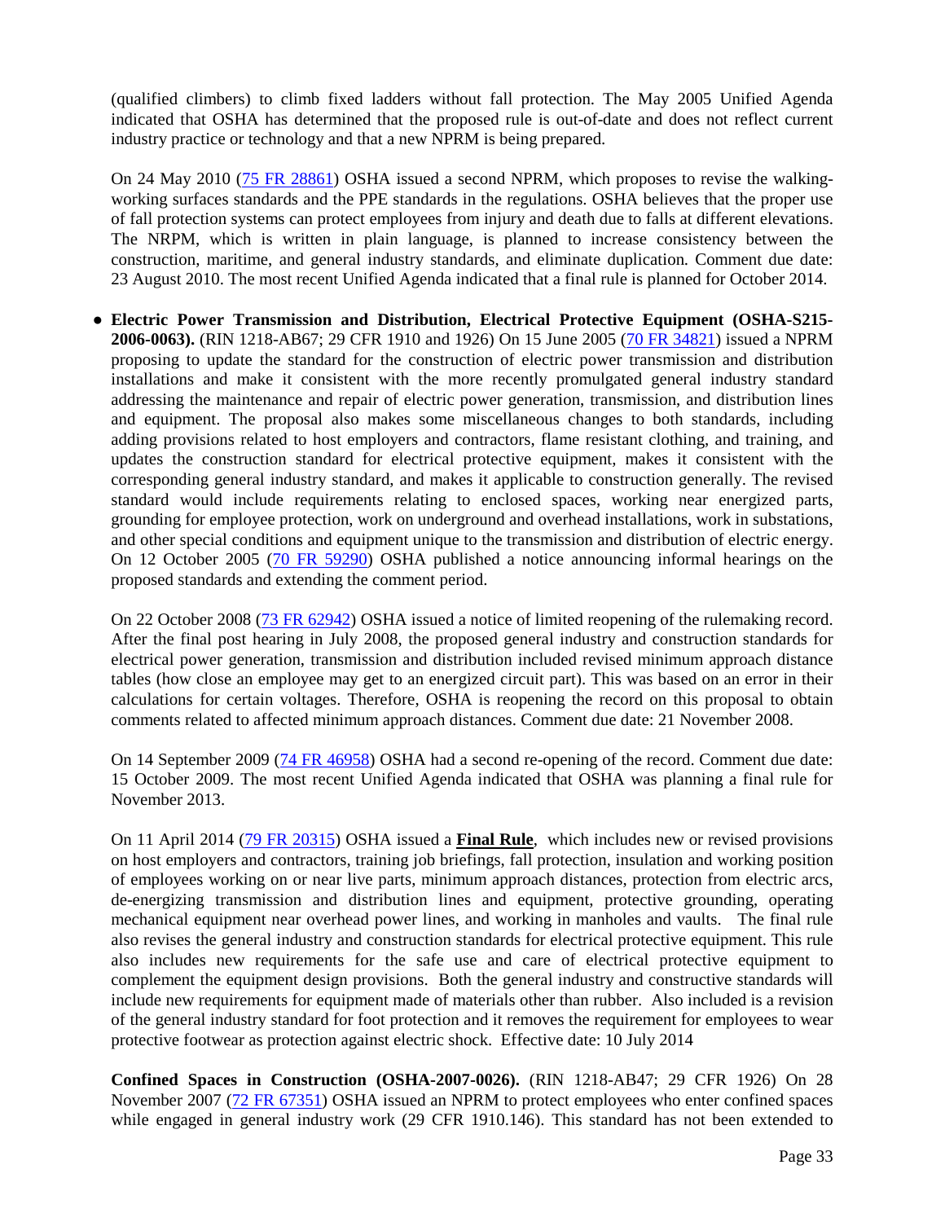(qualified climbers) to climb fixed ladders without fall protection. The May 2005 Unified Agenda indicated that OSHA has determined that the proposed rule is out-of-date and does not reflect current industry practice or technology and that a new NPRM is being prepared.

On 24 May 2010 (75 FR 28861) OSHA issued a second NPRM, which proposes to revise the walking-working surfaces standards and the PPE standards in the regulations. OSHA believes that the proper use of fall protection systems can protect employees from injury and death due to falls at different elevations. The NRPM, which is written in plain language, is planned to increase consistency between the construction, maritime, and general industry standards, and eliminate duplication. Comment due date: 23 August 2010. The most recent Unified Agenda indicated that a final rule is planned for October 2014.

- **Electric Power Transmission and Distribution, Electrical Protective Equipment (OSHA-S215-2006-0063).** (RIN 1218-AB67; 29 CFR 1910 and 1926) On 15 June 2005 (70 FR 34821) issued a NPRM proposing to update the standard for the construction of electric power transmission and distribution installations and make it consistent with the more recently promulgated general industry standard addressing the maintenance and repair of electric power generation, transmission, and distribution lines and equipment. The proposal also makes some miscellaneous changes to both standards, including adding provisions related to host employers and contractors, flame resistant clothing, and training, and updates the construction standard for electrical protective equipment, makes it consistent with the corresponding general industry standard, and makes it applicable to construction generally. The revised standard would include requirements relating to enclosed spaces, working near energized parts, grounding for employee protection, work on underground and overhead installations, work in substations, and other special conditions and equipment unique to the transmission and distribution of electric energy. On 12 October 2005 (70 FR 59290) OSHA published a notice announcing informal hearings on the proposed standards and extending the comment period.

  On 22 October 2008 (73 FR 62942) OSHA issued a notice of limited reopening of the rulemaking record. After the final post hearing in July 2008, the proposed general industry and construction standards for electrical power generation, transmission and distribution included revised minimum approach distance tables (how close an employee may get to an energized circuit part). This was based on an error in their calculations for certain voltages. Therefore, OSHA is reopening the record on this proposal to obtain comments related to affected minimum approach distances. Comment due date: 21 November 2008.

  On 14 September 2009 (74 FR 46958) OSHA had a second re-opening of the record. Comment due date: 15 October 2009. The most recent Unified Agenda indicated that OSHA was planning a final rule for November 2013.

  On 11 April 2014 (79 FR 20315) OSHA issued a **Final Rule**, which includes new or revised provisions on host employers and contractors, training job briefings, fall protection, insulation and working position of employees working on or near live parts, minimum approach distances, protection from electric arcs, de-energizing transmission and distribution lines and equipment, protective grounding, operating mechanical equipment near overhead power lines, and working in manholes and vaults. The final rule also revises the general industry and construction standards for electrical protective equipment. This rule also includes new requirements for the safe use and care of electrical protective equipment to complement the equipment design provisions. Both the general industry and constructive standards will include new requirements for equipment made of materials other than rubber. Also included is a revision of the general industry standard for foot protection and it removes the requirement for employees to wear protective footwear as protection against electric shock. Effective date: 10 July 2014

**Confined Spaces in Construction (OSHA-2007-0026).** (RIN 1218-AB47; 29 CFR 1926) On 28 November 2007 (72 FR 67351) OSHA issued an NPRM to protect employees who enter confined spaces while engaged in general industry work (29 CFR 1910.146). This standard has not been extended to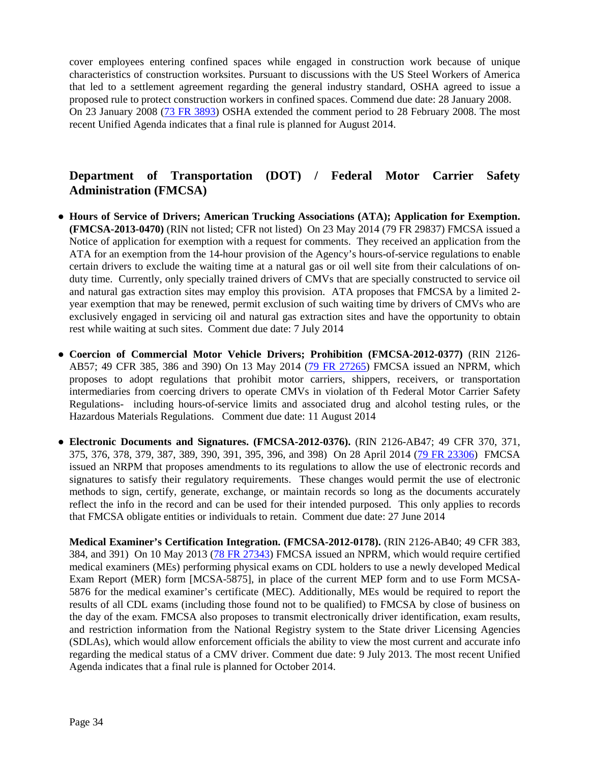cover employees entering confined spaces while engaged in construction work because of unique characteristics of construction worksites. Pursuant to discussions with the US Steel Workers of America that led to a settlement agreement regarding the general industry standard, OSHA agreed to issue a proposed rule to protect construction workers in confined spaces. Commend due date: 28 January 2008. On 23 January 2008 (73 FR 3893) OSHA extended the comment period to 28 February 2008. The most recent Unified Agenda indicates that a final rule is planned for August 2014.

## Department of Transportation (DOT) / Federal Motor Carrier Safety Administration (FMCSA)

- **Hours of Service of Drivers; American Trucking Associations (ATA); Application for Exemption. (FMCSA-2013-0470)** (RIN not listed; CFR not listed) On 23 May 2014 (79 FR 29837) FMCSA issued a Notice of application for exemption with a request for comments. They received an application from the ATA for an exemption from the 14-hour provision of the Agency's hours-of-service regulations to enable certain drivers to exclude the waiting time at a natural gas or oil well site from their calculations of on-duty time. Currently, only specially trained drivers of CMVs that are specially constructed to service oil and natural gas extraction sites may employ this provision. ATA proposes that FMCSA by a limited 2-year exemption that may be renewed, permit exclusion of such waiting time by drivers of CMVs who are exclusively engaged in servicing oil and natural gas extraction sites and have the opportunity to obtain rest while waiting at such sites. Comment due date: 7 July 2014

- **Coercion of Commercial Motor Vehicle Drivers; Prohibition (FMCSA-2012-0377)** (RIN 2126-AB57; 49 CFR 385, 386 and 390) On 13 May 2014 (79 FR 27265) FMCSA issued an NPRM, which proposes to adopt regulations that prohibit motor carriers, shippers, receivers, or transportation intermediaries from coercing drivers to operate CMVs in violation of th Federal Motor Carrier Safety Regulations- including hours-of-service limits and associated drug and alcohol testing rules, or the Hazardous Materials Regulations. Comment due date: 11 August 2014

- **Electronic Documents and Signatures. (FMCSA-2012-0376).** (RIN 2126-AB47; 49 CFR 370, 371, 375, 376, 378, 379, 387, 389, 390, 391, 395, 396, and 398) On 28 April 2014 (79 FR 23306) FMCSA issued an NRPM that proposes amendments to its regulations to allow the use of electronic records and signatures to satisfy their regulatory requirements. These changes would permit the use of electronic methods to sign, certify, generate, exchange, or maintain records so long as the documents accurately reflect the info in the record and can be used for their intended purposed. This only applies to records that FMCSA obligate entities or individuals to retain. Comment due date: 27 June 2014

  **Medical Examiner's Certification Integration. (FMCSA-2012-0178).** (RIN 2126-AB40; 49 CFR 383, 384, and 391) On 10 May 2013 (78 FR 27343) FMCSA issued an NPRM, which would require certified medical examiners (MEs) performing physical exams on CDL holders to use a newly developed Medical Exam Report (MER) form [MCSA-5875], in place of the current MEP form and to use Form MCSA-5876 for the medical examiner's certificate (MEC). Additionally, MEs would be required to report the results of all CDL exams (including those found not to be qualified) to FMCSA by close of business on the day of the exam. FMCSA also proposes to transmit electronically driver identification, exam results, and restriction information from the National Registry system to the State driver Licensing Agencies (SDLAs), which would allow enforcement officials the ability to view the most current and accurate info regarding the medical status of a CMV driver. Comment due date: 9 July 2013. The most recent Unified Agenda indicates that a final rule is planned for October 2014.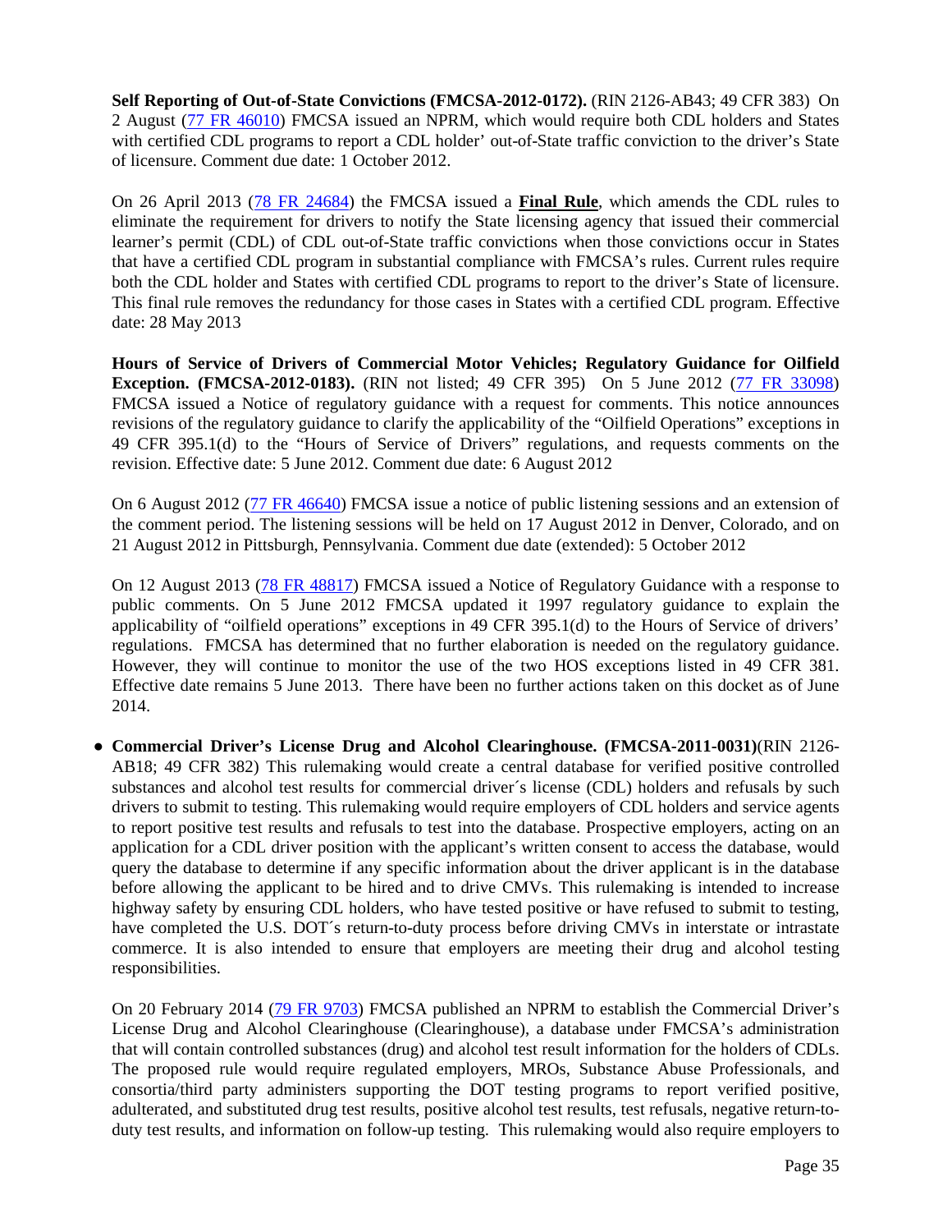**Self Reporting of Out-of-State Convictions (FMCSA-2012-0172).** (RIN 2126-AB43; 49 CFR 383) On 2 August ([77 FR 46010]) FMCSA issued an NPRM, which would require both CDL holders and States with certified CDL programs to report a CDL holder' out-of-State traffic conviction to the driver's State of licensure. Comment due date: 1 October 2012.

On 26 April 2013 ([78 FR 24684]) the FMCSA issued a **Final Rule**, which amends the CDL rules to eliminate the requirement for drivers to notify the State licensing agency that issued their commercial learner's permit (CDL) of CDL out-of-State traffic convictions when those convictions occur in States that have a certified CDL program in substantial compliance with FMCSA's rules. Current rules require both the CDL holder and States with certified CDL programs to report to the driver's State of licensure. This final rule removes the redundancy for those cases in States with a certified CDL program. Effective date: 28 May 2013

**Hours of Service of Drivers of Commercial Motor Vehicles; Regulatory Guidance for Oilfield Exception. (FMCSA-2012-0183).** (RIN not listed; 49 CFR 395) On 5 June 2012 ([77 FR 33098]) FMCSA issued a Notice of regulatory guidance with a request for comments. This notice announces revisions of the regulatory guidance to clarify the applicability of the "Oilfield Operations" exceptions in 49 CFR 395.1(d) to the "Hours of Service of Drivers" regulations, and requests comments on the revision. Effective date: 5 June 2012. Comment due date: 6 August 2012

On 6 August 2012 ([77 FR 46640]) FMCSA issue a notice of public listening sessions and an extension of the comment period. The listening sessions will be held on 17 August 2012 in Denver, Colorado, and on 21 August 2012 in Pittsburgh, Pennsylvania. Comment due date (extended): 5 October 2012

On 12 August 2013 ([78 FR 48817]) FMCSA issued a Notice of Regulatory Guidance with a response to public comments. On 5 June 2012 FMCSA updated it 1997 regulatory guidance to explain the applicability of "oilfield operations" exceptions in 49 CFR 395.1(d) to the Hours of Service of drivers' regulations. FMCSA has determined that no further elaboration is needed on the regulatory guidance. However, they will continue to monitor the use of the two HOS exceptions listed in 49 CFR 381. Effective date remains 5 June 2013. There have been no further actions taken on this docket as of June 2014.

- **Commercial Driver's License Drug and Alcohol Clearinghouse. (FMCSA-2011-0031)**(RIN 2126-AB18; 49 CFR 382) This rulemaking would create a central database for verified positive controlled substances and alcohol test results for commercial driver´s license (CDL) holders and refusals by such drivers to submit to testing. This rulemaking would require employers of CDL holders and service agents to report positive test results and refusals to test into the database. Prospective employers, acting on an application for a CDL driver position with the applicant's written consent to access the database, would query the database to determine if any specific information about the driver applicant is in the database before allowing the applicant to be hired and to drive CMVs. This rulemaking is intended to increase highway safety by ensuring CDL holders, who have tested positive or have refused to submit to testing, have completed the U.S. DOT´s return-to-duty process before driving CMVs in interstate or intrastate commerce. It is also intended to ensure that employers are meeting their drug and alcohol testing responsibilities.

  On 20 February 2014 ([79 FR 9703]) FMCSA published an NPRM to establish the Commercial Driver's License Drug and Alcohol Clearinghouse (Clearinghouse), a database under FMCSA's administration that will contain controlled substances (drug) and alcohol test result information for the holders of CDLs. The proposed rule would require regulated employers, MROs, Substance Abuse Professionals, and consortia/third party administers supporting the DOT testing programs to report verified positive, adulterated, and substituted drug test results, positive alcohol test results, test refusals, negative return-to-duty test results, and information on follow-up testing. This rulemaking would also require employers to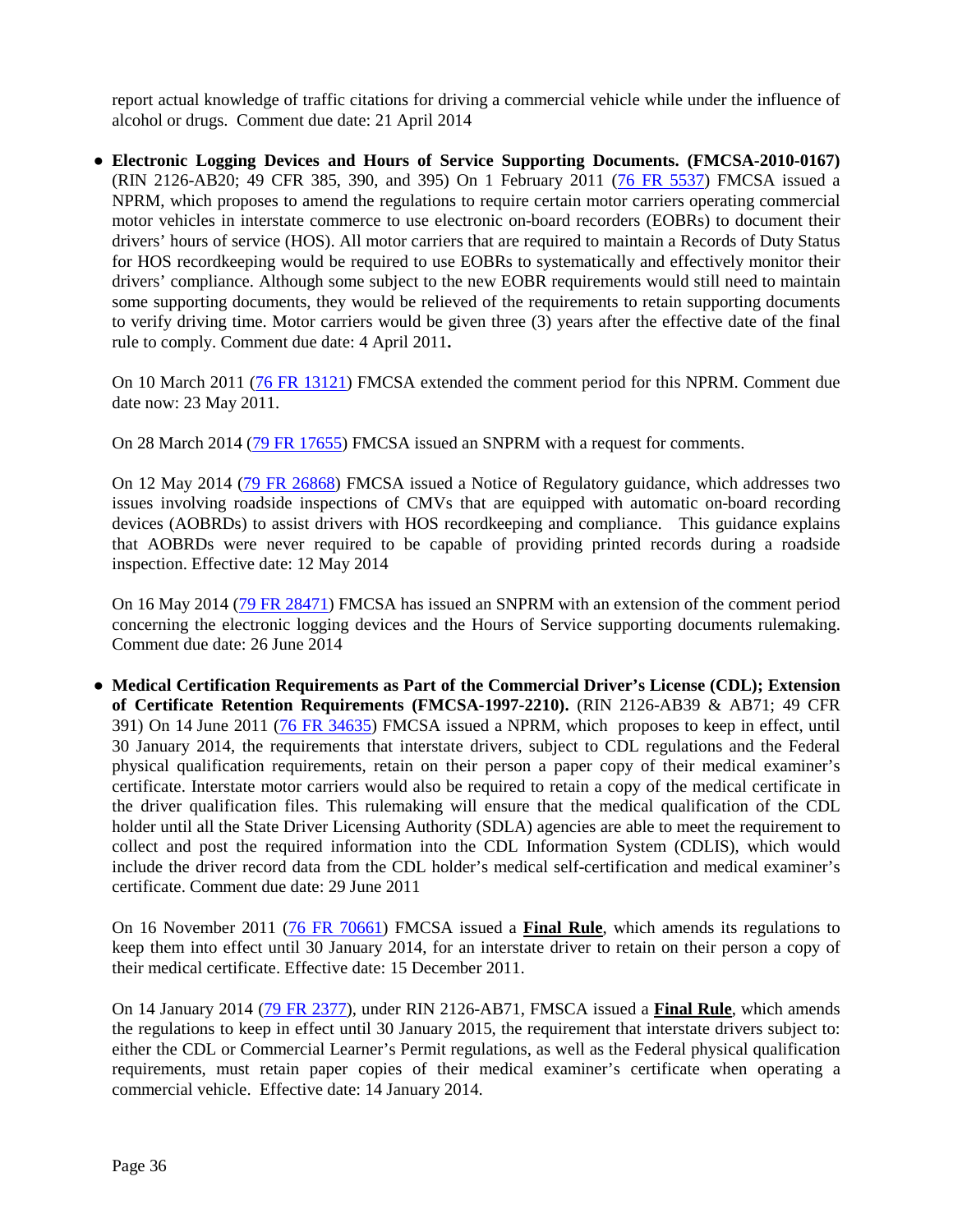report actual knowledge of traffic citations for driving a commercial vehicle while under the influence of alcohol or drugs. Comment due date: 21 April 2014

- **Electronic Logging Devices and Hours of Service Supporting Documents. (FMCSA-2010-0167)** (RIN 2126-AB20; 49 CFR 385, 390, and 395) On 1 February 2011 (76 FR 5537) FMCSA issued a NPRM, which proposes to amend the regulations to require certain motor carriers operating commercial motor vehicles in interstate commerce to use electronic on-board recorders (EOBRs) to document their drivers' hours of service (HOS). All motor carriers that are required to maintain a Records of Duty Status for HOS recordkeeping would be required to use EOBRs to systematically and effectively monitor their drivers' compliance. Although some subject to the new EOBR requirements would still need to maintain some supporting documents, they would be relieved of the requirements to retain supporting documents to verify driving time. Motor carriers would be given three (3) years after the effective date of the final rule to comply. Comment due date: 4 April 2011**.**

  On 10 March 2011 (76 FR 13121) FMCSA extended the comment period for this NPRM. Comment due date now: 23 May 2011.

  On 28 March 2014 (79 FR 17655) FMCSA issued an SNPRM with a request for comments.

  On 12 May 2014 (79 FR 26868) FMCSA issued a Notice of Regulatory guidance, which addresses two issues involving roadside inspections of CMVs that are equipped with automatic on-board recording devices (AOBRDs) to assist drivers with HOS recordkeeping and compliance. This guidance explains that AOBRDs were never required to be capable of providing printed records during a roadside inspection. Effective date: 12 May 2014

  On 16 May 2014 (79 FR 28471) FMCSA has issued an SNPRM with an extension of the comment period concerning the electronic logging devices and the Hours of Service supporting documents rulemaking. Comment due date: 26 June 2014

- **Medical Certification Requirements as Part of the Commercial Driver's License (CDL); Extension of Certificate Retention Requirements (FMCSA-1997-2210).** (RIN 2126-AB39 & AB71; 49 CFR 391) On 14 June 2011 (76 FR 34635) FMCSA issued a NPRM, which proposes to keep in effect, until 30 January 2014, the requirements that interstate drivers, subject to CDL regulations and the Federal physical qualification requirements, retain on their person a paper copy of their medical examiner's certificate. Interstate motor carriers would also be required to retain a copy of the medical certificate in the driver qualification files. This rulemaking will ensure that the medical qualification of the CDL holder until all the State Driver Licensing Authority (SDLA) agencies are able to meet the requirement to collect and post the required information into the CDL Information System (CDLIS), which would include the driver record data from the CDL holder's medical self-certification and medical examiner's certificate. Comment due date: 29 June 2011

  On 16 November 2011 (76 FR 70661) FMCSA issued a **Final Rule**, which amends its regulations to keep them into effect until 30 January 2014, for an interstate driver to retain on their person a copy of their medical certificate. Effective date: 15 December 2011.

  On 14 January 2014 (79 FR 2377), under RIN 2126-AB71, FMSCA issued a **Final Rule**, which amends the regulations to keep in effect until 30 January 2015, the requirement that interstate drivers subject to: either the CDL or Commercial Learner's Permit regulations, as well as the Federal physical qualification requirements, must retain paper copies of their medical examiner's certificate when operating a commercial vehicle. Effective date: 14 January 2014.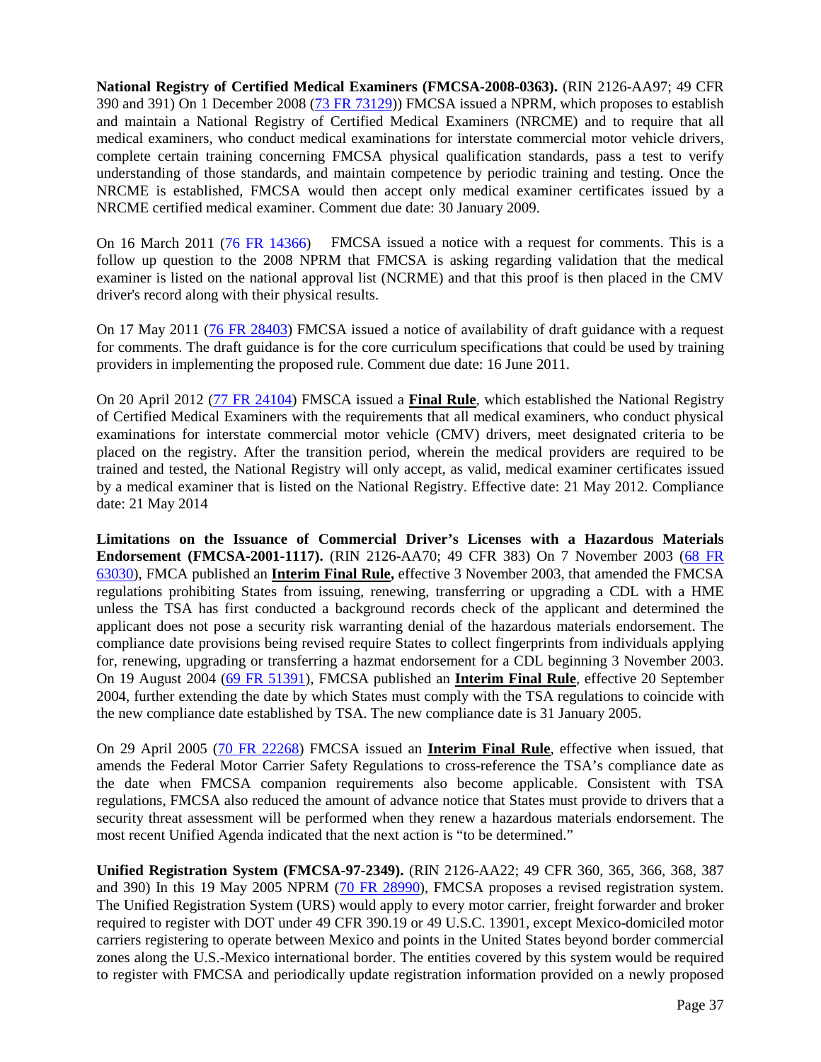**National Registry of Certified Medical Examiners (FMCSA-2008-0363).** (RIN 2126-AA97; 49 CFR 390 and 391) On 1 December 2008 (73 FR 73129)) FMCSA issued a NPRM, which proposes to establish and maintain a National Registry of Certified Medical Examiners (NRCME) and to require that all medical examiners, who conduct medical examinations for interstate commercial motor vehicle drivers, complete certain training concerning FMCSA physical qualification standards, pass a test to verify understanding of those standards, and maintain competence by periodic training and testing. Once the NRCME is established, FMCSA would then accept only medical examiner certificates issued by a NRCME certified medical examiner. Comment due date: 30 January 2009.

On 16 March 2011 (76 FR 14366) FMCSA issued a notice with a request for comments. This is a follow up question to the 2008 NPRM that FMCSA is asking regarding validation that the medical examiner is listed on the national approval list (NCRME) and that this proof is then placed in the CMV driver's record along with their physical results.

On 17 May 2011 (76 FR 28403) FMCSA issued a notice of availability of draft guidance with a request for comments. The draft guidance is for the core curriculum specifications that could be used by training providers in implementing the proposed rule. Comment due date: 16 June 2011.

On 20 April 2012 (77 FR 24104) FMSCA issued a **Final Rule**, which established the National Registry of Certified Medical Examiners with the requirements that all medical examiners, who conduct physical examinations for interstate commercial motor vehicle (CMV) drivers, meet designated criteria to be placed on the registry. After the transition period, wherein the medical providers are required to be trained and tested, the National Registry will only accept, as valid, medical examiner certificates issued by a medical examiner that is listed on the National Registry. Effective date: 21 May 2012. Compliance date: 21 May 2014

**Limitations on the Issuance of Commercial Driver's Licenses with a Hazardous Materials Endorsement (FMCSA-2001-1117).** (RIN 2126-AA70; 49 CFR 383) On 7 November 2003 (68 FR 63030), FMCA published an **Interim Final Rule,** effective 3 November 2003, that amended the FMCSA regulations prohibiting States from issuing, renewing, transferring or upgrading a CDL with a HME unless the TSA has first conducted a background records check of the applicant and determined the applicant does not pose a security risk warranting denial of the hazardous materials endorsement. The compliance date provisions being revised require States to collect fingerprints from individuals applying for, renewing, upgrading or transferring a hazmat endorsement for a CDL beginning 3 November 2003. On 19 August 2004 (69 FR 51391), FMCSA published an **Interim Final Rule**, effective 20 September 2004, further extending the date by which States must comply with the TSA regulations to coincide with the new compliance date established by TSA. The new compliance date is 31 January 2005.

On 29 April 2005 (70 FR 22268) FMCSA issued an **Interim Final Rule**, effective when issued, that amends the Federal Motor Carrier Safety Regulations to cross-reference the TSA's compliance date as the date when FMCSA companion requirements also become applicable. Consistent with TSA regulations, FMCSA also reduced the amount of advance notice that States must provide to drivers that a security threat assessment will be performed when they renew a hazardous materials endorsement. The most recent Unified Agenda indicated that the next action is "to be determined."

**Unified Registration System (FMCSA-97-2349).** (RIN 2126-AA22; 49 CFR 360, 365, 366, 368, 387 and 390) In this 19 May 2005 NPRM (70 FR 28990), FMCSA proposes a revised registration system. The Unified Registration System (URS) would apply to every motor carrier, freight forwarder and broker required to register with DOT under 49 CFR 390.19 or 49 U.S.C. 13901, except Mexico-domiciled motor carriers registering to operate between Mexico and points in the United States beyond border commercial zones along the U.S.-Mexico international border. The entities covered by this system would be required to register with FMCSA and periodically update registration information provided on a newly proposed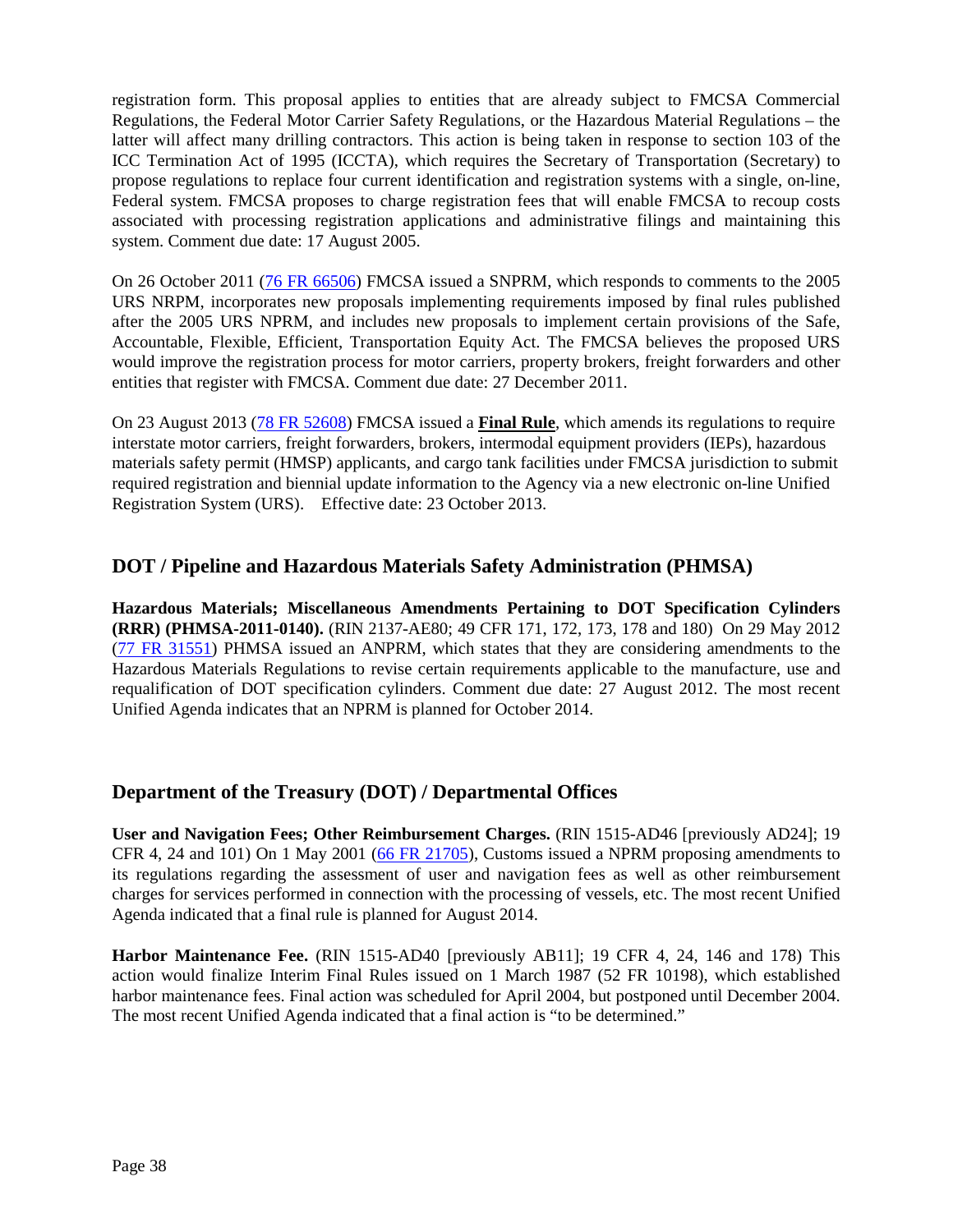registration form. This proposal applies to entities that are already subject to FMCSA Commercial Regulations, the Federal Motor Carrier Safety Regulations, or the Hazardous Material Regulations – the latter will affect many drilling contractors. This action is being taken in response to section 103 of the ICC Termination Act of 1995 (ICCTA), which requires the Secretary of Transportation (Secretary) to propose regulations to replace four current identification and registration systems with a single, on-line, Federal system. FMCSA proposes to charge registration fees that will enable FMCSA to recoup costs associated with processing registration applications and administrative filings and maintaining this system. Comment due date: 17 August 2005.

On 26 October 2011 (76 FR 66506) FMCSA issued a SNPRM, which responds to comments to the 2005 URS NRPM, incorporates new proposals implementing requirements imposed by final rules published after the 2005 URS NPRM, and includes new proposals to implement certain provisions of the Safe, Accountable, Flexible, Efficient, Transportation Equity Act. The FMCSA believes the proposed URS would improve the registration process for motor carriers, property brokers, freight forwarders and other entities that register with FMCSA. Comment due date: 27 December 2011.

On 23 August 2013 (78 FR 52608) FMCSA issued a **Final Rule**, which amends its regulations to require interstate motor carriers, freight forwarders, brokers, intermodal equipment providers (IEPs), hazardous materials safety permit (HMSP) applicants, and cargo tank facilities under FMCSA jurisdiction to submit required registration and biennial update information to the Agency via a new electronic on-line Unified Registration System (URS). Effective date: 23 October 2013.

## DOT / Pipeline and Hazardous Materials Safety Administration (PHMSA)

**Hazardous Materials; Miscellaneous Amendments Pertaining to DOT Specification Cylinders (RRR) (PHMSA-2011-0140).** (RIN 2137-AE80; 49 CFR 171, 172, 173, 178 and 180) On 29 May 2012 (77 FR 31551) PHMSA issued an ANPRM, which states that they are considering amendments to the Hazardous Materials Regulations to revise certain requirements applicable to the manufacture, use and requalification of DOT specification cylinders. Comment due date: 27 August 2012. The most recent Unified Agenda indicates that an NPRM is planned for October 2014.

## Department of the Treasury (DOT) / Departmental Offices

**User and Navigation Fees; Other Reimbursement Charges.** (RIN 1515-AD46 [previously AD24]; 19 CFR 4, 24 and 101) On 1 May 2001 (66 FR 21705), Customs issued a NPRM proposing amendments to its regulations regarding the assessment of user and navigation fees as well as other reimbursement charges for services performed in connection with the processing of vessels, etc. The most recent Unified Agenda indicated that a final rule is planned for August 2014.

**Harbor Maintenance Fee.** (RIN 1515-AD40 [previously AB11]; 19 CFR 4, 24, 146 and 178) This action would finalize Interim Final Rules issued on 1 March 1987 (52 FR 10198), which established harbor maintenance fees. Final action was scheduled for April 2004, but postponed until December 2004. The most recent Unified Agenda indicated that a final action is "to be determined."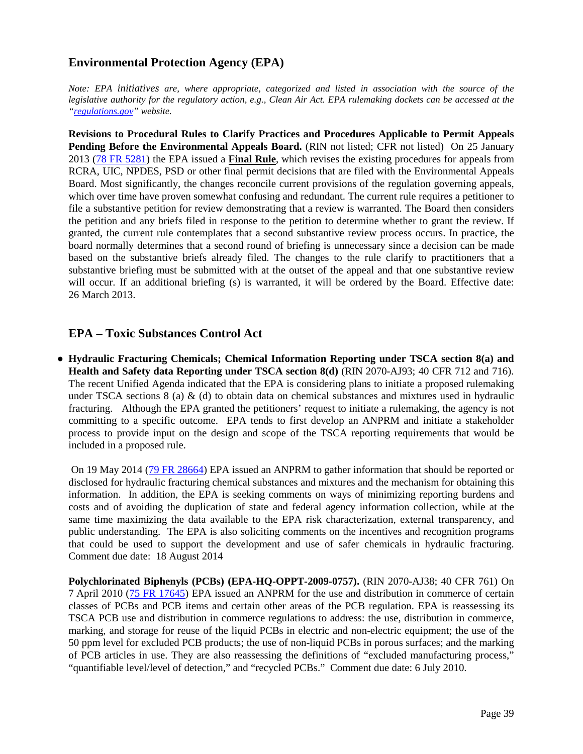## Environmental Protection Agency (EPA)

*Note: EPA initiatives are, where appropriate, categorized and listed in association with the source of the legislative authority for the regulatory action, e.g., Clean Air Act. EPA rulemaking dockets can be accessed at the "[regulations.gov](regulations.gov)" website.*

**Revisions to Procedural Rules to Clarify Practices and Procedures Applicable to Permit Appeals Pending Before the Environmental Appeals Board.** (RIN not listed; CFR not listed) On 25 January 2013 ([78 FR 5281]()) the EPA issued a **Final Rule**, which revises the existing procedures for appeals from RCRA, UIC, NPDES, PSD or other final permit decisions that are filed with the Environmental Appeals Board. Most significantly, the changes reconcile current provisions of the regulation governing appeals, which over time have proven somewhat confusing and redundant. The current rule requires a petitioner to file a substantive petition for review demonstrating that a review is warranted. The Board then considers the petition and any briefs filed in response to the petition to determine whether to grant the review. If granted, the current rule contemplates that a second substantive review process occurs. In practice, the board normally determines that a second round of briefing is unnecessary since a decision can be made based on the substantive briefs already filed. The changes to the rule clarify to practitioners that a substantive briefing must be submitted with at the outset of the appeal and that one substantive review will occur. If an additional briefing (s) is warranted, it will be ordered by the Board. Effective date: 26 March 2013.

## EPA – Toxic Substances Control Act

- **Hydraulic Fracturing Chemicals; Chemical Information Reporting under TSCA section 8(a) and Health and Safety data Reporting under TSCA section 8(d)** (RIN 2070-AJ93; 40 CFR 712 and 716). The recent Unified Agenda indicated that the EPA is considering plans to initiate a proposed rulemaking under TSCA sections 8 (a) & (d) to obtain data on chemical substances and mixtures used in hydraulic fracturing. Although the EPA granted the petitioners' request to initiate a rulemaking, the agency is not committing to a specific outcome. EPA tends to first develop an ANPRM and initiate a stakeholder process to provide input on the design and scope of the TSCA reporting requirements that would be included in a proposed rule.

  On 19 May 2014 ([79 FR 28664]()) EPA issued an ANPRM to gather information that should be reported or disclosed for hydraulic fracturing chemical substances and mixtures and the mechanism for obtaining this information. In addition, the EPA is seeking comments on ways of minimizing reporting burdens and costs and of avoiding the duplication of state and federal agency information collection, while at the same time maximizing the data available to the EPA risk characterization, external transparency, and public understanding. The EPA is also soliciting comments on the incentives and recognition programs that could be used to support the development and use of safer chemicals in hydraulic fracturing. Comment due date: 18 August 2014

**Polychlorinated Biphenyls (PCBs) (EPA-HQ-OPPT-2009-0757).** (RIN 2070-AJ38; 40 CFR 761) On 7 April 2010 ([75 FR 17645]()) EPA issued an ANPRM for the use and distribution in commerce of certain classes of PCBs and PCB items and certain other areas of the PCB regulation. EPA is reassessing its TSCA PCB use and distribution in commerce regulations to address: the use, distribution in commerce, marking, and storage for reuse of the liquid PCBs in electric and non-electric equipment; the use of the 50 ppm level for excluded PCB products; the use of non-liquid PCBs in porous surfaces; and the marking of PCB articles in use. They are also reassessing the definitions of "excluded manufacturing process," "quantifiable level/level of detection," and "recycled PCBs." Comment due date: 6 July 2010.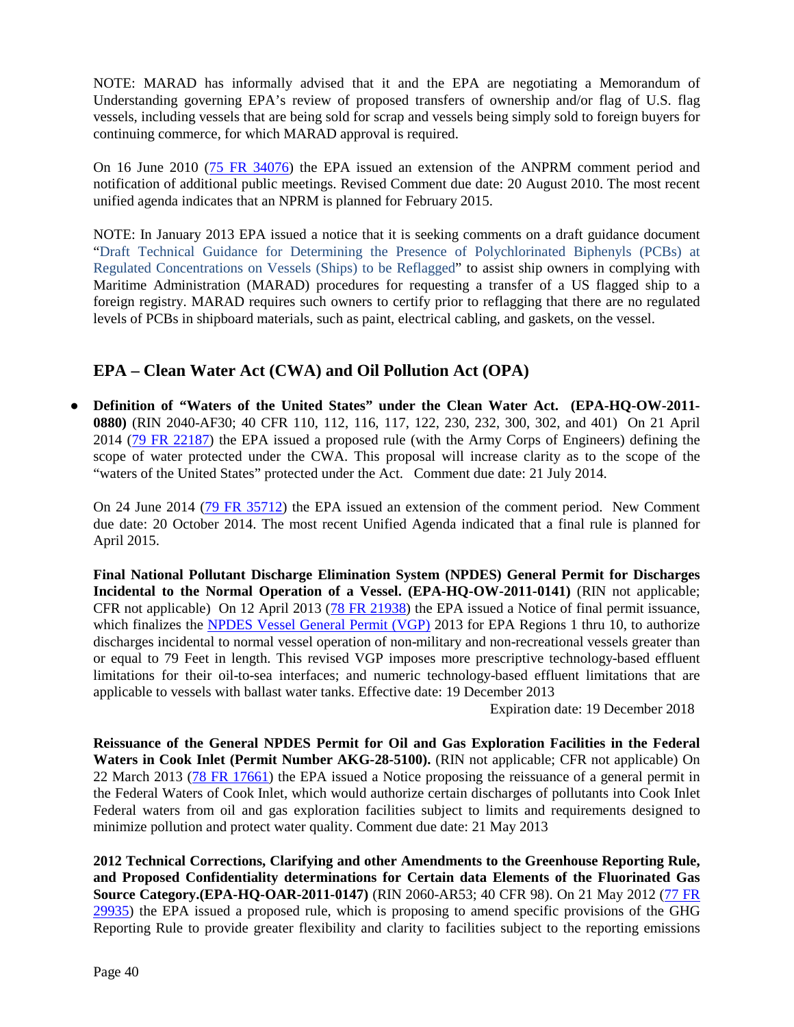NOTE: MARAD has informally advised that it and the EPA are negotiating a Memorandum of Understanding governing EPA's review of proposed transfers of ownership and/or flag of U.S. flag vessels, including vessels that are being sold for scrap and vessels being simply sold to foreign buyers for continuing commerce, for which MARAD approval is required.

On 16 June 2010 (75 FR 34076) the EPA issued an extension of the ANPRM comment period and notification of additional public meetings. Revised Comment due date: 20 August 2010. The most recent unified agenda indicates that an NPRM is planned for February 2015.

NOTE: In January 2013 EPA issued a notice that it is seeking comments on a draft guidance document "Draft Technical Guidance for Determining the Presence of Polychlorinated Biphenyls (PCBs) at Regulated Concentrations on Vessels (Ships) to be Reflagged" to assist ship owners in complying with Maritime Administration (MARAD) procedures for requesting a transfer of a US flagged ship to a foreign registry. MARAD requires such owners to certify prior to reflagging that there are no regulated levels of PCBs in shipboard materials, such as paint, electrical cabling, and gaskets, on the vessel.

## EPA – Clean Water Act (CWA) and Oil Pollution Act (OPA)

- **Definition of "Waters of the United States" under the Clean Water Act. (EPA-HQ-OW-2011-0880)** (RIN 2040-AF30; 40 CFR 110, 112, 116, 117, 122, 230, 232, 300, 302, and 401) On 21 April 2014 (79 FR 22187) the EPA issued a proposed rule (with the Army Corps of Engineers) defining the scope of water protected under the CWA. This proposal will increase clarity as to the scope of the "waters of the United States" protected under the Act. Comment due date: 21 July 2014.

  On 24 June 2014 (79 FR 35712) the EPA issued an extension of the comment period. New Comment due date: 20 October 2014. The most recent Unified Agenda indicated that a final rule is planned for April 2015.

**Final National Pollutant Discharge Elimination System (NPDES) General Permit for Discharges Incidental to the Normal Operation of a Vessel. (EPA-HQ-OW-2011-0141)** (RIN not applicable; CFR not applicable) On 12 April 2013 (78 FR 21938) the EPA issued a Notice of final permit issuance, which finalizes the NPDES Vessel General Permit (VGP) 2013 for EPA Regions 1 thru 10, to authorize discharges incidental to normal vessel operation of non-military and non-recreational vessels greater than or equal to 79 Feet in length. This revised VGP imposes more prescriptive technology-based effluent limitations for their oil-to-sea interfaces; and numeric technology-based effluent limitations that are applicable to vessels with ballast water tanks. Effective date: 19 December 2013

Expiration date: 19 December 2018

**Reissuance of the General NPDES Permit for Oil and Gas Exploration Facilities in the Federal Waters in Cook Inlet (Permit Number AKG-28-5100).** (RIN not applicable; CFR not applicable) On 22 March 2013 (78 FR 17661) the EPA issued a Notice proposing the reissuance of a general permit in the Federal Waters of Cook Inlet, which would authorize certain discharges of pollutants into Cook Inlet Federal waters from oil and gas exploration facilities subject to limits and requirements designed to minimize pollution and protect water quality. Comment due date: 21 May 2013

**2012 Technical Corrections, Clarifying and other Amendments to the Greenhouse Reporting Rule, and Proposed Confidentiality determinations for Certain data Elements of the Fluorinated Gas Source Category.(EPA-HQ-OAR-2011-0147)** (RIN 2060-AR53; 40 CFR 98). On 21 May 2012 (77 FR 29935) the EPA issued a proposed rule, which is proposing to amend specific provisions of the GHG Reporting Rule to provide greater flexibility and clarity to facilities subject to the reporting emissions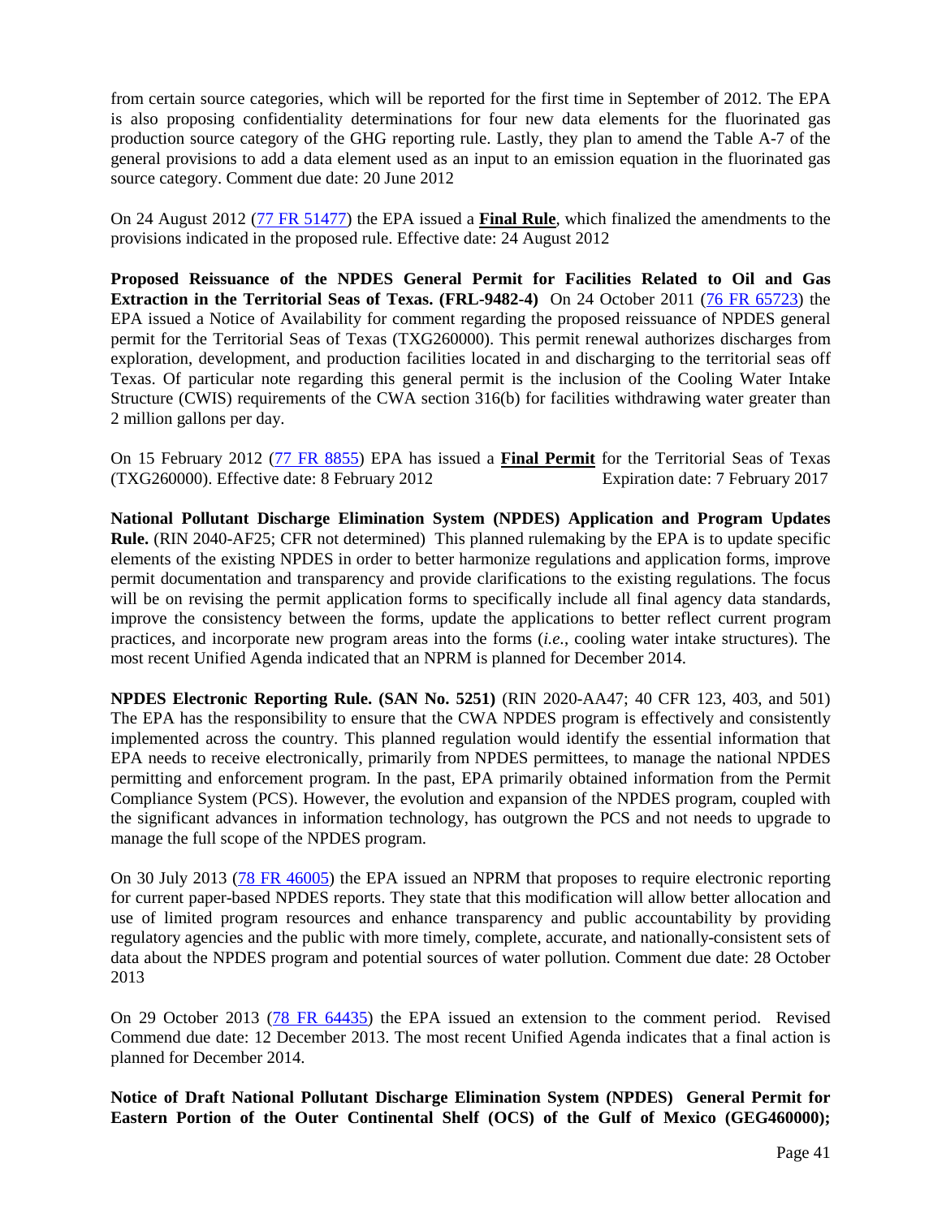from certain source categories, which will be reported for the first time in September of 2012. The EPA is also proposing confidentiality determinations for four new data elements for the fluorinated gas production source category of the GHG reporting rule. Lastly, they plan to amend the Table A-7 of the general provisions to add a data element used as an input to an emission equation in the fluorinated gas source category. Comment due date: 20 June 2012

On 24 August 2012 ([77 FR 51477]()) the EPA issued a **Final Rule**, which finalized the amendments to the provisions indicated in the proposed rule. Effective date: 24 August 2012

**Proposed Reissuance of the NPDES General Permit for Facilities Related to Oil and Gas Extraction in the Territorial Seas of Texas. (FRL-9482-4)** On 24 October 2011 ([76 FR 65723]()) the EPA issued a Notice of Availability for comment regarding the proposed reissuance of NPDES general permit for the Territorial Seas of Texas (TXG260000). This permit renewal authorizes discharges from exploration, development, and production facilities located in and discharging to the territorial seas off Texas. Of particular note regarding this general permit is the inclusion of the Cooling Water Intake Structure (CWIS) requirements of the CWA section 316(b) for facilities withdrawing water greater than 2 million gallons per day.

On 15 February 2012 ([77 FR 8855]()) EPA has issued a **Final Permit** for the Territorial Seas of Texas (TXG260000). Effective date: 8 February 2012 Expiration date: 7 February 2017

**National Pollutant Discharge Elimination System (NPDES) Application and Program Updates Rule.** (RIN 2040-AF25; CFR not determined) This planned rulemaking by the EPA is to update specific elements of the existing NPDES in order to better harmonize regulations and application forms, improve permit documentation and transparency and provide clarifications to the existing regulations. The focus will be on revising the permit application forms to specifically include all final agency data standards, improve the consistency between the forms, update the applications to better reflect current program practices, and incorporate new program areas into the forms (*i.e.*, cooling water intake structures). The most recent Unified Agenda indicated that an NPRM is planned for December 2014.

**NPDES Electronic Reporting Rule. (SAN No. 5251)** (RIN 2020-AA47; 40 CFR 123, 403, and 501) The EPA has the responsibility to ensure that the CWA NPDES program is effectively and consistently implemented across the country. This planned regulation would identify the essential information that EPA needs to receive electronically, primarily from NPDES permittees, to manage the national NPDES permitting and enforcement program. In the past, EPA primarily obtained information from the Permit Compliance System (PCS). However, the evolution and expansion of the NPDES program, coupled with the significant advances in information technology, has outgrown the PCS and not needs to upgrade to manage the full scope of the NPDES program.

On 30 July 2013 ([78 FR 46005]()) the EPA issued an NPRM that proposes to require electronic reporting for current paper-based NPDES reports. They state that this modification will allow better allocation and use of limited program resources and enhance transparency and public accountability by providing regulatory agencies and the public with more timely, complete, accurate, and nationally-consistent sets of data about the NPDES program and potential sources of water pollution. Comment due date: 28 October 2013

On 29 October 2013 ([78 FR 64435]()) the EPA issued an extension to the comment period. Revised Commend due date: 12 December 2013. The most recent Unified Agenda indicates that a final action is planned for December 2014.

**Notice of Draft National Pollutant Discharge Elimination System (NPDES) General Permit for Eastern Portion of the Outer Continental Shelf (OCS) of the Gulf of Mexico (GEG460000);**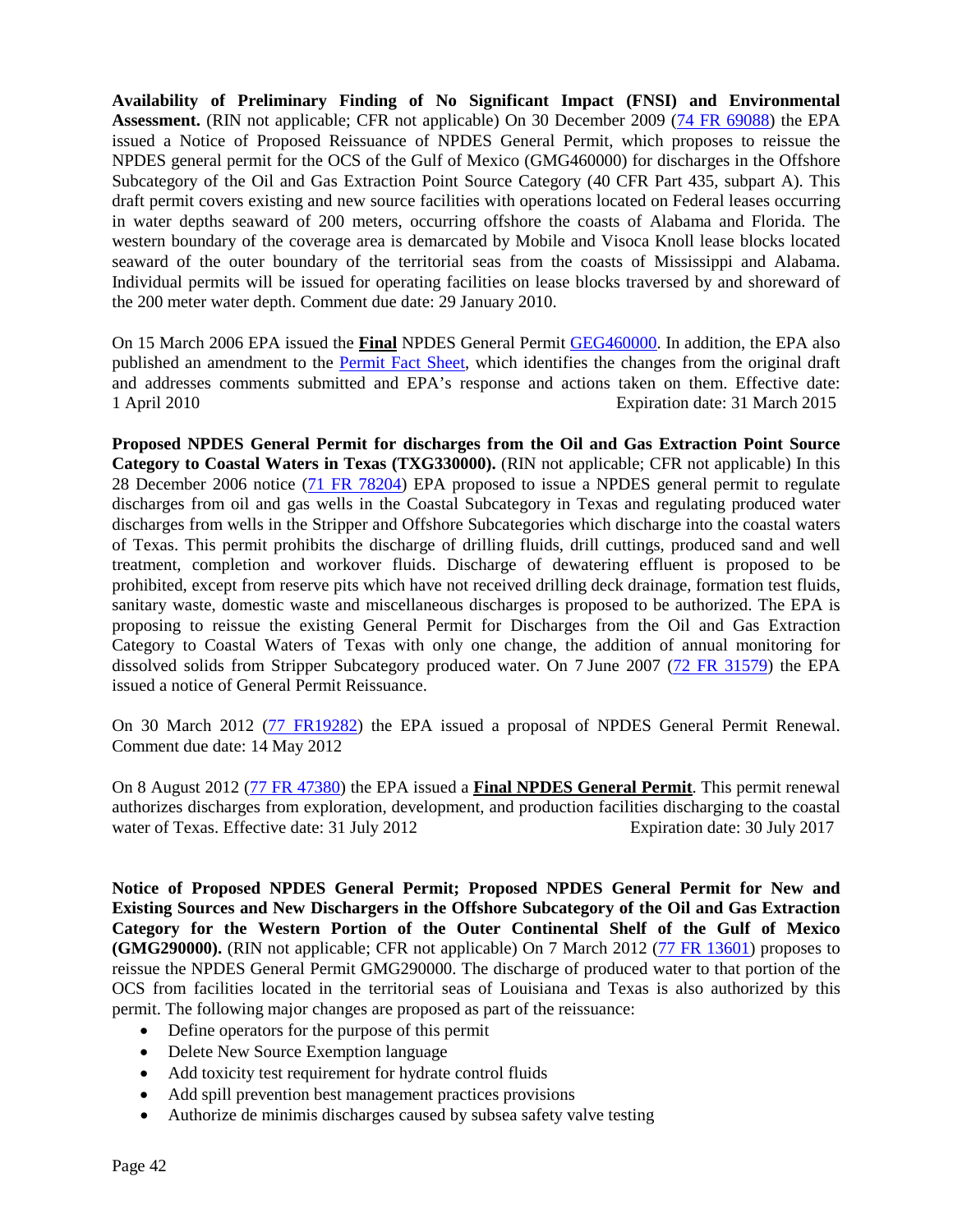**Availability of Preliminary Finding of No Significant Impact (FNSI) and Environmental Assessment.** (RIN not applicable; CFR not applicable) On 30 December 2009 (74 FR 69088) the EPA issued a Notice of Proposed Reissuance of NPDES General Permit, which proposes to reissue the NPDES general permit for the OCS of the Gulf of Mexico (GMG460000) for discharges in the Offshore Subcategory of the Oil and Gas Extraction Point Source Category (40 CFR Part 435, subpart A). This draft permit covers existing and new source facilities with operations located on Federal leases occurring in water depths seaward of 200 meters, occurring offshore the coasts of Alabama and Florida. The western boundary of the coverage area is demarcated by Mobile and Visoca Knoll lease blocks located seaward of the outer boundary of the territorial seas from the coasts of Mississippi and Alabama. Individual permits will be issued for operating facilities on lease blocks traversed by and shoreward of the 200 meter water depth. Comment due date: 29 January 2010.

On 15 March 2006 EPA issued the **Final** NPDES General Permit GEG460000. In addition, the EPA also published an amendment to the Permit Fact Sheet, which identifies the changes from the original draft and addresses comments submitted and EPA's response and actions taken on them. Effective date: 1 April 2010 Expiration date: 31 March 2015

**Proposed NPDES General Permit for discharges from the Oil and Gas Extraction Point Source Category to Coastal Waters in Texas (TXG330000).** (RIN not applicable; CFR not applicable) In this 28 December 2006 notice (71 FR 78204) EPA proposed to issue a NPDES general permit to regulate discharges from oil and gas wells in the Coastal Subcategory in Texas and regulating produced water discharges from wells in the Stripper and Offshore Subcategories which discharge into the coastal waters of Texas. This permit prohibits the discharge of drilling fluids, drill cuttings, produced sand and well treatment, completion and workover fluids. Discharge of dewatering effluent is proposed to be prohibited, except from reserve pits which have not received drilling deck drainage, formation test fluids, sanitary waste, domestic waste and miscellaneous discharges is proposed to be authorized. The EPA is proposing to reissue the existing General Permit for Discharges from the Oil and Gas Extraction Category to Coastal Waters of Texas with only one change, the addition of annual monitoring for dissolved solids from Stripper Subcategory produced water. On 7 June 2007 (72 FR 31579) the EPA issued a notice of General Permit Reissuance.

On 30 March 2012 (77 FR19282) the EPA issued a proposal of NPDES General Permit Renewal. Comment due date: 14 May 2012

On 8 August 2012 (77 FR 47380) the EPA issued a **Final NPDES General Permit**. This permit renewal authorizes discharges from exploration, development, and production facilities discharging to the coastal water of Texas. Effective date: 31 July 2012 Expiration date: 30 July 2017

**Notice of Proposed NPDES General Permit; Proposed NPDES General Permit for New and Existing Sources and New Dischargers in the Offshore Subcategory of the Oil and Gas Extraction Category for the Western Portion of the Outer Continental Shelf of the Gulf of Mexico (GMG290000).** (RIN not applicable; CFR not applicable) On 7 March 2012 (77 FR 13601) proposes to reissue the NPDES General Permit GMG290000. The discharge of produced water to that portion of the OCS from facilities located in the territorial seas of Louisiana and Texas is also authorized by this permit. The following major changes are proposed as part of the reissuance:

- Define operators for the purpose of this permit
- Delete New Source Exemption language
- Add toxicity test requirement for hydrate control fluids
- Add spill prevention best management practices provisions
- Authorize de minimis discharges caused by subsea safety valve testing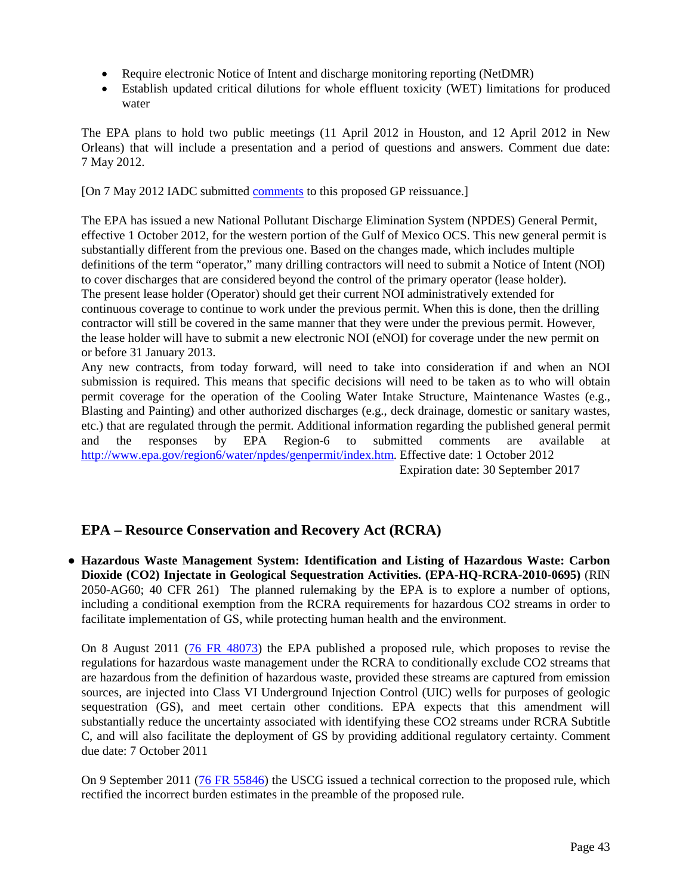- Require electronic Notice of Intent and discharge monitoring reporting (NetDMR)
- Establish updated critical dilutions for whole effluent toxicity (WET) limitations for produced water

The EPA plans to hold two public meetings (11 April 2012 in Houston, and 12 April 2012 in New Orleans) that will include a presentation and a period of questions and answers. Comment due date: 7 May 2012.

[On 7 May 2012 IADC submitted comments to this proposed GP reissuance.]

The EPA has issued a new National Pollutant Discharge Elimination System (NPDES) General Permit, effective 1 October 2012, for the western portion of the Gulf of Mexico OCS. This new general permit is substantially different from the previous one. Based on the changes made, which includes multiple definitions of the term "operator," many drilling contractors will need to submit a Notice of Intent (NOI) to cover discharges that are considered beyond the control of the primary operator (lease holder). The present lease holder (Operator) should get their current NOI administratively extended for continuous coverage to continue to work under the previous permit. When this is done, then the drilling contractor will still be covered in the same manner that they were under the previous permit. However, the lease holder will have to submit a new electronic NOI (eNOI) for coverage under the new permit on or before 31 January 2013.
Any new contracts, from today forward, will need to take into consideration if and when an NOI submission is required. This means that specific decisions will need to be taken as to who will obtain permit coverage for the operation of the Cooling Water Intake Structure, Maintenance Wastes (e.g., Blasting and Painting) and other authorized discharges (e.g., deck drainage, domestic or sanitary wastes, etc.) that are regulated through the permit. Additional information regarding the published general permit and the responses by EPA Region-6 to submitted comments are available at http://www.epa.gov/region6/water/npdes/genpermit/index.htm. Effective date: 1 October 2012
Expiration date: 30 September 2017

## EPA – Resource Conservation and Recovery Act (RCRA)

- **Hazardous Waste Management System: Identification and Listing of Hazardous Waste: Carbon Dioxide (CO2) Injectate in Geological Sequestration Activities. (EPA-HQ-RCRA-2010-0695)** (RIN 2050-AG60; 40 CFR 261) The planned rulemaking by the EPA is to explore a number of options, including a conditional exemption from the RCRA requirements for hazardous CO2 streams in order to facilitate implementation of GS, while protecting human health and the environment.

  On 8 August 2011 (76 FR 48073) the EPA published a proposed rule, which proposes to revise the regulations for hazardous waste management under the RCRA to conditionally exclude CO2 streams that are hazardous from the definition of hazardous waste, provided these streams are captured from emission sources, are injected into Class VI Underground Injection Control (UIC) wells for purposes of geologic sequestration (GS), and meet certain other conditions. EPA expects that this amendment will substantially reduce the uncertainty associated with identifying these CO2 streams under RCRA Subtitle C, and will also facilitate the deployment of GS by providing additional regulatory certainty. Comment due date: 7 October 2011

  On 9 September 2011 (76 FR 55846) the USCG issued a technical correction to the proposed rule, which rectified the incorrect burden estimates in the preamble of the proposed rule.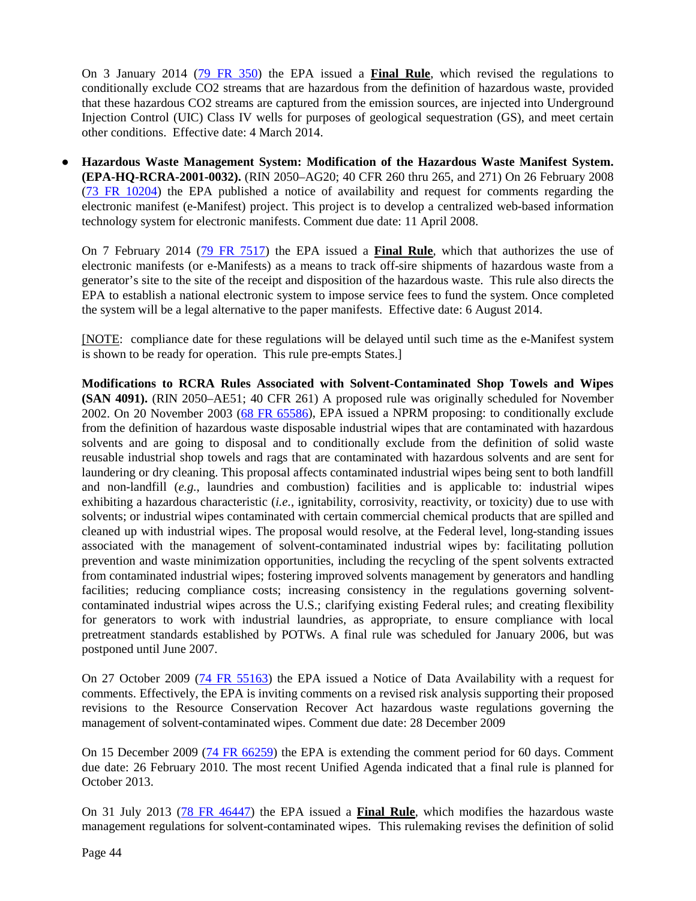On 3 January 2014 (79 FR 350) the EPA issued a **Final Rule**, which revised the regulations to conditionally exclude $CO_2$ streams that are hazardous from the definition of hazardous waste, provided that these hazardous $CO_2$ streams are captured from the emission sources, are injected into Underground Injection Control (UIC) Class IV wells for purposes of geological sequestration (GS), and meet certain other conditions. Effective date: 4 March 2014.

- **Hazardous Waste Management System: Modification of the Hazardous Waste Manifest System. (EPA-HQ-RCRA-2001-0032).** (RIN 2050–AG20; 40 CFR 260 thru 265, and 271) On 26 February 2008 (73 FR 10204) the EPA published a notice of availability and request for comments regarding the electronic manifest (e-Manifest) project. This project is to develop a centralized web-based information technology system for electronic manifests. Comment due date: 11 April 2008.

  On 7 February 2014 (79 FR 7517) the EPA issued a **Final Rule**, which that authorizes the use of electronic manifests (or e-Manifests) as a means to track off-sire shipments of hazardous waste from a generator's site to the site of the receipt and disposition of the hazardous waste. This rule also directs the EPA to establish a national electronic system to impose service fees to fund the system. Once completed the system will be a legal alternative to the paper manifests. Effective date: 6 August 2014.

  [NOTE: compliance date for these regulations will be delayed until such time as the e-Manifest system is shown to be ready for operation. This rule pre-empts States.]

  **Modifications to RCRA Rules Associated with Solvent-Contaminated Shop Towels and Wipes (SAN 4091).** (RIN 2050–AE51; 40 CFR 261) A proposed rule was originally scheduled for November 2002. On 20 November 2003 (68 FR 65586), EPA issued a NPRM proposing: to conditionally exclude from the definition of hazardous waste disposable industrial wipes that are contaminated with hazardous solvents and are going to disposal and to conditionally exclude from the definition of solid waste reusable industrial shop towels and rags that are contaminated with hazardous solvents and are sent for laundering or dry cleaning. This proposal affects contaminated industrial wipes being sent to both landfill and non-landfill (*e.g.*, laundries and combustion) facilities and is applicable to: industrial wipes exhibiting a hazardous characteristic (*i.e.*, ignitability, corrosivity, reactivity, or toxicity) due to use with solvents; or industrial wipes contaminated with certain commercial chemical products that are spilled and cleaned up with industrial wipes. The proposal would resolve, at the Federal level, long-standing issues associated with the management of solvent-contaminated industrial wipes by: facilitating pollution prevention and waste minimization opportunities, including the recycling of the spent solvents extracted from contaminated industrial wipes; fostering improved solvents management by generators and handling facilities; reducing compliance costs; increasing consistency in the regulations governing solvent-contaminated industrial wipes across the U.S.; clarifying existing Federal rules; and creating flexibility for generators to work with industrial laundries, as appropriate, to ensure compliance with local pretreatment standards established by POTWs. A final rule was scheduled for January 2006, but was postponed until June 2007.

  On 27 October 2009 (74 FR 55163) the EPA issued a Notice of Data Availability with a request for comments. Effectively, the EPA is inviting comments on a revised risk analysis supporting their proposed revisions to the Resource Conservation Recover Act hazardous waste regulations governing the management of solvent-contaminated wipes. Comment due date: 28 December 2009

  On 15 December 2009 (74 FR 66259) the EPA is extending the comment period for 60 days. Comment due date: 26 February 2010. The most recent Unified Agenda indicated that a final rule is planned for October 2013.

  On 31 July 2013 (78 FR 46447) the EPA issued a **Final Rule**, which modifies the hazardous waste management regulations for solvent-contaminated wipes. This rulemaking revises the definition of solid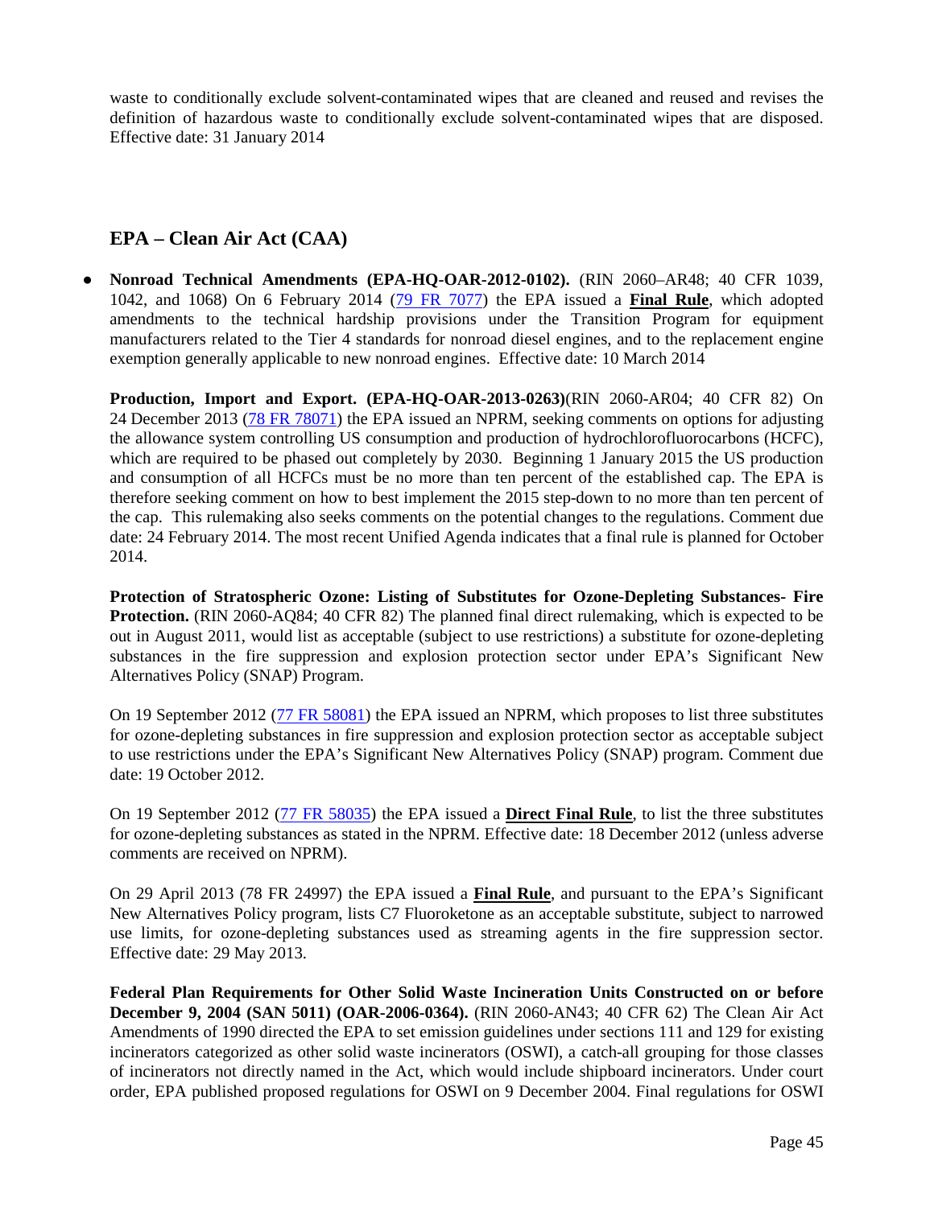waste to conditionally exclude solvent-contaminated wipes that are cleaned and reused and revises the definition of hazardous waste to conditionally exclude solvent-contaminated wipes that are disposed. Effective date: 31 January 2014

## EPA – Clean Air Act (CAA)

- **Nonroad Technical Amendments (EPA-HQ-OAR-2012-0102).** (RIN 2060–AR48; 40 CFR 1039, 1042, and 1068) On 6 February 2014 (79 FR 7077) the EPA issued a **Final Rule**, which adopted amendments to the technical hardship provisions under the Transition Program for equipment manufacturers related to the Tier 4 standards for nonroad diesel engines, and to the replacement engine exemption generally applicable to new nonroad engines. Effective date: 10 March 2014

**Production, Import and Export. (EPA-HQ-OAR-2013-0263)**(RIN 2060-AR04; 40 CFR 82) On 24 December 2013 (78 FR 78071) the EPA issued an NPRM, seeking comments on options for adjusting the allowance system controlling US consumption and production of hydrochlorofluorocarbons (HCFC), which are required to be phased out completely by 2030. Beginning 1 January 2015 the US production and consumption of all HCFCs must be no more than ten percent of the established cap. The EPA is therefore seeking comment on how to best implement the 2015 step-down to no more than ten percent of the cap. This rulemaking also seeks comments on the potential changes to the regulations. Comment due date: 24 February 2014. The most recent Unified Agenda indicates that a final rule is planned for October 2014.

**Protection of Stratospheric Ozone: Listing of Substitutes for Ozone-Depleting Substances- Fire Protection.** (RIN 2060-AQ84; 40 CFR 82) The planned final direct rulemaking, which is expected to be out in August 2011, would list as acceptable (subject to use restrictions) a substitute for ozone-depleting substances in the fire suppression and explosion protection sector under EPA's Significant New Alternatives Policy (SNAP) Program.

On 19 September 2012 (77 FR 58081) the EPA issued an NPRM, which proposes to list three substitutes for ozone-depleting substances in fire suppression and explosion protection sector as acceptable subject to use restrictions under the EPA's Significant New Alternatives Policy (SNAP) program. Comment due date: 19 October 2012.

On 19 September 2012 (77 FR 58035) the EPA issued a **Direct Final Rule**, to list the three substitutes for ozone-depleting substances as stated in the NPRM. Effective date: 18 December 2012 (unless adverse comments are received on NPRM).

On 29 April 2013 (78 FR 24997) the EPA issued a **Final Rule**, and pursuant to the EPA's Significant New Alternatives Policy program, lists C7 Fluoroketone as an acceptable substitute, subject to narrowed use limits, for ozone-depleting substances used as streaming agents in the fire suppression sector. Effective date: 29 May 2013.

**Federal Plan Requirements for Other Solid Waste Incineration Units Constructed on or before December 9, 2004 (SAN 5011) (OAR-2006-0364).** (RIN 2060-AN43; 40 CFR 62) The Clean Air Act Amendments of 1990 directed the EPA to set emission guidelines under sections 111 and 129 for existing incinerators categorized as other solid waste incinerators (OSWI), a catch-all grouping for those classes of incinerators not directly named in the Act, which would include shipboard incinerators. Under court order, EPA published proposed regulations for OSWI on 9 December 2004. Final regulations for OSWI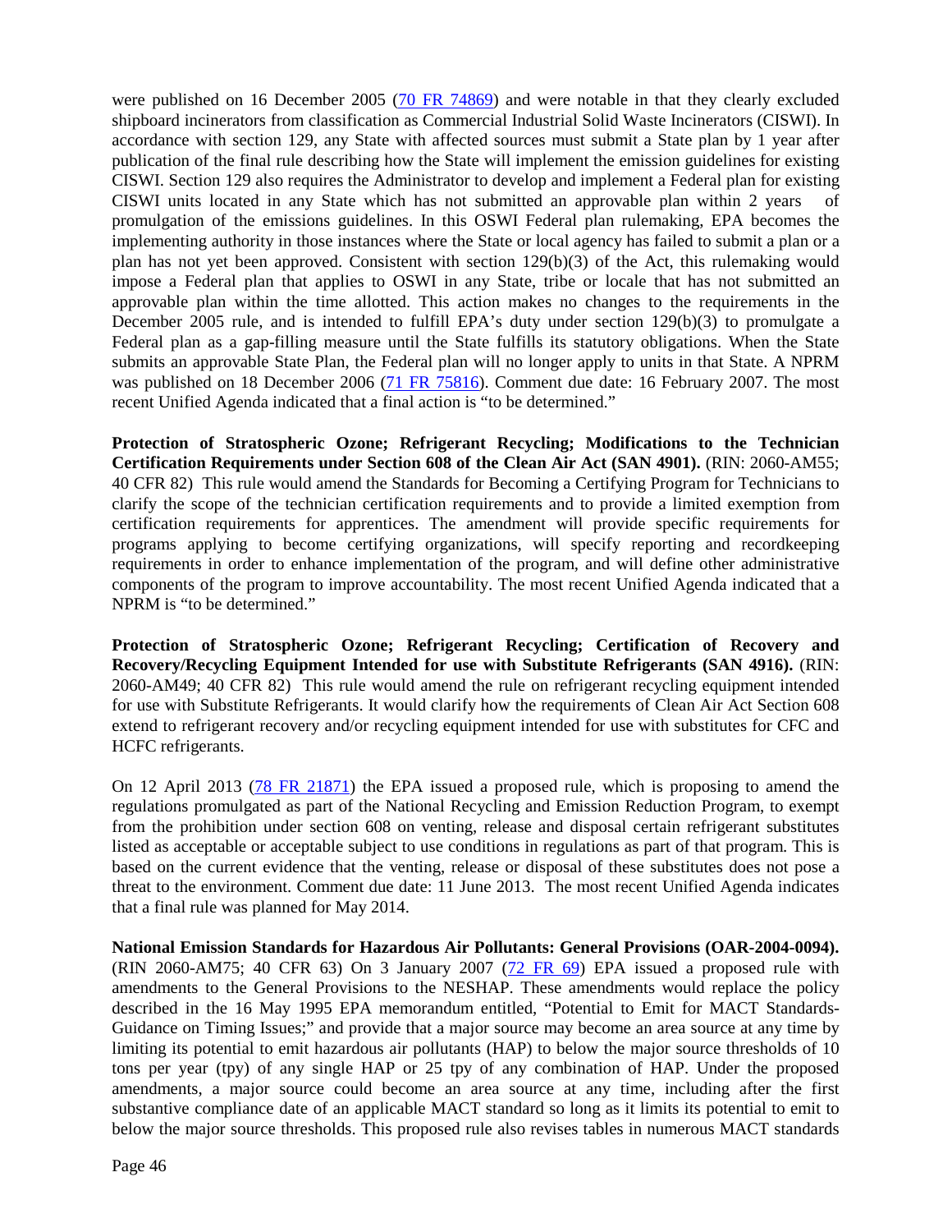were published on 16 December 2005 (70 FR 74869) and were notable in that they clearly excluded shipboard incinerators from classification as Commercial Industrial Solid Waste Incinerators (CISWI). In accordance with section 129, any State with affected sources must submit a State plan by 1 year after publication of the final rule describing how the State will implement the emission guidelines for existing CISWI. Section 129 also requires the Administrator to develop and implement a Federal plan for existing CISWI units located in any State which has not submitted an approvable plan within 2 years of promulgation of the emissions guidelines. In this OSWI Federal plan rulemaking, EPA becomes the implementing authority in those instances where the State or local agency has failed to submit a plan or a plan has not yet been approved. Consistent with section 129(b)(3) of the Act, this rulemaking would impose a Federal plan that applies to OSWI in any State, tribe or locale that has not submitted an approvable plan within the time allotted. This action makes no changes to the requirements in the December 2005 rule, and is intended to fulfill EPA's duty under section 129(b)(3) to promulgate a Federal plan as a gap-filling measure until the State fulfills its statutory obligations. When the State submits an approvable State Plan, the Federal plan will no longer apply to units in that State. A NPRM was published on 18 December 2006 (71 FR 75816). Comment due date: 16 February 2007. The most recent Unified Agenda indicated that a final action is "to be determined."

**Protection of Stratospheric Ozone; Refrigerant Recycling; Modifications to the Technician Certification Requirements under Section 608 of the Clean Air Act (SAN 4901).** (RIN: 2060-AM55; 40 CFR 82) This rule would amend the Standards for Becoming a Certifying Program for Technicians to clarify the scope of the technician certification requirements and to provide a limited exemption from certification requirements for apprentices. The amendment will provide specific requirements for programs applying to become certifying organizations, will specify reporting and recordkeeping requirements in order to enhance implementation of the program, and will define other administrative components of the program to improve accountability. The most recent Unified Agenda indicated that a NPRM is "to be determined."

**Protection of Stratospheric Ozone; Refrigerant Recycling; Certification of Recovery and Recovery/Recycling Equipment Intended for use with Substitute Refrigerants (SAN 4916).** (RIN: 2060-AM49; 40 CFR 82) This rule would amend the rule on refrigerant recycling equipment intended for use with Substitute Refrigerants. It would clarify how the requirements of Clean Air Act Section 608 extend to refrigerant recovery and/or recycling equipment intended for use with substitutes for CFC and HCFC refrigerants.

On 12 April 2013 (78 FR 21871) the EPA issued a proposed rule, which is proposing to amend the regulations promulgated as part of the National Recycling and Emission Reduction Program, to exempt from the prohibition under section 608 on venting, release and disposal certain refrigerant substitutes listed as acceptable or acceptable subject to use conditions in regulations as part of that program. This is based on the current evidence that the venting, release or disposal of these substitutes does not pose a threat to the environment. Comment due date: 11 June 2013. The most recent Unified Agenda indicates that a final rule was planned for May 2014.

**National Emission Standards for Hazardous Air Pollutants: General Provisions (OAR-2004-0094).** (RIN 2060-AM75; 40 CFR 63) On 3 January 2007 (72 FR 69) EPA issued a proposed rule with amendments to the General Provisions to the NESHAP. These amendments would replace the policy described in the 16 May 1995 EPA memorandum entitled, "Potential to Emit for MACT Standards-Guidance on Timing Issues;" and provide that a major source may become an area source at any time by limiting its potential to emit hazardous air pollutants (HAP) to below the major source thresholds of 10 tons per year (tpy) of any single HAP or 25 tpy of any combination of HAP. Under the proposed amendments, a major source could become an area source at any time, including after the first substantive compliance date of an applicable MACT standard so long as it limits its potential to emit to below the major source thresholds. This proposed rule also revises tables in numerous MACT standards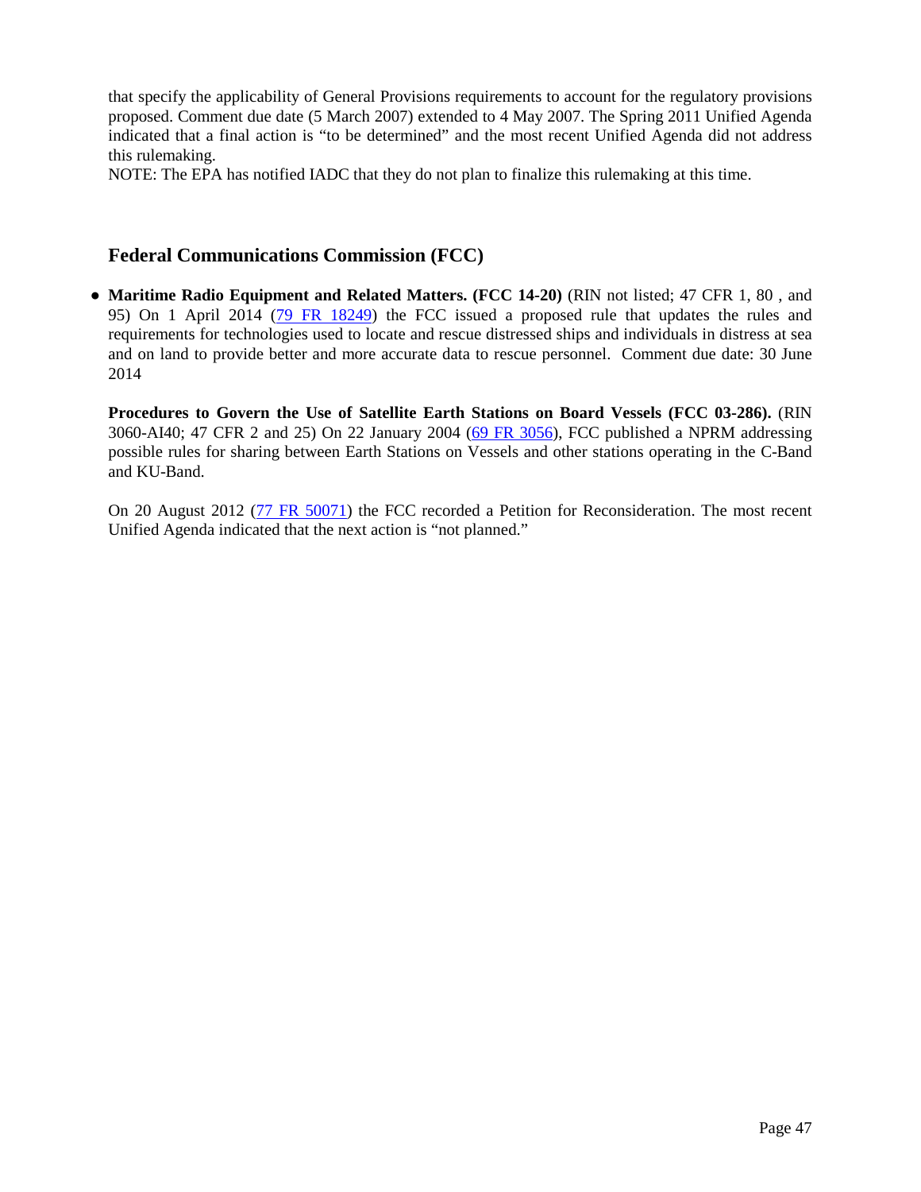that specify the applicability of General Provisions requirements to account for the regulatory provisions proposed. Comment due date (5 March 2007) extended to 4 May 2007. The Spring 2011 Unified Agenda indicated that a final action is "to be determined" and the most recent Unified Agenda did not address this rulemaking.

NOTE: The EPA has notified IADC that they do not plan to finalize this rulemaking at this time.

## Federal Communications Commission (FCC)

- **Maritime Radio Equipment and Related Matters. (FCC 14-20)** (RIN not listed; 47 CFR 1, 80 , and 95) On 1 April 2014 (79 FR 18249) the FCC issued a proposed rule that updates the rules and requirements for technologies used to locate and rescue distressed ships and individuals in distress at sea and on land to provide better and more accurate data to rescue personnel. Comment due date: 30 June 2014

  **Procedures to Govern the Use of Satellite Earth Stations on Board Vessels (FCC 03-286).** (RIN 3060-AI40; 47 CFR 2 and 25) On 22 January 2004 (69 FR 3056), FCC published a NPRM addressing possible rules for sharing between Earth Stations on Vessels and other stations operating in the C-Band and KU-Band.

  On 20 August 2012 (77 FR 50071) the FCC recorded a Petition for Reconsideration. The most recent Unified Agenda indicated that the next action is "not planned."